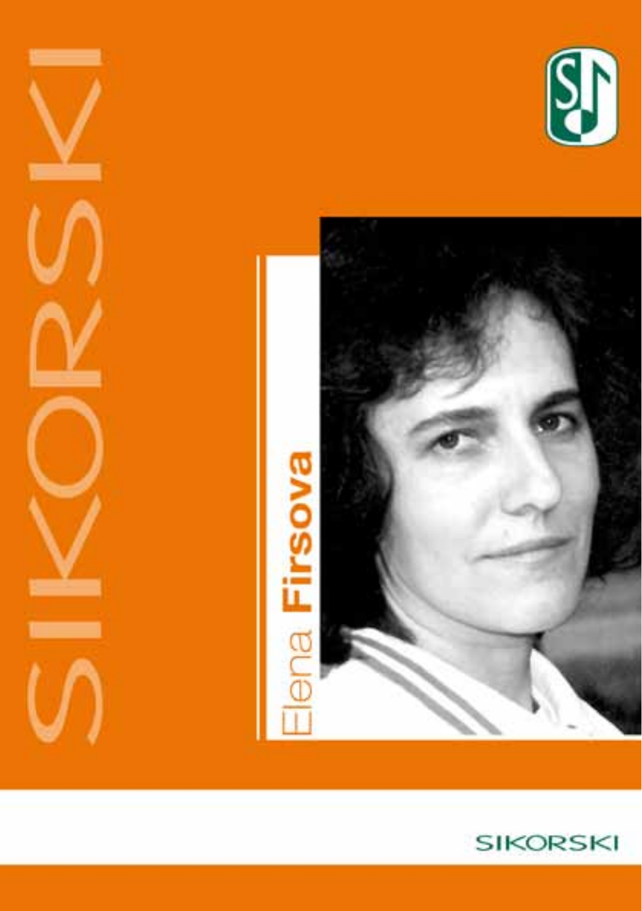# Elena **Firsova**

SIKORSKI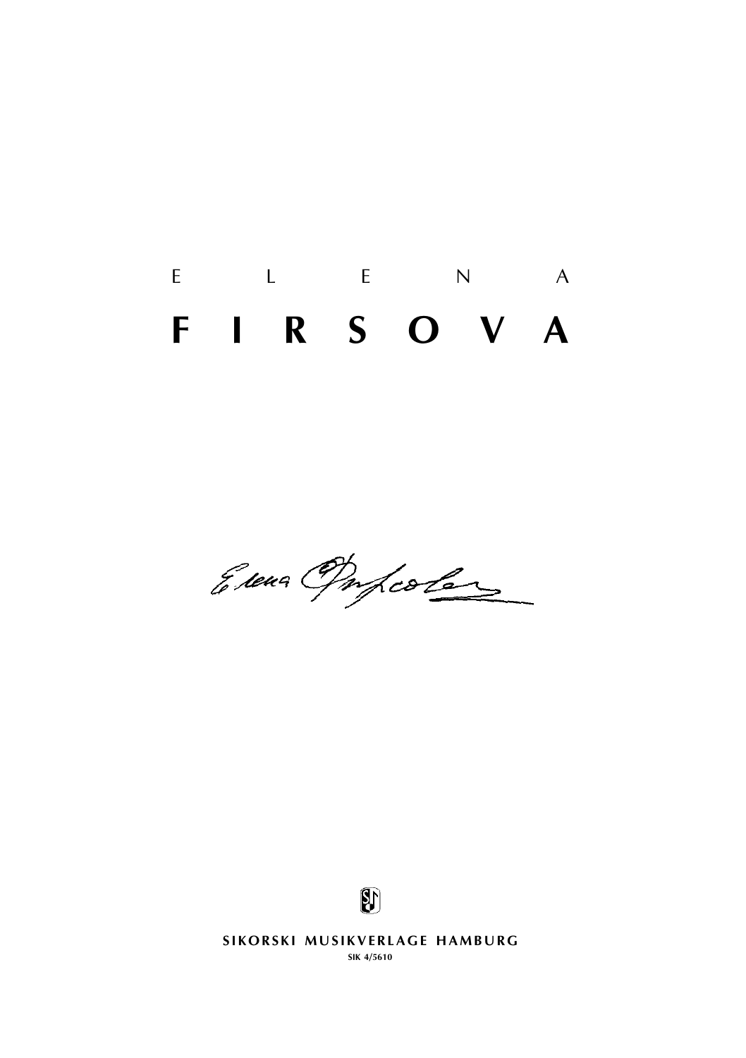E L E N A

# F I R S O V A

SIKORSKI MUSIKVERLAGE HAMBURG

SIK 4/5610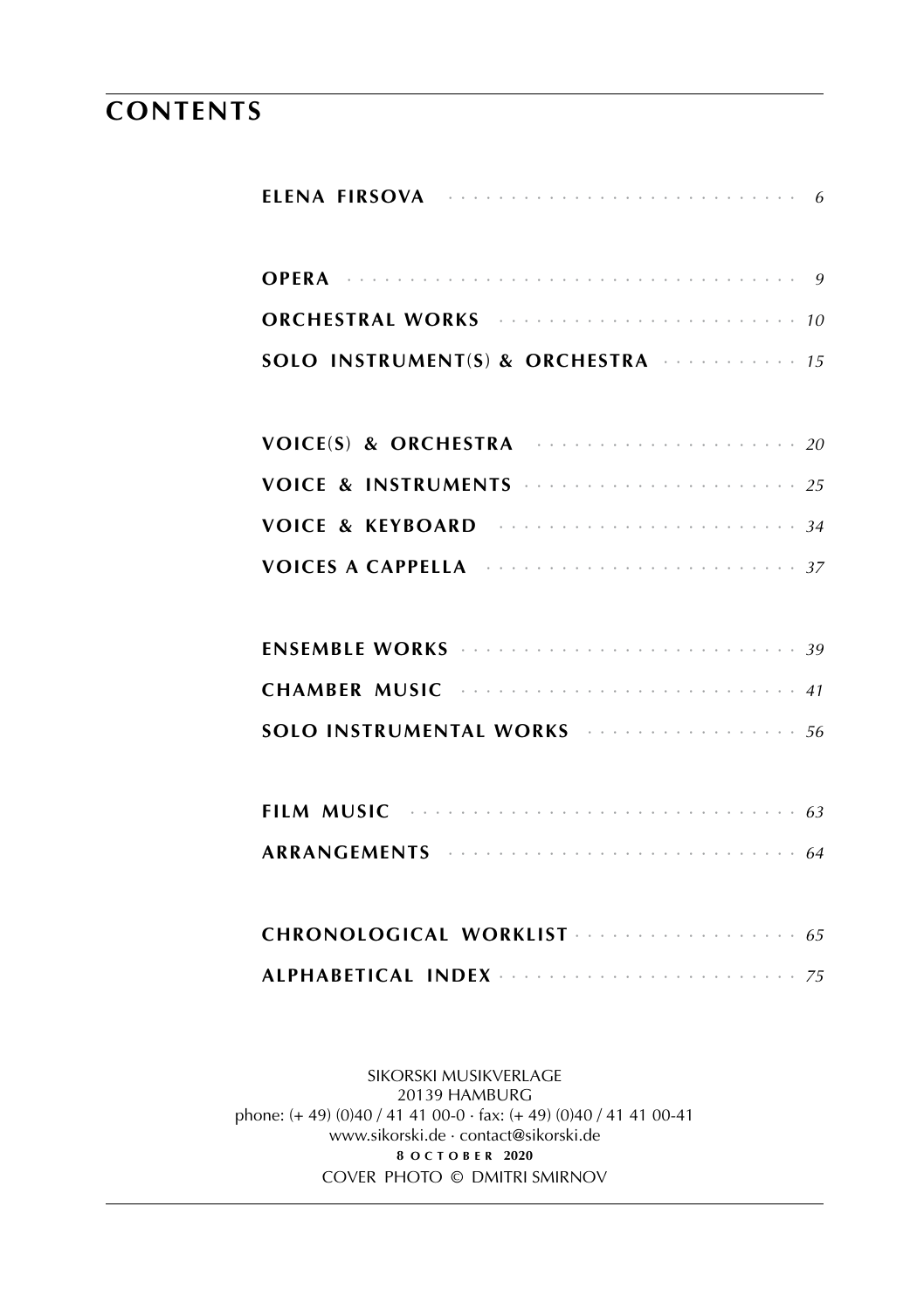# CONTENTS

**ELENA FIRSOVA** · · · · · · · · · · · · · · · · · · · · · · · · · · *6*

**OPERA** · · · · · · · · · · · · · · · · · · · · · · · · · · · · · · · · · · *9*

**ORCHESTRAL WORKS** · · · · · · · · · · · · · · · · · · · · · · *10*

**SOLO INSTRUMENT(S) & ORCHESTRA** · · · · · · · · · · · *15*

**VOICE(S) & ORCHESTRA** · · · · · · · · · · · · · · · · · · · · *20*

**VOICE & INSTRUMENTS** · · · · · · · · · · · · · · · · · · · · · *25*

**VOICE & KEYBOARD** · · · · · · · · · · · · · · · · · · · · · · · *34*

**VOICES A CAPPELLA** · · · · · · · · · · · · · · · · · · · · · · · *37*

**ENSEMBLE WORKS** · · · · · · · · · · · · · · · · · · · · · · · · *39*

**CHAMBER MUSIC** · · · · · · · · · · · · · · · · · · · · · · · · · *41*

**SOLO INSTRUMENTAL WORKS** · · · · · · · · · · · · · · · · · *56*

**FILM MUSIC** · · · · · · · · · · · · · · · · · · · · · · · · · · · · · · *63*

**ARRANGEMENTS** · · · · · · · · · · · · · · · · · · · · · · · · · · *64*

**CHRONOLOGICAL WORKLIST** · · · · · · · · · · · · · · · · · *65*

**ALPHABETICAL INDEX** · · · · · · · · · · · · · · · · · · · · · · *75*

SIKORSKI MUSIKVERLAGE
20139 HAMBURG
phone: (+ 49) (0)40 / 41 41 00-0 · fax: (+ 49) (0)40 / 41 41 00-41
www.sikorski.de · contact@sikorski.de
**8 OCTOBER 2020**
COVER PHOTO © DMITRI SMIRNOV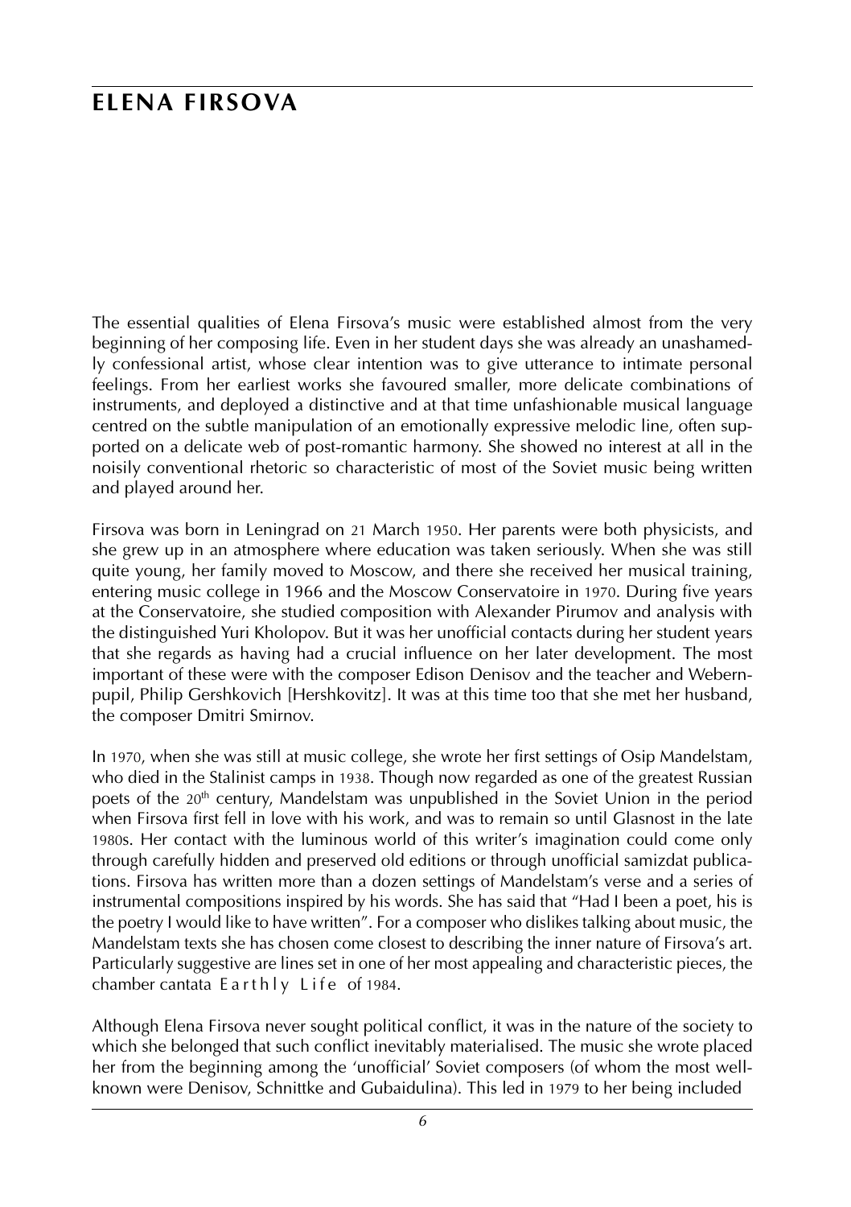# ELENA FIRSOVA

The essential qualities of Elena Firsova's music were established almost from the very beginning of her composing life. Even in her student days she was already an unashamedly confessional artist, whose clear intention was to give utterance to intimate personal feelings. From her earliest works she favoured smaller, more delicate combinations of instruments, and deployed a distinctive and at that time unfashionable musical language centred on the subtle manipulation of an emotionally expressive melodic line, often supported on a delicate web of post-romantic harmony. She showed no interest at all in the noisily conventional rhetoric so characteristic of most of the Soviet music being written and played around her.

Firsova was born in Leningrad on 21 March 1950. Her parents were both physicists, and she grew up in an atmosphere where education was taken seriously. When she was still quite young, her family moved to Moscow, and there she received her musical training, entering music college in 1966 and the Moscow Conservatoire in 1970. During five years at the Conservatoire, she studied composition with Alexander Pirumov and analysis with the distinguished Yuri Kholopov. But it was her unofficial contacts during her student years that she regards as having had a crucial influence on her later development. The most important of these were with the composer Edison Denisov and the teacher and Webern-pupil, Philip Gershkovich [Hershkovitz]. It was at this time too that she met her husband, the composer Dmitri Smirnov.

In 1970, when she was still at music college, she wrote her first settings of Osip Mandelstam, who died in the Stalinist camps in 1938. Though now regarded as one of the greatest Russian poets of the 20th century, Mandelstam was unpublished in the Soviet Union in the period when Firsova first fell in love with his work, and was to remain so until Glasnost in the late 1980s. Her contact with the luminous world of this writer's imagination could come only through carefully hidden and preserved old editions or through unofficial samizdat publications. Firsova has written more than a dozen settings of Mandelstam's verse and a series of instrumental compositions inspired by his words. She has said that "Had I been a poet, his is the poetry I would like to have written". For a composer who dislikes talking about music, the Mandelstam texts she has chosen come closest to describing the inner nature of Firsova's art. Particularly suggestive are lines set in one of her most appealing and characteristic pieces, the chamber cantata Earthly Life of 1984.

Although Elena Firsova never sought political conflict, it was in the nature of the society to which she belonged that such conflict inevitably materialised. The music she wrote placed her from the beginning among the 'unofficial' Soviet composers (of whom the most well-known were Denisov, Schnittke and Gubaidulina). This led in 1979 to her being included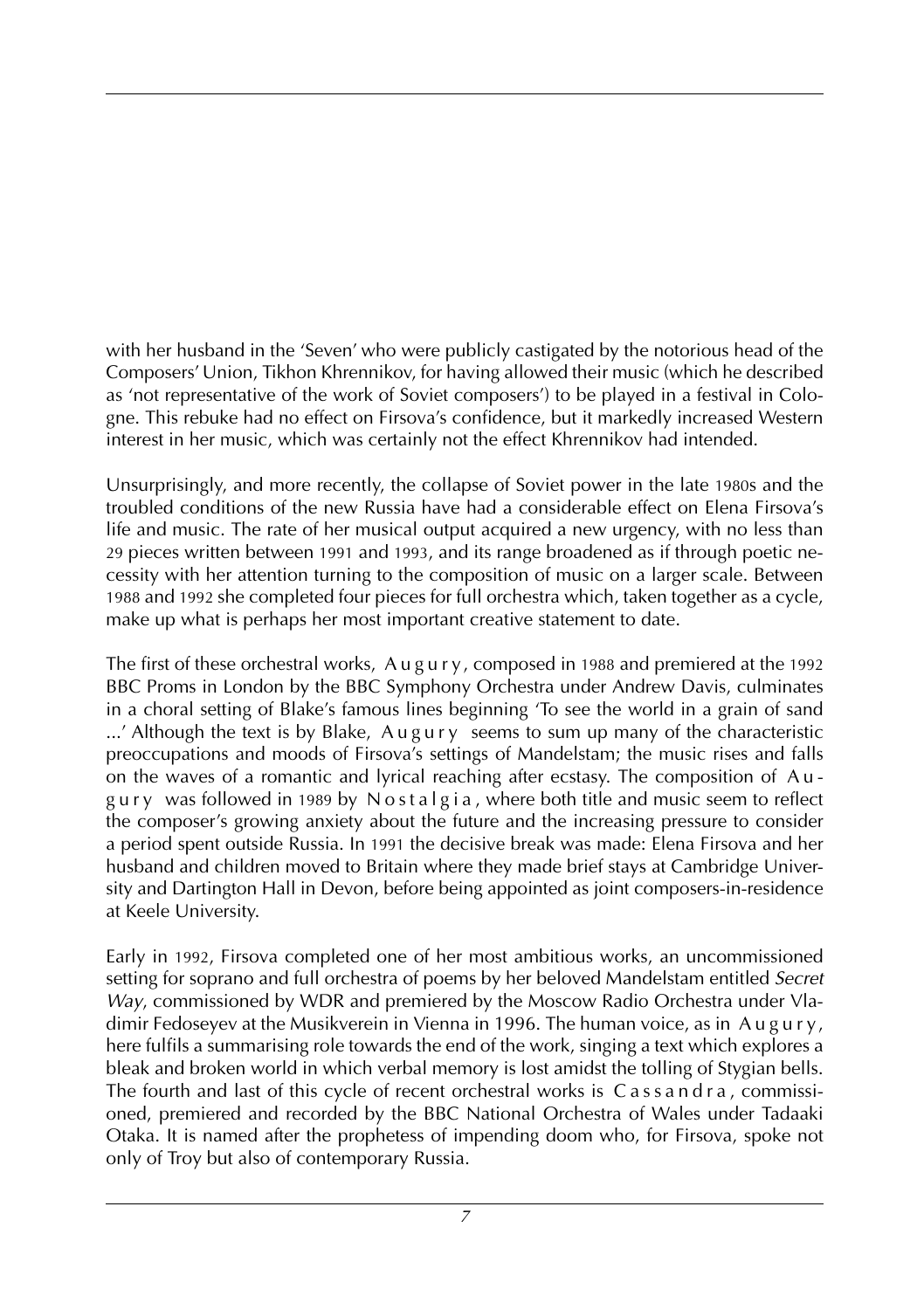with her husband in the 'Seven' who were publicly castigated by the notorious head of the Composers' Union, Tikhon Khrennikov, for having allowed their music (which he described as 'not representative of the work of Soviet composers') to be played in a festival in Cologne. This rebuke had no effect on Firsova's confidence, but it markedly increased Western interest in her music, which was certainly not the effect Khrennikov had intended.

Unsurprisingly, and more recently, the collapse of Soviet power in the late 1980s and the troubled conditions of the new Russia have had a considerable effect on Elena Firsova's life and music. The rate of her musical output acquired a new urgency, with no less than 29 pieces written between 1991 and 1993, and its range broadened as if through poetic necessity with her attention turning to the composition of music on a larger scale. Between 1988 and 1992 she completed four pieces for full orchestra which, taken together as a cycle, make up what is perhaps her most important creative statement to date.

The first of these orchestral works, Augury, composed in 1988 and premiered at the 1992 BBC Proms in London by the BBC Symphony Orchestra under Andrew Davis, culminates in a choral setting of Blake's famous lines beginning 'To see the world in a grain of sand ...' Although the text is by Blake, Augury seems to sum up many of the characteristic preoccupations and moods of Firsova's settings of Mandelstam; the music rises and falls on the waves of a romantic and lyrical reaching after ecstasy. The composition of Augury was followed in 1989 by Nostalgia, where both title and music seem to reflect the composer's growing anxiety about the future and the increasing pressure to consider a period spent outside Russia. In 1991 the decisive break was made: Elena Firsova and her husband and children moved to Britain where they made brief stays at Cambridge University and Dartington Hall in Devon, before being appointed as joint composers-in-residence at Keele University.

Early in 1992, Firsova completed one of her most ambitious works, an uncommissioned setting for soprano and full orchestra of poems by her beloved Mandelstam entitled *Secret Way*, commissioned by WDR and premiered by the Moscow Radio Orchestra under Vladimir Fedoseyev at the Musikverein in Vienna in 1996. The human voice, as in Augury, here fulfils a summarising role towards the end of the work, singing a text which explores a bleak and broken world in which verbal memory is lost amidst the tolling of Stygian bells. The fourth and last of this cycle of recent orchestral works is Cassandra, commissioned, premiered and recorded by the BBC National Orchestra of Wales under Tadaaki Otaka. It is named after the prophetess of impending doom who, for Firsova, spoke not only of Troy but also of contemporary Russia.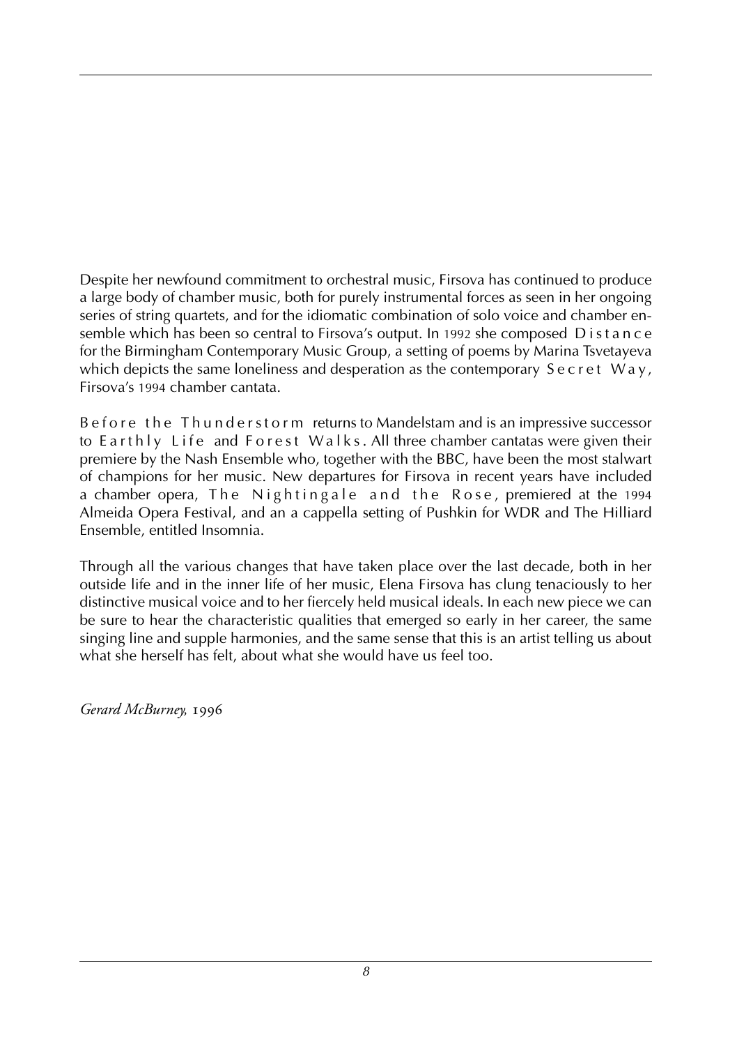Despite her newfound commitment to orchestral music, Firsova has continued to produce a large body of chamber music, both for purely instrumental forces as seen in her ongoing series of string quartets, and for the idiomatic combination of solo voice and chamber ensemble which has been so central to Firsova's output. In 1992 she composed Distance for the Birmingham Contemporary Music Group, a setting of poems by Marina Tsvetayeva which depicts the same loneliness and desperation as the contemporary Secret Way, Firsova's 1994 chamber cantata.

Before the Thunderstorm returns to Mandelstam and is an impressive successor to Earthly Life and Forest Walks. All three chamber cantatas were given their premiere by the Nash Ensemble who, together with the BBC, have been the most stalwart of champions for her music. New departures for Firsova in recent years have included a chamber opera, The Nightingale and the Rose, premiered at the 1994 Almeida Opera Festival, and an a cappella setting of Pushkin for WDR and The Hilliard Ensemble, entitled Insomnia.

Through all the various changes that have taken place over the last decade, both in her outside life and in the inner life of her music, Elena Firsova has clung tenaciously to her distinctive musical voice and to her fiercely held musical ideals. In each new piece we can be sure to hear the characteristic qualities that emerged so early in her career, the same singing line and supple harmonies, and the same sense that this is an artist telling us about what she herself has felt, about what she would have us feel too.

*Gerard McBurney,* 1996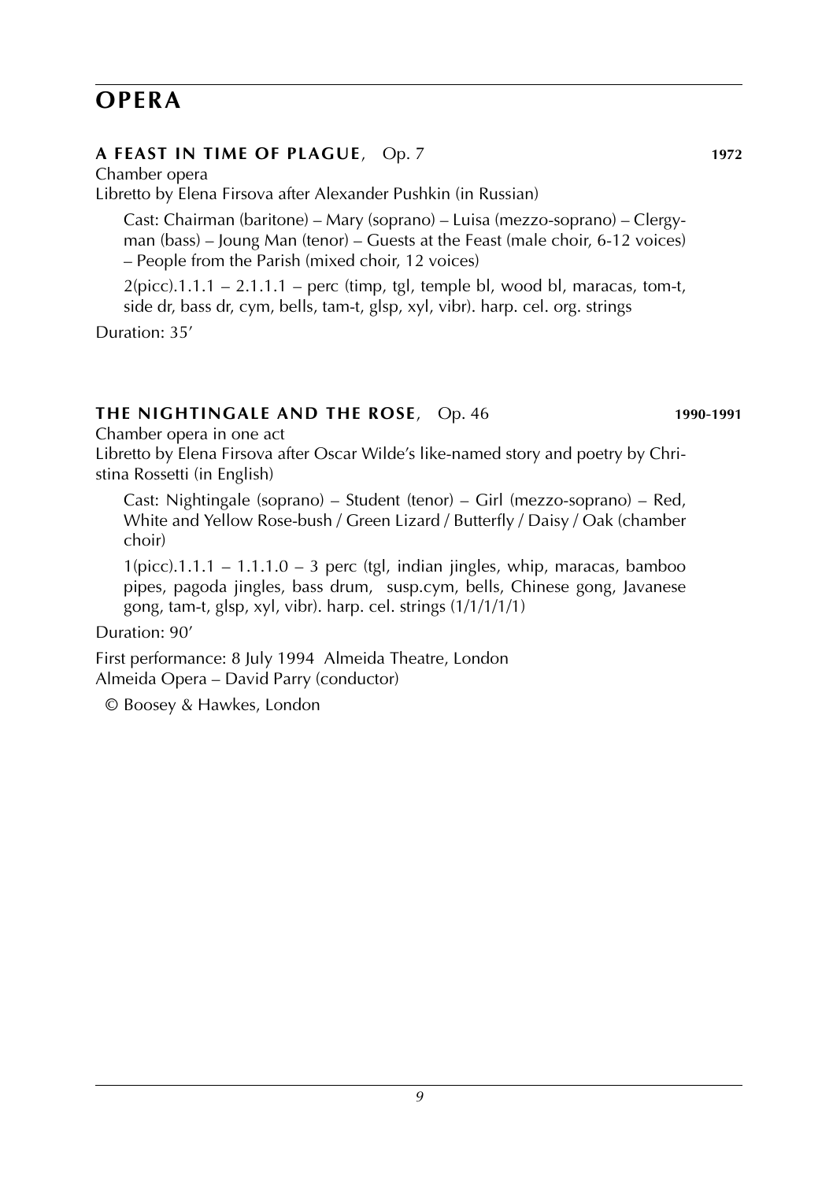# OPERA

### A FEAST IN TIME OF PLAGUE, Op. 7 — 1972

Chamber opera

Libretto by Elena Firsova after Alexander Pushkin (in Russian)

Cast: Chairman (baritone) – Mary (soprano) – Luisa (mezzo-soprano) – Clergyman (bass) – Joung Man (tenor) – Guests at the Feast (male choir, 6-12 voices) – People from the Parish (mixed choir, 12 voices)

2(picc).1.1.1 – 2.1.1.1 – perc (timp, tgl, temple bl, wood bl, maracas, tom-t, side dr, bass dr, cym, bells, tam-t, glsp, xyl, vibr). harp. cel. org. strings

Duration: 35'

### THE NIGHTINGALE AND THE ROSE, Op. 46 — 1990-1991

Chamber opera in one act

Libretto by Elena Firsova after Oscar Wilde's like-named story and poetry by Christina Rossetti (in English)

Cast: Nightingale (soprano) – Student (tenor) – Girl (mezzo-soprano) – Red, White and Yellow Rose-bush / Green Lizard / Butterfly / Daisy / Oak (chamber choir)

1(picc).1.1.1 – 1.1.1.0 – 3 perc (tgl, indian jingles, whip, maracas, bamboo pipes, pagoda jingles, bass drum, susp.cym, bells, Chinese gong, Javanese gong, tam-t, glsp, xyl, vibr). harp. cel. strings (1/1/1/1/1)

Duration: 90'

First performance: 8 July 1994 Almeida Theatre, London
Almeida Opera – David Parry (conductor)

© Boosey & Hawkes, London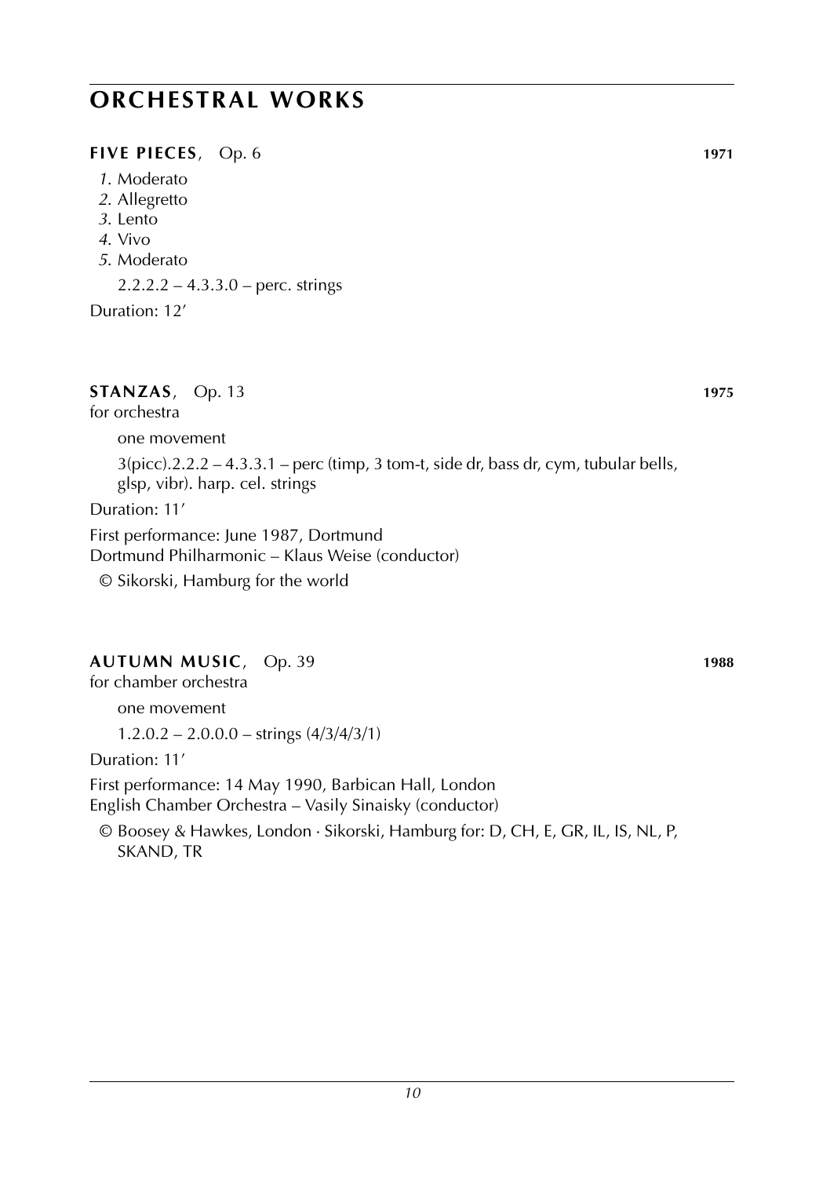# ORCHESTRAL WORKS

**FIVE PIECES**, Op. 6 **1971**

*1.* Moderato
*2.* Allegretto
*3.* Lento
*4.* Vivo
*5.* Moderato

2.2.2.2 – 4.3.3.0 – perc. strings

Duration: 12'

**STANZAS**, Op. 13 **1975**
for orchestra

one movement

3(picc).2.2.2 – 4.3.3.1 – perc (timp, 3 tom-t, side dr, bass dr, cym, tubular bells, glsp, vibr). harp. cel. strings

Duration: 11'

First performance: June 1987, Dortmund
Dortmund Philharmonic – Klaus Weise (conductor)

© Sikorski, Hamburg for the world

**AUTUMN MUSIC**, Op. 39 **1988**
for chamber orchestra

one movement

1.2.0.2 – 2.0.0.0 – strings (4/3/4/3/1)

Duration: 11'

First performance: 14 May 1990, Barbican Hall, London
English Chamber Orchestra – Vasily Sinaisky (conductor)

© Boosey & Hawkes, London · Sikorski, Hamburg for: D, CH, E, GR, IL, IS, NL, P, SKAND, TR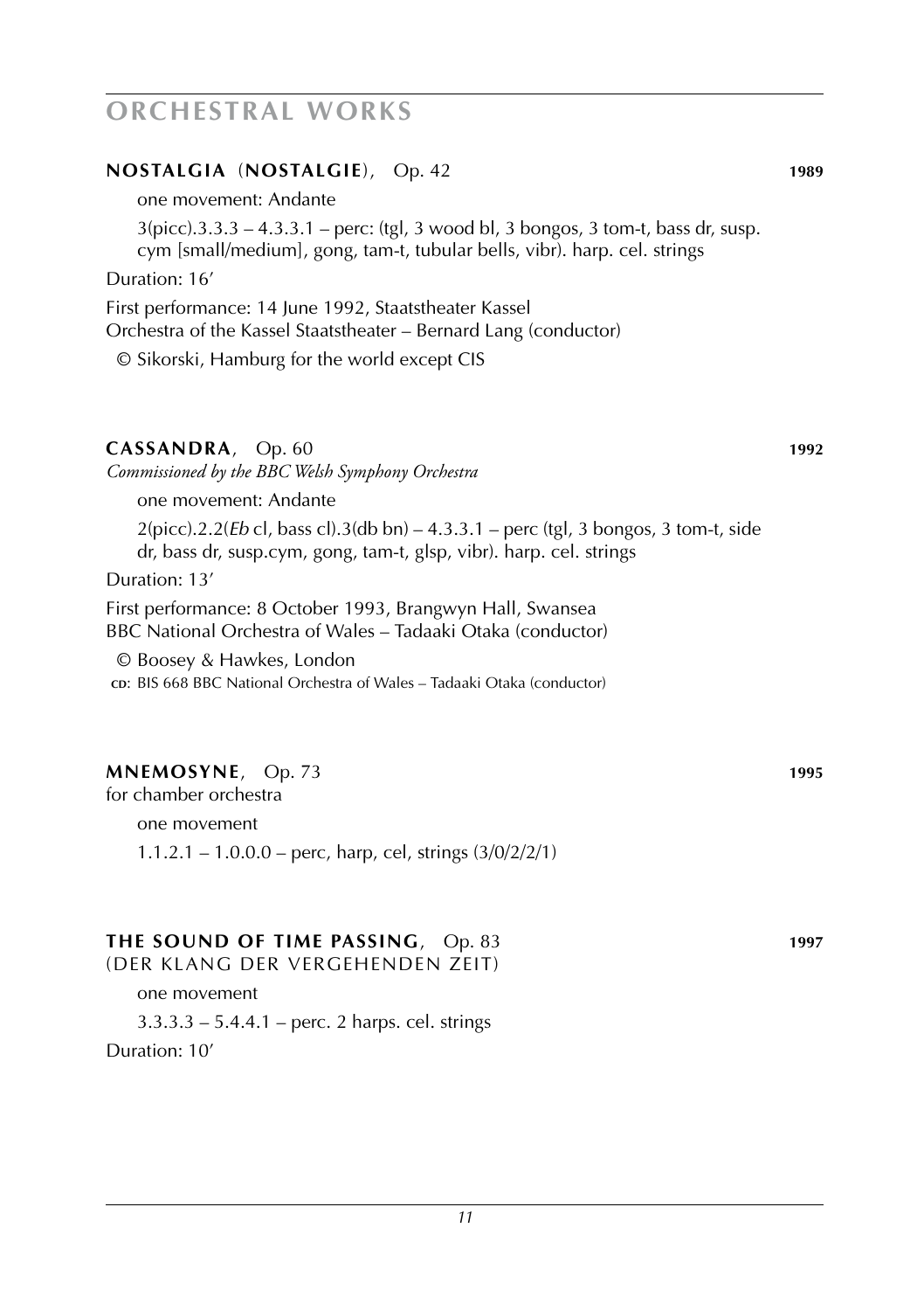# ORCHESTRAL WORKS

## NOSTALGIA (NOSTALGIE), Op. 42 — 1989

one movement: Andante

3(picc).3.3.3 – 4.3.3.1 – perc: (tgl, 3 wood bl, 3 bongos, 3 tom-t, bass dr, susp. cym [small/medium], gong, tam-t, tubular bells, vibr). harp. cel. strings

Duration: 16′

First performance: 14 June 1992, Staatstheater Kassel
Orchestra of the Kassel Staatstheater – Bernard Lang (conductor)

© Sikorski, Hamburg for the world except CIS

## CASSANDRA, Op. 60 — 1992

*Commissioned by the BBC Welsh Symphony Orchestra*

one movement: Andante

2(picc).2.2(*Eb* cl, bass cl).3(db bn) – 4.3.3.1 – perc (tgl, 3 bongos, 3 tom-t, side dr, bass dr, susp.cym, gong, tam-t, glsp, vibr). harp. cel. strings

Duration: 13′

First performance: 8 October 1993, Brangwyn Hall, Swansea
BBC National Orchestra of Wales – Tadaaki Otaka (conductor)

© Boosey & Hawkes, London

CD: BIS 668 BBC National Orchestra of Wales – Tadaaki Otaka (conductor)

## MNEMOSYNE, Op. 73 — 1995

for chamber orchestra

one movement

1.1.2.1 – 1.0.0.0 – perc, harp, cel, strings (3/0/2/2/1)

## THE SOUND OF TIME PASSING, Op. 83 — 1997

(DER KLANG DER VERGEHENDEN ZEIT)

one movement

3.3.3.3 – 5.4.4.1 – perc. 2 harps. cel. strings

Duration: 10′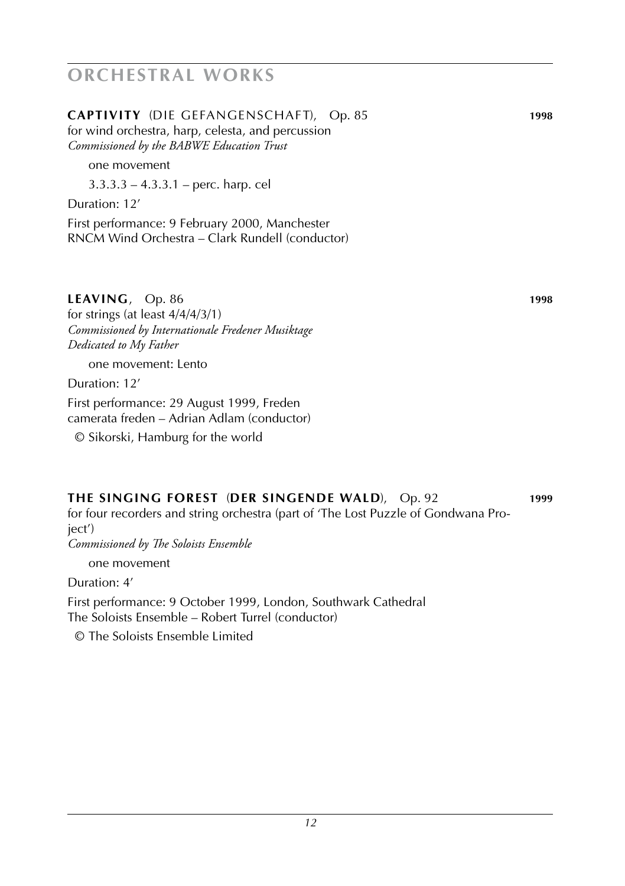# ORCHESTRAL WORKS

**CAPTIVITY** (DIE GEFANGENSCHAFT), Op. 85 **1998**

for wind orchestra, harp, celesta, and percussion
*Commissioned by the BABWE Education Trust*

one movement

3.3.3.3 – 4.3.3.1 – perc. harp. cel

Duration: 12′

First performance: 9 February 2000, Manchester
RNCM Wind Orchestra – Clark Rundell (conductor)

**LEAVING**, Op. 86 **1998**

for strings (at least 4/4/4/3/1)
*Commissioned by Internationale Fredener Musiktage*
*Dedicated to My Father*

one movement: Lento

Duration: 12′

First performance: 29 August 1999, Freden
camerata freden – Adrian Adlam (conductor)

© Sikorski, Hamburg for the world

**THE SINGING FOREST** (**DER SINGENDE WALD**), Op. 92 **1999**

for four recorders and string orchestra (part of 'The Lost Puzzle of Gondwana Project')
*Commissioned by The Soloists Ensemble*

one movement

Duration: 4′

First performance: 9 October 1999, London, Southwark Cathedral
The Soloists Ensemble – Robert Turrel (conductor)

© The Soloists Ensemble Limited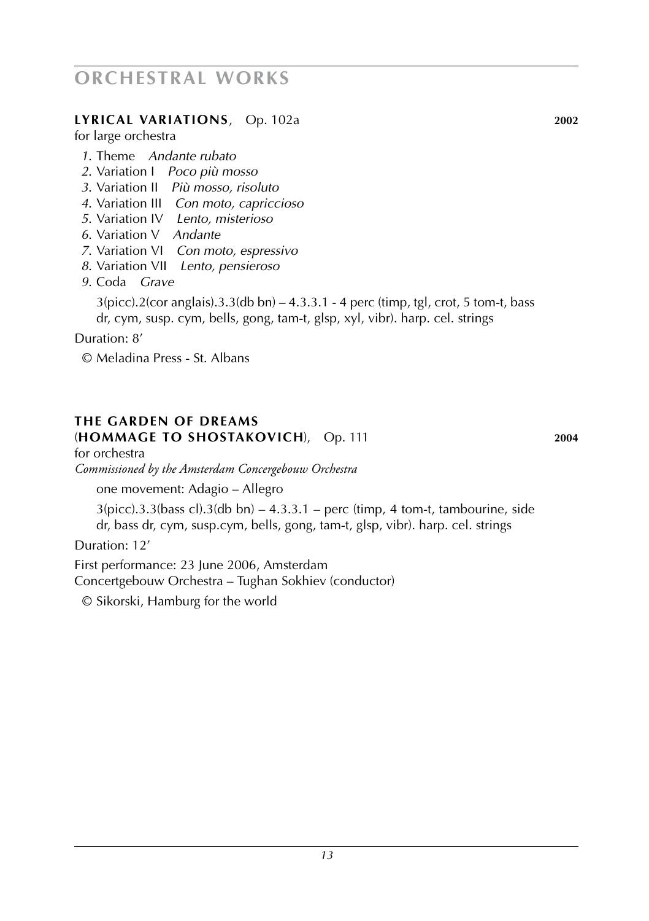# ORCHESTRAL WORKS

**LYRICAL VARIATIONS**, Op. 102a **2002**

for large orchestra

*1*. Theme *Andante rubato*
*2*. Variation I *Poco più mosso*
*3*. Variation II *Più mosso, risoluto*
*4*. Variation III *Con moto, capriccioso*
*5*. Variation IV *Lento, misterioso*
*6*. Variation V *Andante*
*7*. Variation VI *Con moto, espressivo*
*8*. Variation VII *Lento, pensieroso*
*9*. Coda *Grave*

3(picc).2(cor anglais).3.3(db bn) – 4.3.3.1 - 4 perc (timp, tgl, crot, 5 tom-t, bass dr, cym, susp. cym, bells, gong, tam-t, glsp, xyl, vibr). harp. cel. strings

Duration: 8'

© Meladina Press - St. Albans

**THE GARDEN OF DREAMS**
(**HOMMAGE TO SHOSTAKOVICH**), Op. 111 **2004**

for orchestra

*Commissioned by the Amsterdam Concergebouw Orchestra*

one movement: Adagio – Allegro

3(picc).3.3(bass cl).3(db bn) – 4.3.3.1 – perc (timp, 4 tom-t, tambourine, side dr, bass dr, cym, susp.cym, bells, gong, tam-t, glsp, vibr). harp. cel. strings

Duration: 12'

First performance: 23 June 2006, Amsterdam
Concertgebouw Orchestra – Tughan Sokhiev (conductor)

© Sikorski, Hamburg for the world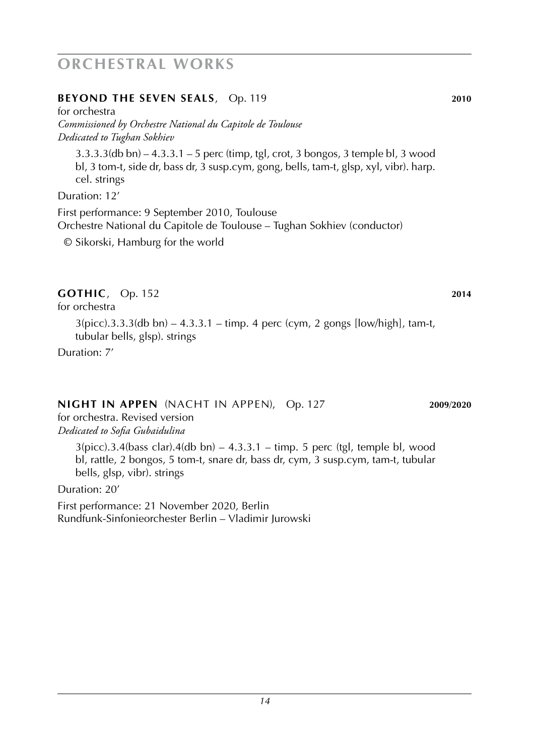# ORCHESTRAL WORKS

## **BEYOND THE SEVEN SEALS**, Op. 119 — **2010**

for orchestra
*Commissioned by Orchestre National du Capitole de Toulouse*
*Dedicated to Tughan Sokhiev*

3.3.3.3(db bn) – 4.3.3.1 – 5 perc (timp, tgl, crot, 3 bongos, 3 temple bl, 3 wood bl, 3 tom-t, side dr, bass dr, 3 susp.cym, gong, bells, tam-t, glsp, xyl, vibr). harp. cel. strings

Duration: 12'

First performance: 9 September 2010, Toulouse
Orchestre National du Capitole de Toulouse – Tughan Sokhiev (conductor)

© Sikorski, Hamburg for the world

## **GOTHIC**, Op. 152 — **2014**

for orchestra

3(picc).3.3.3(db bn) – 4.3.3.1 – timp. 4 perc (cym, 2 gongs [low/high], tam-t, tubular bells, glsp). strings

Duration: 7'

## **NIGHT IN APPEN** (NACHT IN APPEN), Op. 127 — **2009/2020**

for orchestra. Revised version
*Dedicated to Sofia Gubaidulina*

3(picc).3.4(bass clar).4(db bn) – 4.3.3.1 – timp. 5 perc (tgl, temple bl, wood bl, rattle, 2 bongos, 5 tom-t, snare dr, bass dr, cym, 3 susp.cym, tam-t, tubular bells, glsp, vibr). strings

Duration: 20'

First performance: 21 November 2020, Berlin
Rundfunk-Sinfonieorchester Berlin – Vladimir Jurowski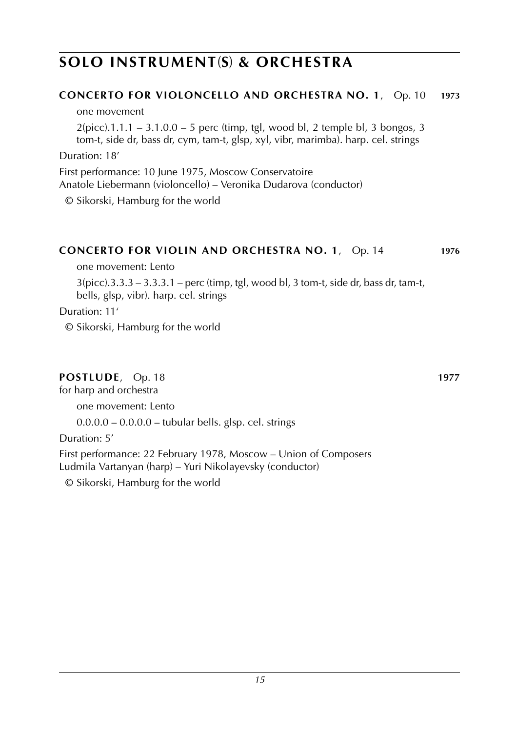# SOLO INSTRUMENT(S) & ORCHESTRA

**CONCERTO FOR VIOLONCELLO AND ORCHESTRA NO. 1**, Op. 10 **1973**

one movement

2(picc).1.1.1 – 3.1.0.0 – 5 perc (timp, tgl, wood bl, 2 temple bl, 3 bongos, 3 tom-t, side dr, bass dr, cym, tam-t, glsp, xyl, vibr, marimba). harp. cel. strings

Duration: 18’

First performance: 10 June 1975, Moscow Conservatoire
Anatole Liebermann (violoncello) – Veronika Dudarova (conductor)

© Sikorski, Hamburg for the world

**CONCERTO FOR VIOLIN AND ORCHESTRA NO. 1**, Op. 14 **1976**

one movement: Lento

3(picc).3.3.3 – 3.3.3.1 – perc (timp, tgl, wood bl, 3 tom-t, side dr, bass dr, tam-t, bells, glsp, vibr). harp. cel. strings

Duration: 11‘

© Sikorski, Hamburg for the world

**POSTLUDE**, Op. 18 **1977**

for harp and orchestra

one movement: Lento

0.0.0.0 – 0.0.0.0 – tubular bells. glsp. cel. strings

Duration: 5’

First performance: 22 February 1978, Moscow – Union of Composers
Ludmila Vartanyan (harp) – Yuri Nikolayevsky (conductor)

© Sikorski, Hamburg for the world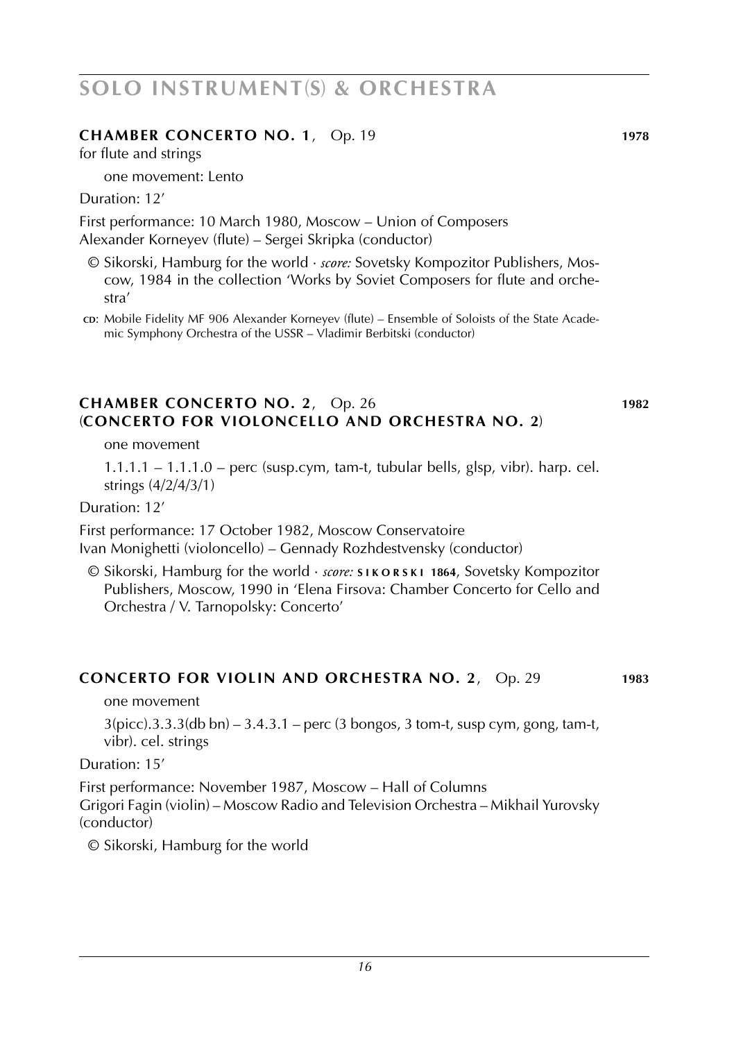# SOLO INSTRUMENT(S) & ORCHESTRA

## CHAMBER CONCERTO NO. 1, Op. 19 — 1978

for flute and strings

one movement: Lento

Duration: 12'

First performance: 10 March 1980, Moscow – Union of Composers
Alexander Korneyev (flute) – Sergei Skripka (conductor)

© Sikorski, Hamburg for the world · *score:* Sovetsky Kompozitor Publishers, Moscow, 1984 in the collection 'Works by Soviet Composers for flute and orchestra'

**CD**: Mobile Fidelity MF 906 Alexander Korneyev (flute) – Ensemble of Soloists of the State Academic Symphony Orchestra of the USSR – Vladimir Berbitski (conductor)

## CHAMBER CONCERTO NO. 2, Op. 26 (CONCERTO FOR VIOLONCELLO AND ORCHESTRA NO. 2) — 1982

one movement

1.1.1.1 – 1.1.1.0 – perc (susp.cym, tam-t, tubular bells, glsp, vibr). harp. cel. strings (4/2/4/3/1)

Duration: 12'

First performance: 17 October 1982, Moscow Conservatoire
Ivan Monighetti (violoncello) – Gennady Rozhdestvensky (conductor)

© Sikorski, Hamburg for the world · *score:* **SIKORSKI 1864**, Sovetsky Kompozitor Publishers, Moscow, 1990 in 'Elena Firsova: Chamber Concerto for Cello and Orchestra / V. Tarnopolsky: Concerto'

## CONCERTO FOR VIOLIN AND ORCHESTRA NO. 2, Op. 29 — 1983

one movement

3(picc).3.3.3(db bn) – 3.4.3.1 – perc (3 bongos, 3 tom-t, susp cym, gong, tam-t, vibr). cel. strings

Duration: 15'

First performance: November 1987, Moscow – Hall of Columns
Grigori Fagin (violin) – Moscow Radio and Television Orchestra – Mikhail Yurovsky (conductor)

© Sikorski, Hamburg for the world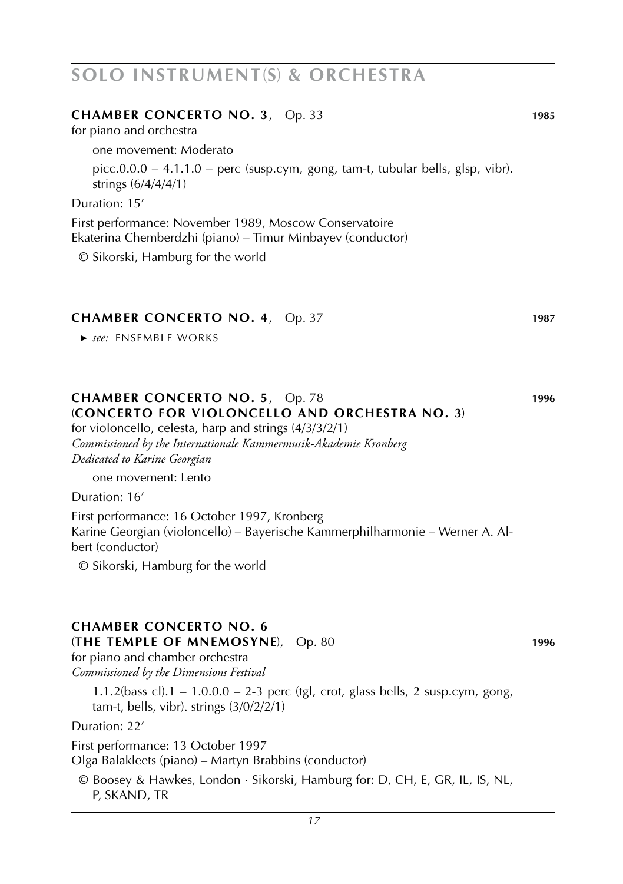# SOLO INSTRUMENT(S) & ORCHESTRA

**CHAMBER CONCERTO NO. 3**, Op. 33 **1985**

for piano and orchestra

one movement: Moderato

picc.0.0.0 – 4.1.1.0 – perc (susp.cym, gong, tam-t, tubular bells, glsp, vibr). strings (6/4/4/4/1)

Duration: 15′

First performance: November 1989, Moscow Conservatoire
Ekaterina Chemberdzhi (piano) – Timur Minbayev (conductor)

© Sikorski, Hamburg for the world

**CHAMBER CONCERTO NO. 4**, Op. 37 **1987**

► *see:* ENSEMBLE WORKS

**CHAMBER CONCERTO NO. 5**, Op. 78 **1996**
(**CONCERTO FOR VIOLONCELLO AND ORCHESTRA NO. 3**)

for violoncello, celesta, harp and strings (4/3/3/2/1)
*Commissioned by the Internationale Kammermusik-Akademie Kronberg*
*Dedicated to Karine Georgian*

one movement: Lento

Duration: 16′

First performance: 16 October 1997, Kronberg
Karine Georgian (violoncello) – Bayerische Kammerphilharmonie – Werner A. Albert (conductor)

© Sikorski, Hamburg for the world

**CHAMBER CONCERTO NO. 6**
(**THE TEMPLE OF MNEMOSYNE**), Op. 80 **1996**

for piano and chamber orchestra
*Commissioned by the Dimensions Festival*

1.1.2(bass cl).1 – 1.0.0.0 – 2-3 perc (tgl, crot, glass bells, 2 susp.cym, gong, tam-t, bells, vibr). strings (3/0/2/2/1)

Duration: 22′

First performance: 13 October 1997
Olga Balakleets (piano) – Martyn Brabbins (conductor)

© Boosey & Hawkes, London · Sikorski, Hamburg for: D, CH, E, GR, IL, IS, NL, P, SKAND, TR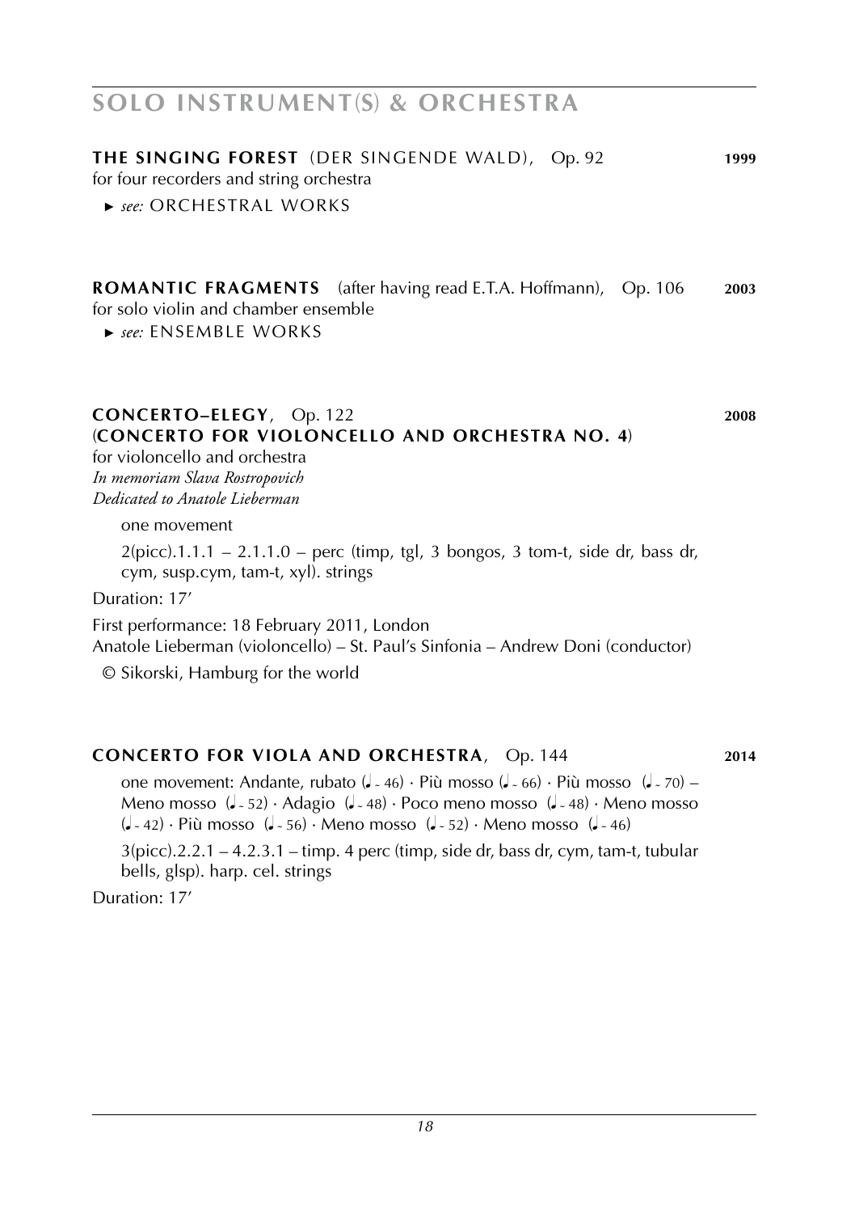# SOLO INSTRUMENT(S) & ORCHESTRA

**THE SINGING FOREST** (DER SINGENDE WALD), Op. 92 **1999**
for four recorders and string orchestra

► *see:* ORCHESTRAL WORKS

**ROMANTIC FRAGMENTS** (after having read E.T.A. Hoffmann), Op. 106 **2003**
for solo violin and chamber ensemble

► *see:* ENSEMBLE WORKS

**CONCERTO–ELEGY**, Op. 122 **2008**
(**CONCERTO FOR VIOLONCELLO AND ORCHESTRA NO. 4**)
for violoncello and orchestra
*In memoriam Slava Rostropovich*
*Dedicated to Anatole Lieberman*

one movement

2(picc).1.1.1 – 2.1.1.0 – perc (timp, tgl, 3 bongos, 3 tom-t, side dr, bass dr, cym, susp.cym, tam-t, xyl). strings

Duration: 17'

First performance: 18 February 2011, London
Anatole Lieberman (violoncello) – St. Paul's Sinfonia – Andrew Doni (conductor)

© Sikorski, Hamburg for the world

**CONCERTO FOR VIOLA AND ORCHESTRA**, Op. 144 **2014**

one movement: Andante, rubato (♩~ 46) · Più mosso (♩~ 66) · Più mosso (♩~ 70) – Meno mosso (♩~ 52) · Adagio (♩~ 48) · Poco meno mosso (♩~ 48) · Meno mosso (♩~ 42) · Più mosso (♩~ 56) · Meno mosso (♩~ 52) · Meno mosso (♩~ 46)

3(picc).2.2.1 – 4.2.3.1 – timp. 4 perc (timp, side dr, bass dr, cym, tam-t, tubular bells, glsp). harp. cel. strings

Duration: 17'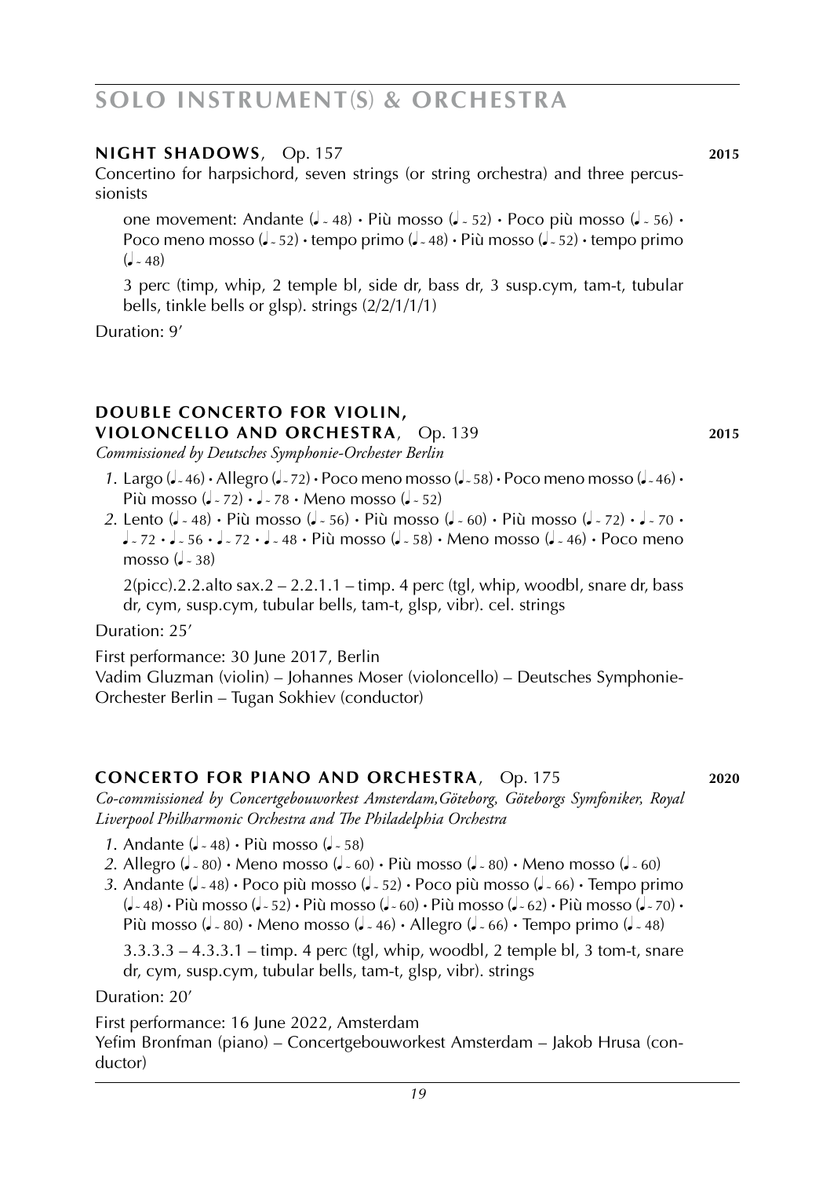# SOLO INSTRUMENT(S) & ORCHESTRA

## NIGHT SHADOWS, Op. 157 — 2015

Concertino for harpsichord, seven strings (or string orchestra) and three percussionists

one movement: Andante (♩ ~ 48) • Più mosso (♩ ~ 52) • Poco più mosso (♩ ~ 56) • Poco meno mosso (♩ ~ 52) • tempo primo (♩ ~ 48) • Più mosso (♩ ~ 52) • tempo primo (♩ ~ 48)

3 perc (timp, whip, 2 temple bl, side dr, bass dr, 3 susp.cym, tam-t, tubular bells, tinkle bells or glsp). strings (2/2/1/1/1)

Duration: 9'

## DOUBLE CONCERTO FOR VIOLIN, VIOLONCELLO AND ORCHESTRA, Op. 139 — 2015

*Commissioned by Deutsches Symphonie-Orchester Berlin*

*1.* Largo (♩~ 46) • Allegro (♩~ 72) • Poco meno mosso (♩~ 58) • Poco meno mosso (♩~ 46) • Più mosso (♩ ~ 72) • ♩ ~ 78 • Meno mosso (♩ ~ 52)

*2.* Lento (♩ ~ 48) • Più mosso (♩ ~ 56) • Più mosso (♩ ~ 60) • Più mosso (♩ ~ 72) • ♩ ~ 70 • ♩ ~ 72 • ♩ ~ 56 • ♩ ~ 72 • ♩ ~ 48 • Più mosso (♩ ~ 58) • Meno mosso (♩ ~ 46) • Poco meno mosso (♩ ~ 38)

2(picc).2.2.alto sax.2 – 2.2.1.1 – timp. 4 perc (tgl, whip, woodbl, snare dr, bass dr, cym, susp.cym, tubular bells, tam-t, glsp, vibr). cel. strings

Duration: 25'

First performance: 30 June 2017, Berlin
Vadim Gluzman (violin) – Johannes Moser (violoncello) – Deutsches Symphonie-Orchester Berlin – Tugan Sokhiev (conductor)

## CONCERTO FOR PIANO AND ORCHESTRA, Op. 175 — 2020

*Co-commissioned by Concertgebouworkest Amsterdam,Göteborg, Göteborgs Symfoniker, Royal Liverpool Philharmonic Orchestra and The Philadelphia Orchestra*

*1.* Andante (♩ ~ 48) • Più mosso (♩ ~ 58)

*2.* Allegro (♩ ~ 80) • Meno mosso (♩ ~ 60) • Più mosso (♩ ~ 80) • Meno mosso (♩ ~ 60)

*3.* Andante (♩ ~ 48) • Poco più mosso (♩ ~ 52) • Poco più mosso (♩ ~ 66) • Tempo primo (♩ ~ 48) • Più mosso (♩ ~ 52) • Più mosso (♩ ~ 60) • Più mosso (♩ ~ 62) • Più mosso (♩ ~ 70) • Più mosso (♩ ~ 80) • Meno mosso (♩ ~ 46) • Allegro (♩ ~ 66) • Tempo primo (♩ ~ 48)

3.3.3.3 – 4.3.3.1 – timp. 4 perc (tgl, whip, woodbl, 2 temple bl, 3 tom-t, snare dr, cym, susp.cym, tubular bells, tam-t, glsp, vibr). strings

Duration: 20'

First performance: 16 June 2022, Amsterdam
Yefim Bronfman (piano) – Concertgebouworkest Amsterdam – Jakob Hrusa (conductor)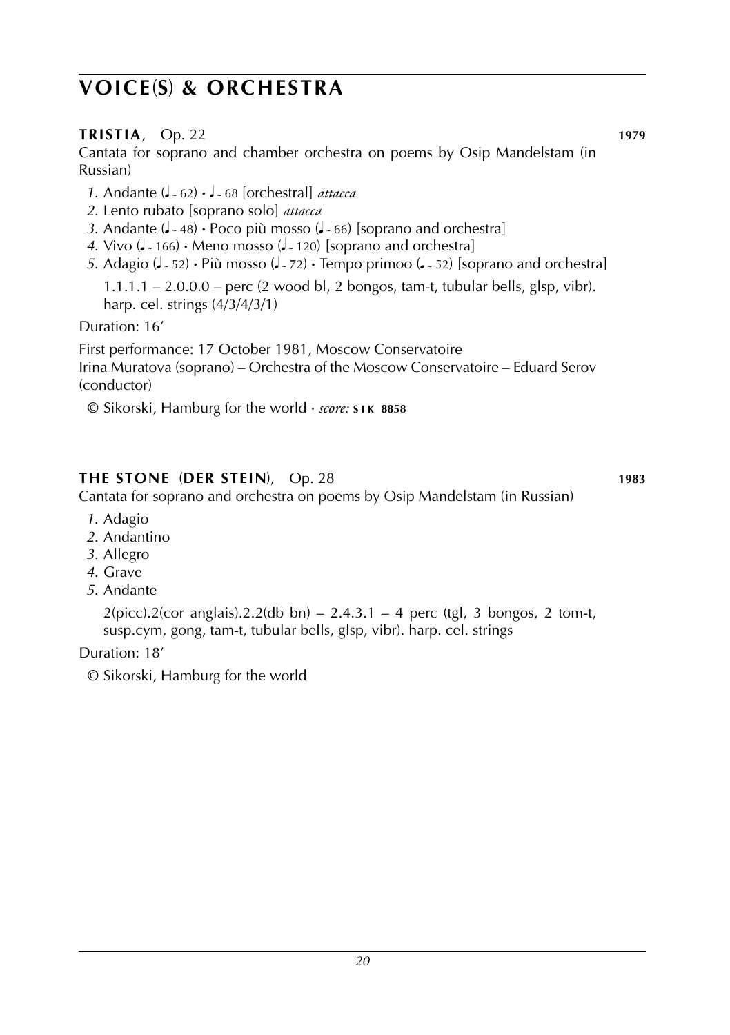# VOICE(S) & ORCHESTRA

**TRISTIA**, Op. 22 **1979**

Cantata for soprano and chamber orchestra on poems by Osip Mandelstam (in Russian)

*1.* Andante (♩ ~ 62) • ♩ ~ 68 [orchestral] *attacca*
*2.* Lento rubato [soprano solo] *attacca*
*3.* Andante (♩ ~ 48) • Poco più mosso (♩ ~ 66) [soprano and orchestra]
*4.* Vivo (♩ ~ 166) • Meno mosso (♩ ~ 120) [soprano and orchestra]
*5.* Adagio (♩ ~ 52) • Più mosso (♩ ~ 72) • Tempo primoo (♩ ~ 52) [soprano and orchestra]

1.1.1.1 – 2.0.0.0 – perc (2 wood bl, 2 bongos, tam-t, tubular bells, glsp, vibr). harp. cel. strings (4/3/4/3/1)

Duration: 16'

First performance: 17 October 1981, Moscow Conservatoire
Irina Muratova (soprano) – Orchestra of the Moscow Conservatoire – Eduard Serov (conductor)

© Sikorski, Hamburg for the world · *score:* **SIK 8858**

**THE STONE (DER STEIN)**, Op. 28 **1983**

Cantata for soprano and orchestra on poems by Osip Mandelstam (in Russian)

*1.* Adagio
*2.* Andantino
*3.* Allegro
*4.* Grave
*5.* Andante

2(picc).2(cor anglais).2.2(db bn) – 2.4.3.1 – 4 perc (tgl, 3 bongos, 2 tom-t, susp.cym, gong, tam-t, tubular bells, glsp, vibr). harp. cel. strings

Duration: 18'

© Sikorski, Hamburg for the world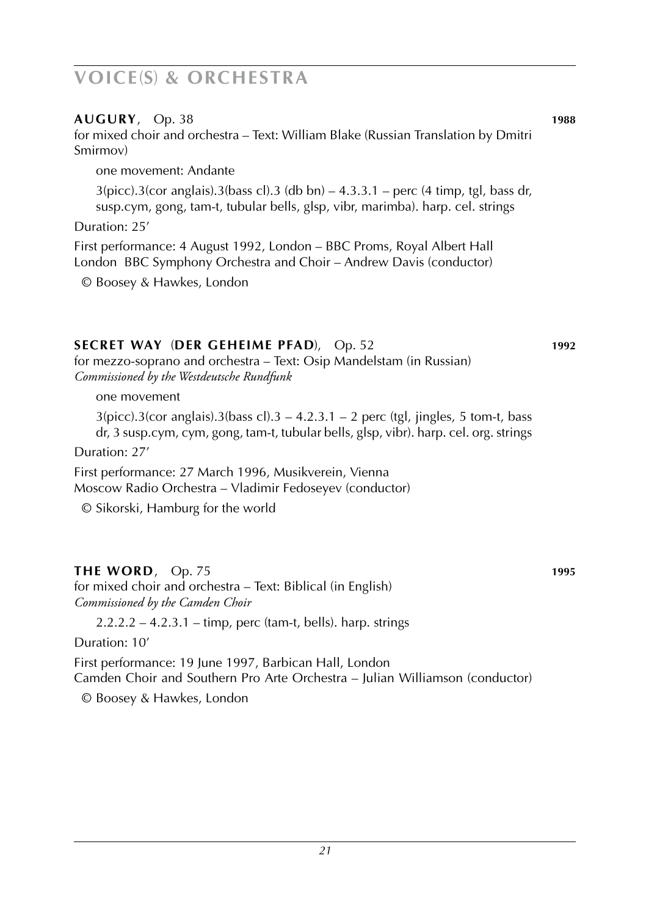# VOICE(S) & ORCHESTRA

**AUGURY**, Op. 38 **1988**

for mixed choir and orchestra – Text: William Blake (Russian Translation by Dmitri Smirnov)

one movement: Andante

3(picc).3(cor anglais).3(bass cl).3 (db bn) – 4.3.3.1 – perc (4 timp, tgl, bass dr, susp.cym, gong, tam-t, tubular bells, glsp, vibr, marimba). harp. cel. strings

Duration: 25'

First performance: 4 August 1992, London – BBC Proms, Royal Albert Hall
London BBC Symphony Orchestra and Choir – Andrew Davis (conductor)

© Boosey & Hawkes, London

**SECRET WAY (DER GEHEIME PFAD)**, Op. 52 **1992**

for mezzo-soprano and orchestra – Text: Osip Mandelstam (in Russian)
*Commissioned by the Westdeutsche Rundfunk*

one movement

3(picc).3(cor anglais).3(bass cl).3 – 4.2.3.1 – 2 perc (tgl, jingles, 5 tom-t, bass dr, 3 susp.cym, cym, gong, tam-t, tubular bells, glsp, vibr). harp. cel. org. strings

Duration: 27'

First performance: 27 March 1996, Musikverein, Vienna
Moscow Radio Orchestra – Vladimir Fedoseyev (conductor)

© Sikorski, Hamburg for the world

**THE WORD**, Op. 75 **1995**

for mixed choir and orchestra – Text: Biblical (in English)
*Commissioned by the Camden Choir*

2.2.2.2 – 4.2.3.1 – timp, perc (tam-t, bells). harp. strings

Duration: 10'

First performance: 19 June 1997, Barbican Hall, London
Camden Choir and Southern Pro Arte Orchestra – Julian Williamson (conductor)

© Boosey & Hawkes, London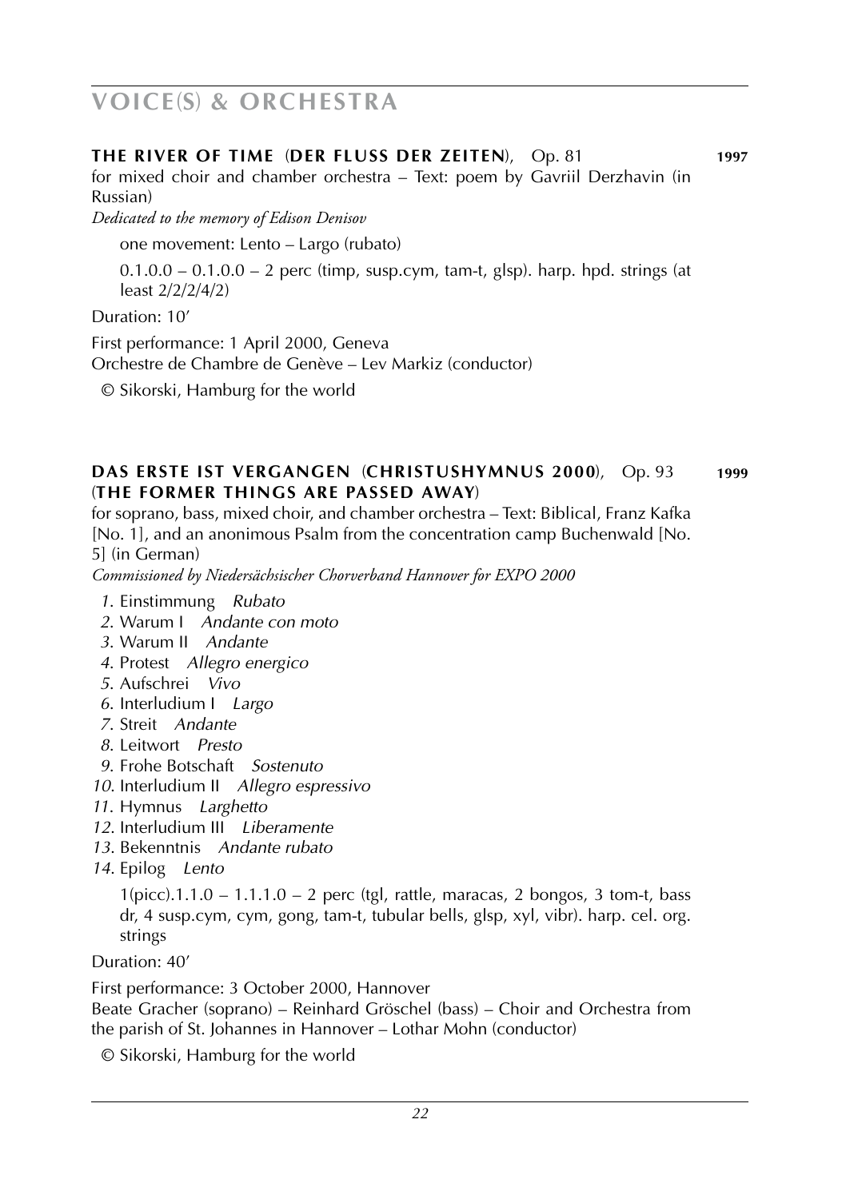# VOICE(S) & ORCHESTRA

**THE RIVER OF TIME** (**DER FLUSS DER ZEITEN**), Op. 81 **1997**

for mixed choir and chamber orchestra – Text: poem by Gavriil Derzhavin (in Russian)

*Dedicated to the memory of Edison Denisov*

one movement: Lento – Largo (rubato)

0.1.0.0 – 0.1.0.0 – 2 perc (timp, susp.cym, tam-t, glsp). harp. hpd. strings (at least 2/2/2/4/2)

Duration: 10'

First performance: 1 April 2000, Geneva
Orchestre de Chambre de Genève – Lev Markiz (conductor)

© Sikorski, Hamburg for the world

**DAS ERSTE IST VERGANGEN** (**CHRISTUSHYMNUS 2000**), Op. 93 **1999**
(**THE FORMER THINGS ARE PASSED AWAY**)

for soprano, bass, mixed choir, and chamber orchestra – Text: Biblical, Franz Kafka [No. 1], and an anonimous Psalm from the concentration camp Buchenwald [No. 5] (in German)

*Commissioned by Niedersächsischer Chorverband Hannover for EXPO 2000*

*1.* Einstimmung *Rubato*
*2.* Warum I *Andante con moto*
*3.* Warum II *Andante*
*4.* Protest *Allegro energico*
*5.* Aufschrei *Vivo*
*6.* Interludium I *Largo*
*7.* Streit *Andante*
*8.* Leitwort *Presto*
*9.* Frohe Botschaft *Sostenuto*
*10.* Interludium II *Allegro espressivo*
*11.* Hymnus *Larghetto*
*12.* Interludium III *Liberamente*
*13.* Bekenntnis *Andante rubato*
*14.* Epilog *Lento*

1(picc).1.1.0 – 1.1.1.0 – 2 perc (tgl, rattle, maracas, 2 bongos, 3 tom-t, bass dr, 4 susp.cym, cym, gong, tam-t, tubular bells, glsp, xyl, vibr). harp. cel. org. strings

Duration: 40'

First performance: 3 October 2000, Hannover
Beate Gracher (soprano) – Reinhard Gröschel (bass) – Choir and Orchestra from the parish of St. Johannes in Hannover – Lothar Mohn (conductor)

© Sikorski, Hamburg for the world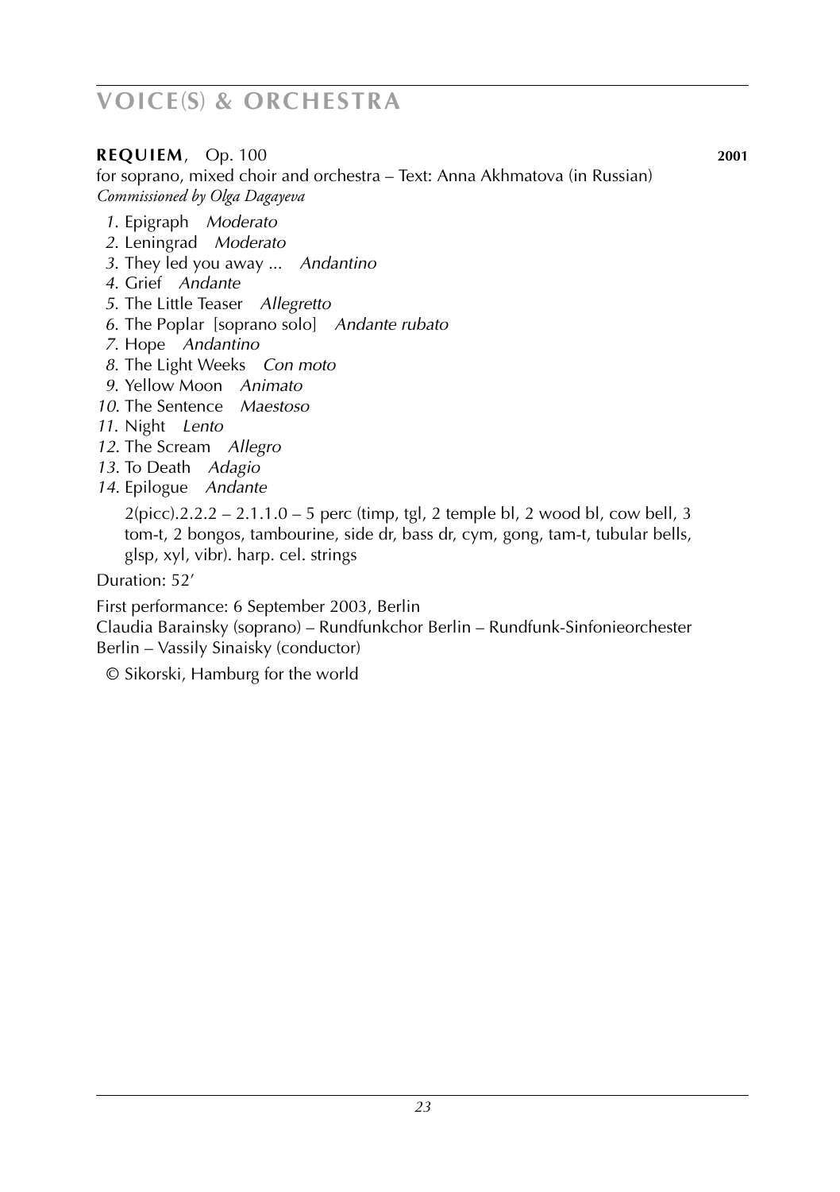# VOICE(S) & ORCHESTRA

**REQUIEM**, Op. 100 **2001**

for soprano, mixed choir and orchestra – Text: Anna Akhmatova (in Russian)
*Commissioned by Olga Dagayeva*

*1*. Epigraph *Moderato*
*2*. Leningrad *Moderato*
*3*. They led you away ... *Andantino*
*4*. Grief *Andante*
*5*. The Little Teaser *Allegretto*
*6*. The Poplar [soprano solo] *Andante rubato*
*7*. Hope *Andantino*
*8*. The Light Weeks *Con moto*
*9*. Yellow Moon *Animato*
*10*. The Sentence *Maestoso*
*11*. Night *Lento*
*12*. The Scream *Allegro*
*13*. To Death *Adagio*
*14*. Epilogue *Andante*

2(picc).2.2.2 – 2.1.1.0 – 5 perc (timp, tgl, 2 temple bl, 2 wood bl, cow bell, 3 tom-t, 2 bongos, tambourine, side dr, bass dr, cym, gong, tam-t, tubular bells, glsp, xyl, vibr). harp. cel. strings

Duration: 52'

First performance: 6 September 2003, Berlin
Claudia Barainsky (soprano) – Rundfunkchor Berlin – Rundfunk-Sinfonieorchester Berlin – Vassily Sinaisky (conductor)

© Sikorski, Hamburg for the world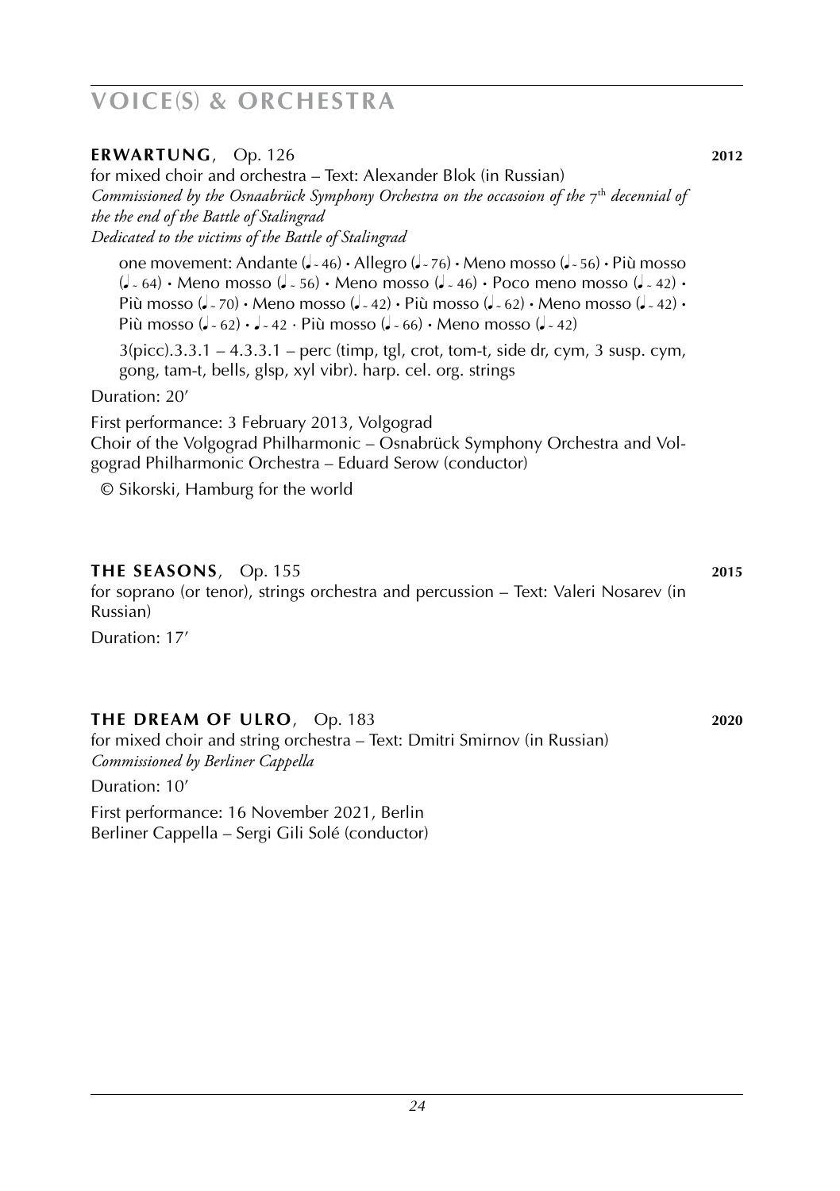# VOICE(S) & ORCHESTRA

**ERWARTUNG**, Op. 126 **2012**

for mixed choir and orchestra – Text: Alexander Blok (in Russian)
*Commissioned by the Osnaabrück Symphony Orchestra on the occasoion of the 7th decennial of the the end of the Battle of Stalingrad*
*Dedicated to the victims of the Battle of Stalingrad*

one movement: Andante (♩~ 46) • Allegro (♩~ 76) • Meno mosso (♩~ 56) • Più mosso (♩~ 64) • Meno mosso (♩~ 56) • Meno mosso (♩~ 46) • Poco meno mosso (♩~ 42) • Più mosso (♩~ 70) • Meno mosso (♩~ 42) • Più mosso (♩~ 62) • Meno mosso (♩~ 42) • Più mosso (♩~ 62) • ♩~ 42 · Più mosso (♩~ 66) • Meno mosso (♩~ 42)

3(picc).3.3.1 – 4.3.3.1 – perc (timp, tgl, crot, tom-t, side dr, cym, 3 susp. cym, gong, tam-t, bells, glsp, xyl vibr). harp. cel. org. strings

Duration: 20′

First performance: 3 February 2013, Volgograd
Choir of the Volgograd Philharmonic – Osnabrück Symphony Orchestra and Volgograd Philharmonic Orchestra – Eduard Serow (conductor)

© Sikorski, Hamburg for the world

**THE SEASONS**, Op. 155 **2015**

for soprano (or tenor), strings orchestra and percussion – Text: Valeri Nosarev (in Russian)

Duration: 17′

**THE DREAM OF ULRO**, Op. 183 **2020**

for mixed choir and string orchestra – Text: Dmitri Smirnov (in Russian)
*Commissioned by Berliner Cappella*

Duration: 10′

First performance: 16 November 2021, Berlin
Berliner Cappella – Sergi Gili Solé (conductor)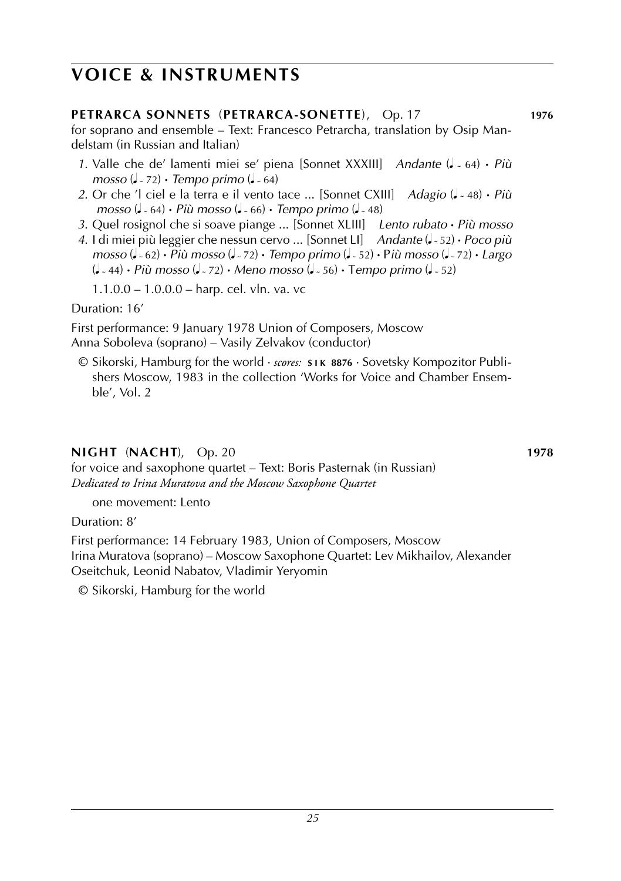# VOICE & INSTRUMENTS

**PETRARCA SONNETS** (**PETRARCA-SONETTE**), Op. 17 **1976**

for soprano and ensemble – Text: Francesco Petrarcha, translation by Osip Mandelstam (in Russian and Italian)

1. Valle che de' lamenti miei se' piena [Sonnet XXXIII] *Andante* (♩ ~ 64) • *Più mosso* (♩ ~ 72) • *Tempo primo* (♩ ~ 64)
2. Or che 'l ciel e la terra e il vento tace ... [Sonnet CXIII] *Adagio* (♩ ~ 48) • *Più mosso* (♩ ~ 64) • *Più mosso* (♩ ~ 66) • *Tempo primo* (♩ ~ 48)
3. Quel rosignol che si soave piange ... [Sonnet XLIII] *Lento rubato* • *Più mosso*
4. I di miei più leggier che nessun cervo ... [Sonnet LI] *Andante* (♩ ~ 52) • *Poco più mosso* (♩ ~ 62) • *Più mosso* (♩ ~ 72) • *Tempo primo* (♩ ~ 52) • *Più mosso* (♩ ~ 72) • *Largo* (♩ ~ 44) • *Più mosso* (♩ ~ 72) • *Meno mosso* (♩ ~ 56) • *Tempo primo* (♩ ~ 52)

1.1.0.0 – 1.0.0.0 – harp. cel. vln. va. vc

Duration: 16'

First performance: 9 January 1978 Union of Composers, Moscow
Anna Soboleva (soprano) – Vasily Zelvakov (conductor)

© Sikorski, Hamburg for the world · *scores:* **SIK 8876** · Sovetsky Kompozitor Publishers Moscow, 1983 in the collection 'Works for Voice and Chamber Ensemble', Vol. 2

**NIGHT** (**NACHT**), Op. 20 **1978**

for voice and saxophone quartet – Text: Boris Pasternak (in Russian)
*Dedicated to Irina Muratova and the Moscow Saxophone Quartet*

one movement: Lento

Duration: 8'

First performance: 14 February 1983, Union of Composers, Moscow
Irina Muratova (soprano) – Moscow Saxophone Quartet: Lev Mikhailov, Alexander Oseitchuk, Leonid Nabatov, Vladimir Yeryomin

© Sikorski, Hamburg for the world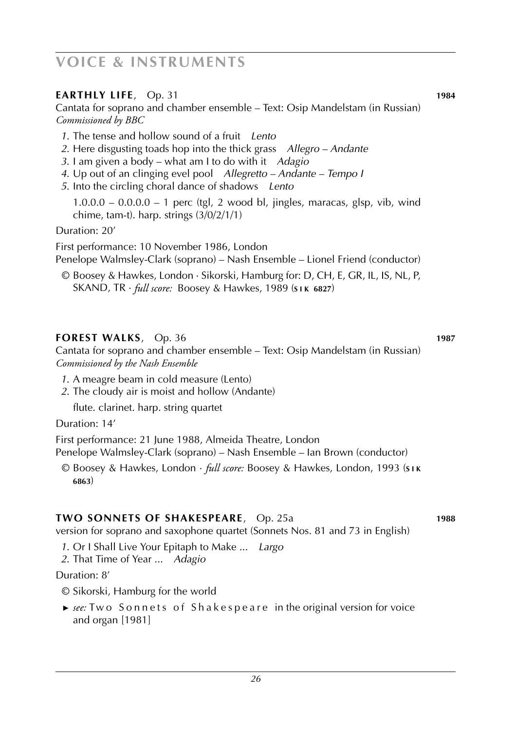# VOICE & INSTRUMENTS

## EARTHLY LIFE, Op. 31 — 1984

Cantata for soprano and chamber ensemble – Text: Osip Mandelstam (in Russian)
*Commissioned by BBC*

*1.* The tense and hollow sound of a fruit *Lento*
*2.* Here disgusting toads hop into the thick grass *Allegro – Andante*
*3.* I am given a body – what am I to do with it *Adagio*
*4.* Up out of an clinging evel pool *Allegretto – Andante – Tempo I*
*5.* Into the circling choral dance of shadows *Lento*

1.0.0.0 – 0.0.0.0 – 1 perc (tgl, 2 wood bl, jingles, maracas, glsp, vib, wind chime, tam-t). harp. strings (3/0/2/1/1)

Duration: 20′

First performance: 10 November 1986, London
Penelope Walmsley-Clark (soprano) – Nash Ensemble – Lionel Friend (conductor)

© Boosey & Hawkes, London · Sikorski, Hamburg for: D, CH, E, GR, IL, IS, NL, P, SKAND, TR · *full score:* Boosey & Hawkes, 1989 (**SIK 6827**)

## FOREST WALKS, Op. 36 — 1987

Cantata for soprano and chamber ensemble – Text: Osip Mandelstam (in Russian)
*Commissioned by the Nash Ensemble*

*1.* A meagre beam in cold measure (Lento)
*2.* The cloudy air is moist and hollow (Andante)

flute. clarinet. harp. string quartet

Duration: 14′

First performance: 21 June 1988, Almeida Theatre, London
Penelope Walmsley-Clark (soprano) – Nash Ensemble – Ian Brown (conductor)

© Boosey & Hawkes, London · *full score:* Boosey & Hawkes, London, 1993 (**SIK 6863**)

## TWO SONNETS OF SHAKESPEARE, Op. 25a — 1988

version for soprano and saxophone quartet (Sonnets Nos. 81 and 73 in English)

*1.* Or I Shall Live Your Epitaph to Make ... *Largo*
*2.* That Time of Year ... *Adagio*

Duration: 8′

© Sikorski, Hamburg for the world

► *see:* Two Sonnets of Shakespeare in the original version for voice and organ [1981]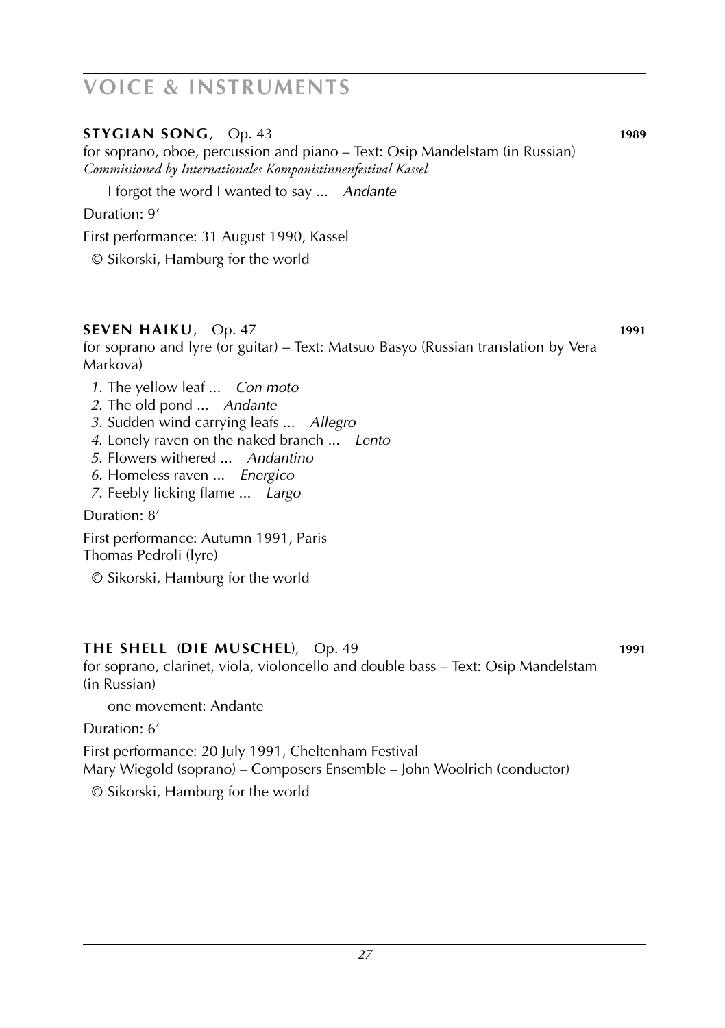# VOICE & INSTRUMENTS

**STYGIAN SONG**, Op. 43 **1989**

for soprano, oboe, percussion and piano – Text: Osip Mandelstam (in Russian)
*Commissioned by Internationales Komponistinnenfestival Kassel*

I forgot the word I wanted to say ... *Andante*

Duration: 9'

First performance: 31 August 1990, Kassel

© Sikorski, Hamburg for the world

**SEVEN HAIKU**, Op. 47 **1991**

for soprano and lyre (or guitar) – Text: Matsuo Basyo (Russian translation by Vera Markova)

1. The yellow leaf ... *Con moto*
2. The old pond ... *Andante*
3. Sudden wind carrying leafs ... *Allegro*
4. Lonely raven on the naked branch ... *Lento*
5. Flowers withered ... *Andantino*
6. Homeless raven ... *Energico*
7. Feebly licking flame ... *Largo*

Duration: 8'

First performance: Autumn 1991, Paris
Thomas Pedroli (lyre)

© Sikorski, Hamburg for the world

**THE SHELL** (**DIE MUSCHEL**), Op. 49 **1991**

for soprano, clarinet, viola, violoncello and double bass – Text: Osip Mandelstam (in Russian)

one movement: Andante

Duration: 6'

First performance: 20 July 1991, Cheltenham Festival
Mary Wiegold (soprano) – Composers Ensemble – John Woolrich (conductor)

© Sikorski, Hamburg for the world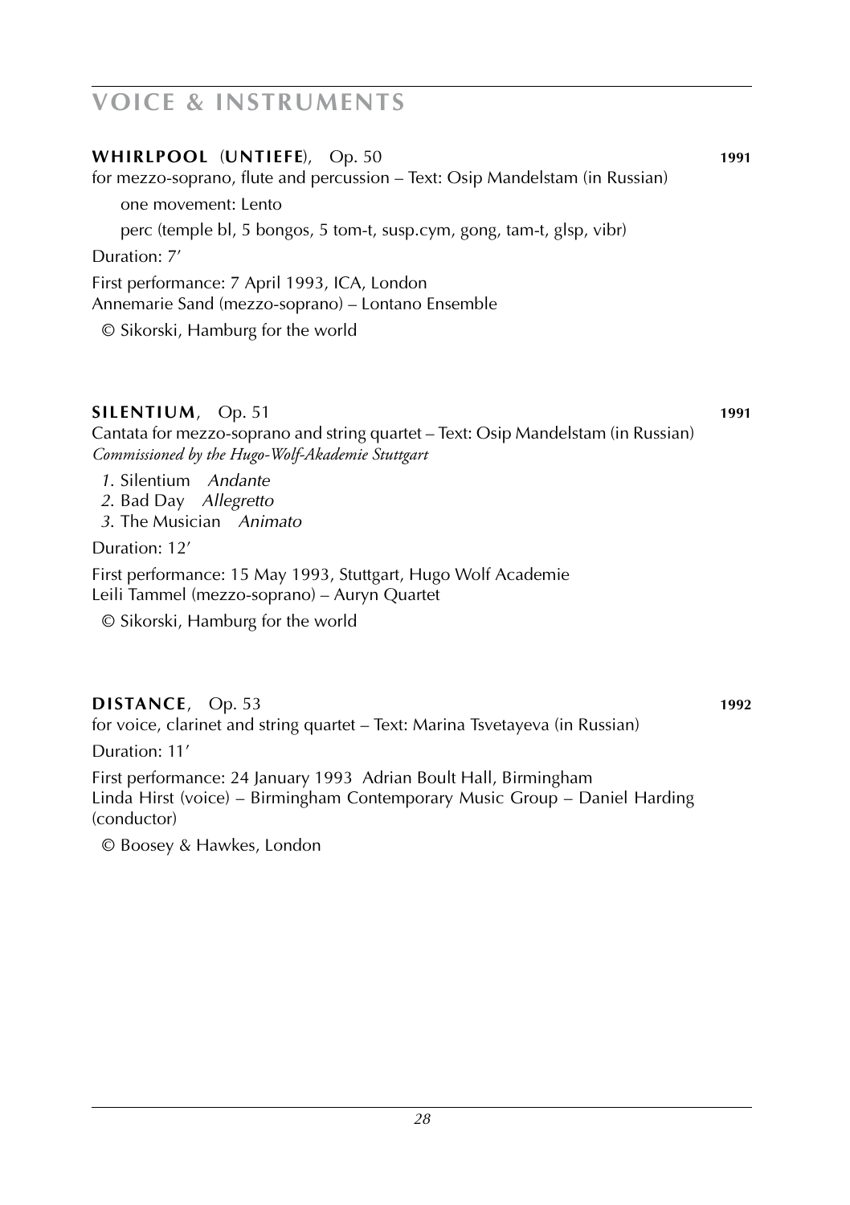# VOICE & INSTRUMENTS

**WHIRLPOOL** (**UNTIEFE**), Op. 50 **1991**

for mezzo-soprano, flute and percussion – Text: Osip Mandelstam (in Russian)

one movement: Lento

perc (temple bl, 5 bongos, 5 tom-t, susp.cym, gong, tam-t, glsp, vibr)

Duration: 7'

First performance: 7 April 1993, ICA, London
Annemarie Sand (mezzo-soprano) – Lontano Ensemble

© Sikorski, Hamburg for the world

**SILENTIUM**, Op. 51 **1991**

Cantata for mezzo-soprano and string quartet – Text: Osip Mandelstam (in Russian)
*Commissioned by the Hugo-Wolf-Akademie Stuttgart*

*1.* Silentium *Andante*
*2.* Bad Day *Allegretto*
*3.* The Musician *Animato*

Duration: 12'

First performance: 15 May 1993, Stuttgart, Hugo Wolf Academie
Leili Tammel (mezzo-soprano) – Auryn Quartet

© Sikorski, Hamburg for the world

**DISTANCE**, Op. 53 **1992**

for voice, clarinet and string quartet – Text: Marina Tsvetayeva (in Russian)

Duration: 11'

First performance: 24 January 1993 Adrian Boult Hall, Birmingham
Linda Hirst (voice) – Birmingham Contemporary Music Group – Daniel Harding (conductor)

© Boosey & Hawkes, London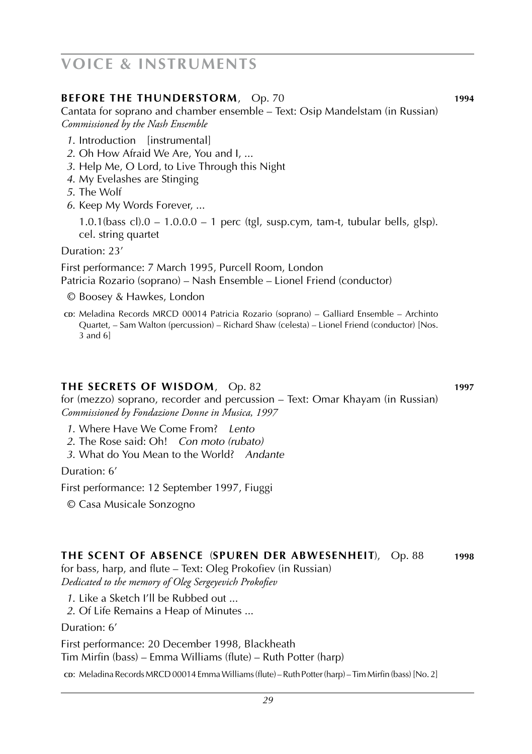# VOICE & INSTRUMENTS

## BEFORE THE THUNDERSTORM, Op. 70 — 1994

Cantata for soprano and chamber ensemble – Text: Osip Mandelstam (in Russian)
*Commissioned by the Nash Ensemble*

1. Introduction [instrumental]
2. Oh How Afraid We Are, You and I, ...
3. Help Me, O Lord, to Live Through this Night
4. My Evelashes are Stinging
5. The Wolf
6. Keep My Words Forever, ...

1.0.1(bass cl).0 – 1.0.0.0 – 1 perc (tgl, susp.cym, tam-t, tubular bells, glsp). cel. string quartet

Duration: 23'

First performance: 7 March 1995, Purcell Room, London
Patricia Rozario (soprano) – Nash Ensemble – Lionel Friend (conductor)

© Boosey & Hawkes, London

CD: Meladina Records MRCD 00014 Patricia Rozario (soprano) – Galliard Ensemble – Archinto Quartet, – Sam Walton (percussion) – Richard Shaw (celesta) – Lionel Friend (conductor) [Nos. 3 and 6]

## THE SECRETS OF WISDOM, Op. 82 — 1997

for (mezzo) soprano, recorder and percussion – Text: Omar Khayam (in Russian)
*Commissioned by Fondazione Donne in Musica, 1997*

1. Where Have We Come From? *Lento*
2. The Rose said: Oh! *Con moto (rubato)*
3. What do You Mean to the World? *Andante*

Duration: 6'

First performance: 12 September 1997, Fiuggi

© Casa Musicale Sonzogno

## THE SCENT OF ABSENCE (SPUREN DER ABWESENHEIT), Op. 88 — 1998

for bass, harp, and flute – Text: Oleg Prokofiev (in Russian)
*Dedicated to the memory of Oleg Sergeyevich Prokofiev*

1. Like a Sketch I'll be Rubbed out ...
2. Of Life Remains a Heap of Minutes ...

Duration: 6'

First performance: 20 December 1998, Blackheath
Tim Mirfin (bass) – Emma Williams (flute) – Ruth Potter (harp)

CD: Meladina Records MRCD 00014 Emma Williams (flute) – Ruth Potter (harp) – Tim Mirfin (bass) [No. 2]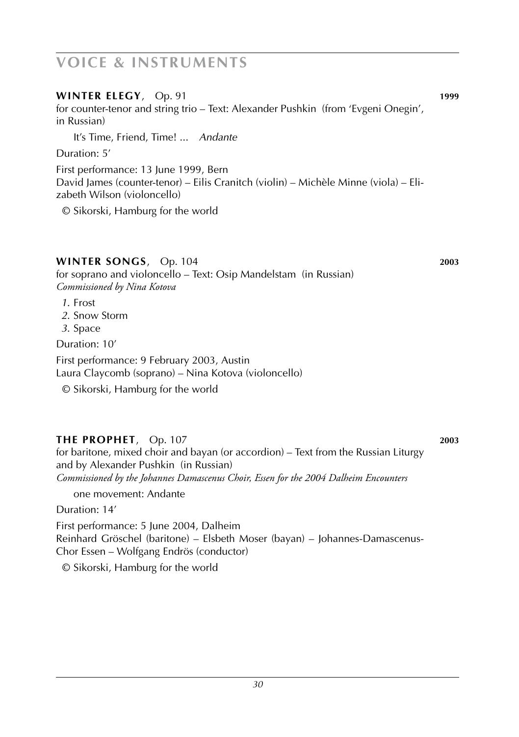# VOICE & INSTRUMENTS

**WINTER ELEGY**, Op. 91 **1999**

for counter-tenor and string trio – Text: Alexander Pushkin (from 'Evgeni Onegin', in Russian)

It's Time, Friend, Time! ... *Andante*

Duration: 5'

First performance: 13 June 1999, Bern
David James (counter-tenor) – Eilis Cranitch (violin) – Michèle Minne (viola) – Elizabeth Wilson (violoncello)

© Sikorski, Hamburg for the world

**WINTER SONGS**, Op. 104 **2003**

for soprano and violoncello – Text: Osip Mandelstam (in Russian)
*Commissioned by Nina Kotova*

*1*. Frost
*2*. Snow Storm
*3*. Space

Duration: 10'

First performance: 9 February 2003, Austin
Laura Claycomb (soprano) – Nina Kotova (violoncello)

© Sikorski, Hamburg for the world

**THE PROPHET**, Op. 107 **2003**

for baritone, mixed choir and bayan (or accordion) – Text from the Russian Liturgy and by Alexander Pushkin (in Russian)
*Commissioned by the Johannes Damascenus Choir, Essen for the 2004 Dalheim Encounters*

one movement: Andante

Duration: 14'

First performance: 5 June 2004, Dalheim
Reinhard Gröschel (baritone) – Elsbeth Moser (bayan) – Johannes-Damascenus-Chor Essen – Wolfgang Endrös (conductor)

© Sikorski, Hamburg for the world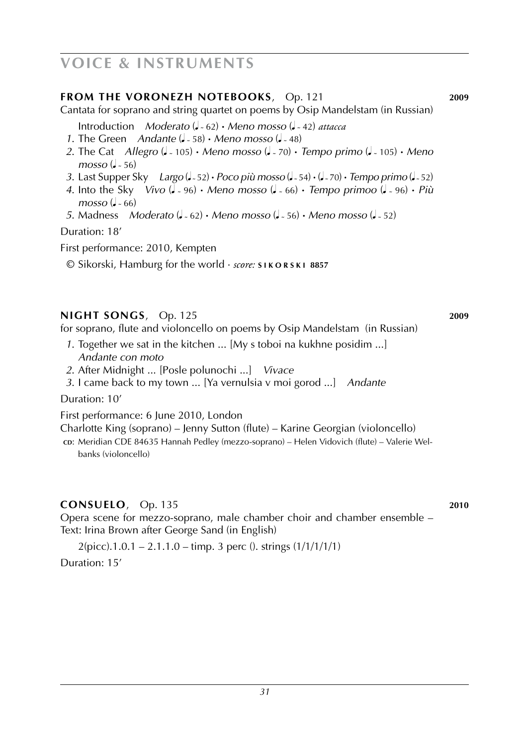# VOICE & INSTRUMENTS

## FROM THE VORONEZH NOTEBOOKS, Op. 121 — 2009

Cantata for soprano and string quartet on poems by Osip Mandelstam (in Russian)

Introduction *Moderato* (♩ ~ 62) • *Meno mosso* (♩ ~ 42) *attacca*

1. The Green *Andante* (♩ ~ 58) • *Meno mosso* (♩ ~ 48)
2. The Cat *Allegro* (♩ ~ 105) • *Meno mosso* (♩ ~ 70) • *Tempo primo* (♩ ~ 105) • *Meno mosso* (♩ ~ 56)
3. Last Supper Sky *Largo* (♩ ~ 52) • *Poco più mosso* (♩ ~ 54) • (♩ ~ 70) • *Tempo primo* (♩ ~ 52)
4. Into the Sky *Vivo* (♩ ~ 96) • *Meno mosso* (♩ ~ 66) • *Tempo primoo* (♩ ~ 96) • *Più mosso* (♩ ~ 66)
5. Madness *Moderato* (♩ ~ 62) • *Meno mosso* (♩ ~ 56) • *Meno mosso* (♩ ~ 52)

Duration: 18′

First performance: 2010, Kempten

© Sikorski, Hamburg for the world · *score:* **SIKORSKI 8857**

## NIGHT SONGS, Op. 125 — 2009

for soprano, flute and violoncello on poems by Osip Mandelstam (in Russian)

1. Together we sat in the kitchen ... [My s toboi na kukhne posidim ...]
   *Andante con moto*
2. After Midnight ... [Posle polunochi ...] *Vivace*
3. I came back to my town ... [Ya vernulsia v moi gorod ...] *Andante*

Duration: 10′

First performance: 6 June 2010, London
Charlotte King (soprano) – Jenny Sutton (flute) – Karine Georgian (violoncello)

CD: Meridian CDE 84635 Hannah Pedley (mezzo-soprano) – Helen Vidovich (flute) – Valerie Welbanks (violoncello)

## CONSUELO, Op. 135 — 2010

Opera scene for mezzo-soprano, male chamber choir and chamber ensemble – Text: Irina Brown after George Sand (in English)

2(picc).1.0.1 – 2.1.1.0 – timp. 3 perc (). strings (1/1/1/1/1)

Duration: 15′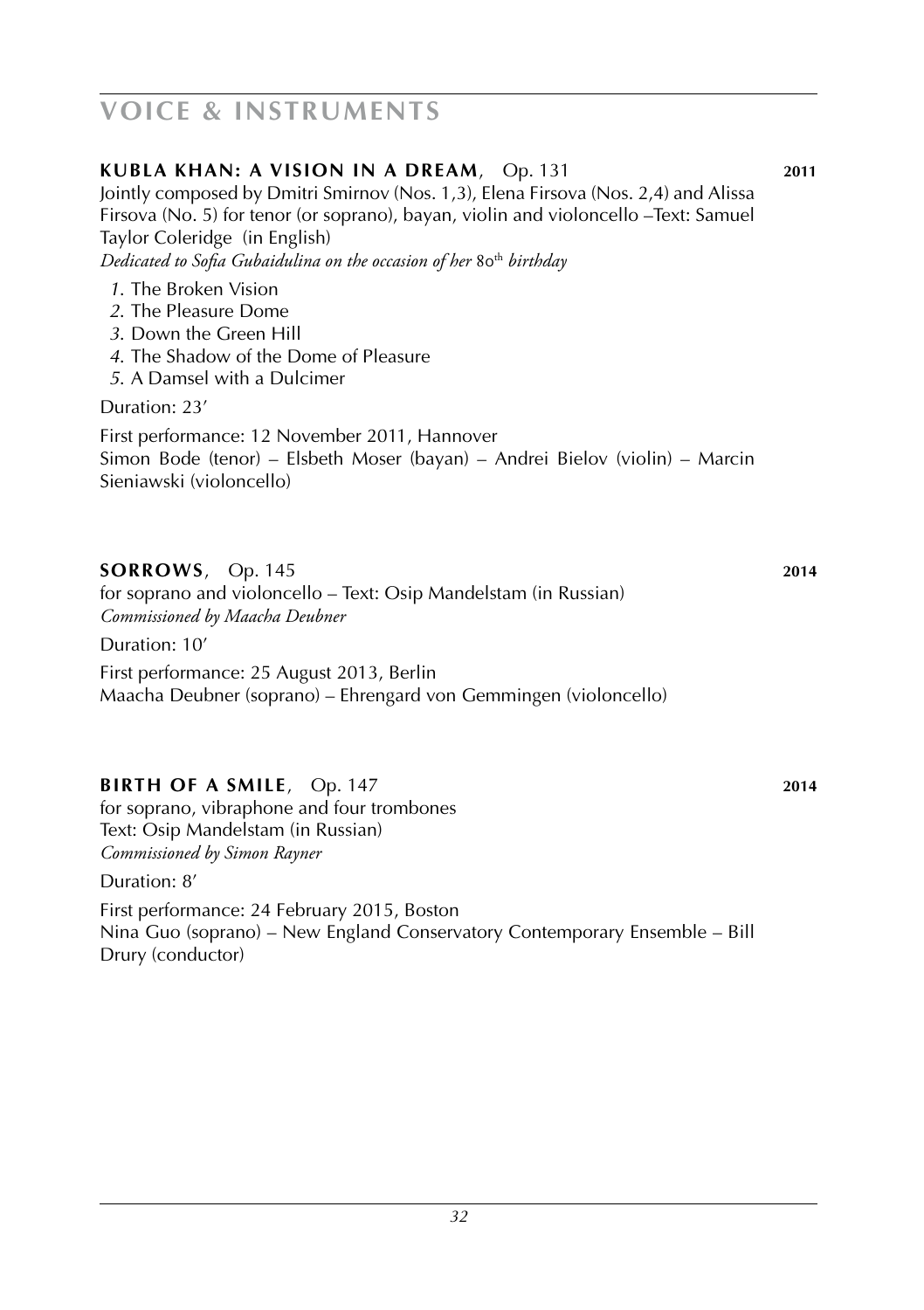# VOICE & INSTRUMENTS

**KUBLA KHAN: A VISION IN A DREAM**, Op. 131 **2011**

Jointly composed by Dmitri Smirnov (Nos. 1,3), Elena Firsova (Nos. 2,4) and Alissa Firsova (No. 5) for tenor (or soprano), bayan, violin and violoncello –Text: Samuel Taylor Coleridge (in English)

*Dedicated to Sofia Gubaidulina on the occasion of her 80th birthday*

*1.* The Broken Vision
*2.* The Pleasure Dome
*3.* Down the Green Hill
*4.* The Shadow of the Dome of Pleasure
*5.* A Damsel with a Dulcimer

Duration: 23'

First performance: 12 November 2011, Hannover
Simon Bode (tenor) – Elsbeth Moser (bayan) – Andrei Bielov (violin) – Marcin Sieniawski (violoncello)

**SORROWS**, Op. 145 **2014**

for soprano and violoncello – Text: Osip Mandelstam (in Russian)
*Commissioned by Maacha Deubner*

Duration: 10'

First performance: 25 August 2013, Berlin
Maacha Deubner (soprano) – Ehrengard von Gemmingen (violoncello)

**BIRTH OF A SMILE**, Op. 147 **2014**

for soprano, vibraphone and four trombones
Text: Osip Mandelstam (in Russian)
*Commissioned by Simon Rayner*

Duration: 8'

First performance: 24 February 2015, Boston
Nina Guo (soprano) – New England Conservatory Contemporary Ensemble – Bill Drury (conductor)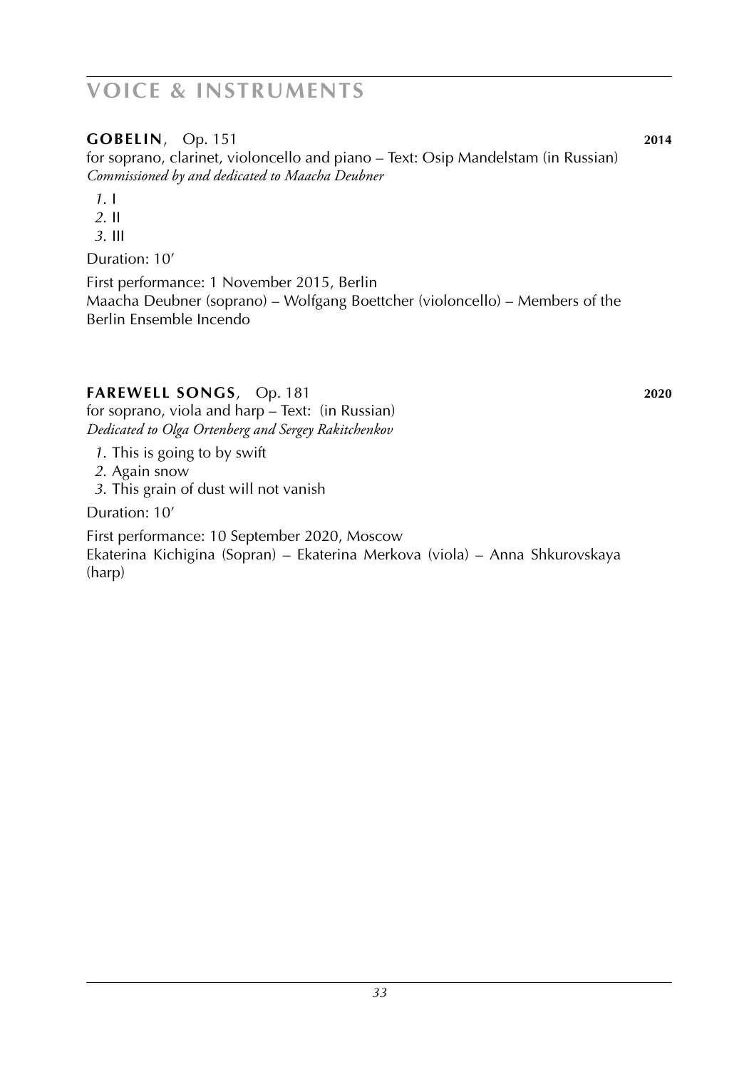# VOICE & INSTRUMENTS

**GOBELIN**, Op. 151 **2014**

for soprano, clarinet, violoncello and piano – Text: Osip Mandelstam (in Russian)
*Commissioned by and dedicated to Maacha Deubner*

*1*. I
*2*. II
*3*. III

Duration: 10'

First performance: 1 November 2015, Berlin
Maacha Deubner (soprano) – Wolfgang Boettcher (violoncello) – Members of the Berlin Ensemble Incendo

**FAREWELL SONGS**, Op. 181 **2020**

for soprano, viola and harp – Text: (in Russian)
*Dedicated to Olga Ortenberg and Sergey Rakitchenkov*

*1*. This is going to by swift
*2*. Again snow
*3*. This grain of dust will not vanish

Duration: 10'

First performance: 10 September 2020, Moscow
Ekaterina Kichigina (Sopran) – Ekaterina Merkova (viola) – Anna Shkurovskaya (harp)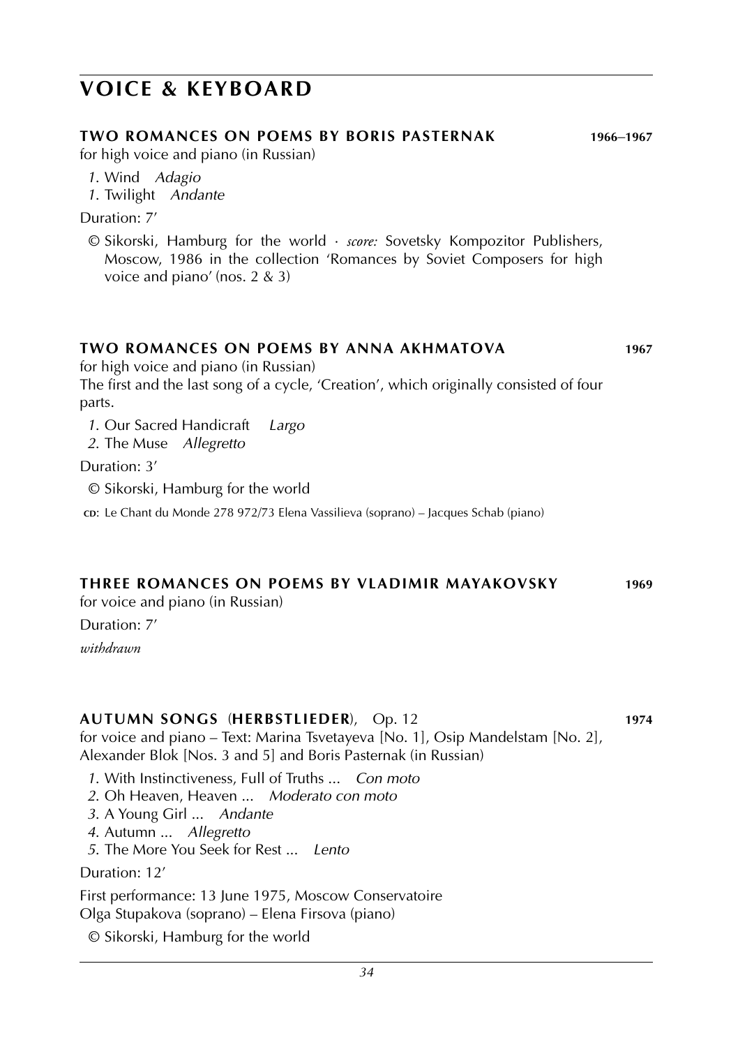# VOICE & KEYBOARD

### TWO ROMANCES ON POEMS BY BORIS PASTERNAK 1966–1967

for high voice and piano (in Russian)

*1.* Wind *Adagio*
*1.* Twilight *Andante*

Duration: 7′

© Sikorski, Hamburg for the world · *score:* Sovetsky Kompozitor Publishers, Moscow, 1986 in the collection 'Romances by Soviet Composers for high voice and piano' (nos. 2 & 3)

### TWO ROMANCES ON POEMS BY ANNA AKHMATOVA 1967

for high voice and piano (in Russian)
The first and the last song of a cycle, 'Creation', which originally consisted of four parts.

*1.* Our Sacred Handicraft *Largo*
*2.* The Muse *Allegretto*

Duration: 3′

© Sikorski, Hamburg for the world

CD: Le Chant du Monde 278 972/73 Elena Vassilieva (soprano) – Jacques Schab (piano)

### THREE ROMANCES ON POEMS BY VLADIMIR MAYAKOVSKY 1969

for voice and piano (in Russian)

Duration: 7′

*withdrawn*

### AUTUMN SONGS (HERBSTLIEDER), Op. 12 1974

for voice and piano – Text: Marina Tsvetayeva [No. 1], Osip Mandelstam [No. 2], Alexander Blok [Nos. 3 and 5] and Boris Pasternak (in Russian)

*1.* With Instinctiveness, Full of Truths ... *Con moto*
*2.* Oh Heaven, Heaven ... *Moderato con moto*
*3.* A Young Girl ... *Andante*
*4.* Autumn ... *Allegretto*
*5.* The More You Seek for Rest ... *Lento*

Duration: 12′

First performance: 13 June 1975, Moscow Conservatoire
Olga Stupakova (soprano) – Elena Firsova (piano)

© Sikorski, Hamburg for the world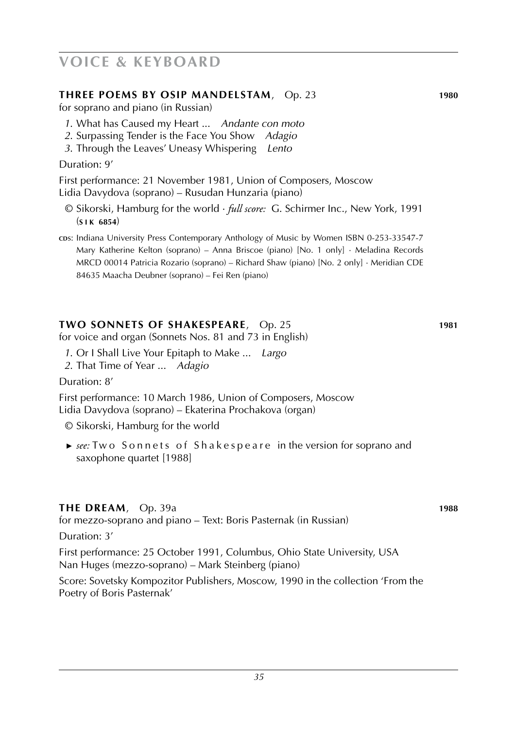# VOICE & KEYBOARD

### THREE POEMS BY OSIP MANDELSTAM, Op. 23 **1980**

for soprano and piano (in Russian)

*1*. What has Caused my Heart ... *Andante con moto*
*2*. Surpassing Tender is the Face You Show *Adagio*
*3*. Through the Leaves' Uneasy Whispering *Lento*

Duration: 9'

First performance: 21 November 1981, Union of Composers, Moscow
Lidia Davydova (soprano) – Rusudan Hunzaria (piano)

© Sikorski, Hamburg for the world · *full score:* G. Schirmer Inc., New York, 1991 (**SIK 6854**)

CDS: Indiana University Press Contemporary Anthology of Music by Women ISBN 0-253-33547-7 Mary Katherine Kelton (soprano) – Anna Briscoe (piano) [No. 1 only] · Meladina Records MRCD 00014 Patricia Rozario (soprano) – Richard Shaw (piano) [No. 2 only] · Meridian CDE 84635 Maacha Deubner (soprano) – Fei Ren (piano)

### TWO SONNETS OF SHAKESPEARE, Op. 25 **1981**

for voice and organ (Sonnets Nos. 81 and 73 in English)

*1*. Or I Shall Live Your Epitaph to Make ... *Largo*
*2*. That Time of Year ... *Adagio*

Duration: 8'

First performance: 10 March 1986, Union of Composers, Moscow
Lidia Davydova (soprano) – Ekaterina Prochakova (organ)

© Sikorski, Hamburg for the world

► *see:* Two Sonnets of Shakespeare in the version for soprano and saxophone quartet [1988]

### THE DREAM, Op. 39a **1988**

for mezzo-soprano and piano – Text: Boris Pasternak (in Russian)

Duration: 3'

First performance: 25 October 1991, Columbus, Ohio State University, USA
Nan Huges (mezzo-soprano) – Mark Steinberg (piano)

Score: Sovetsky Kompozitor Publishers, Moscow, 1990 in the collection 'From the Poetry of Boris Pasternak'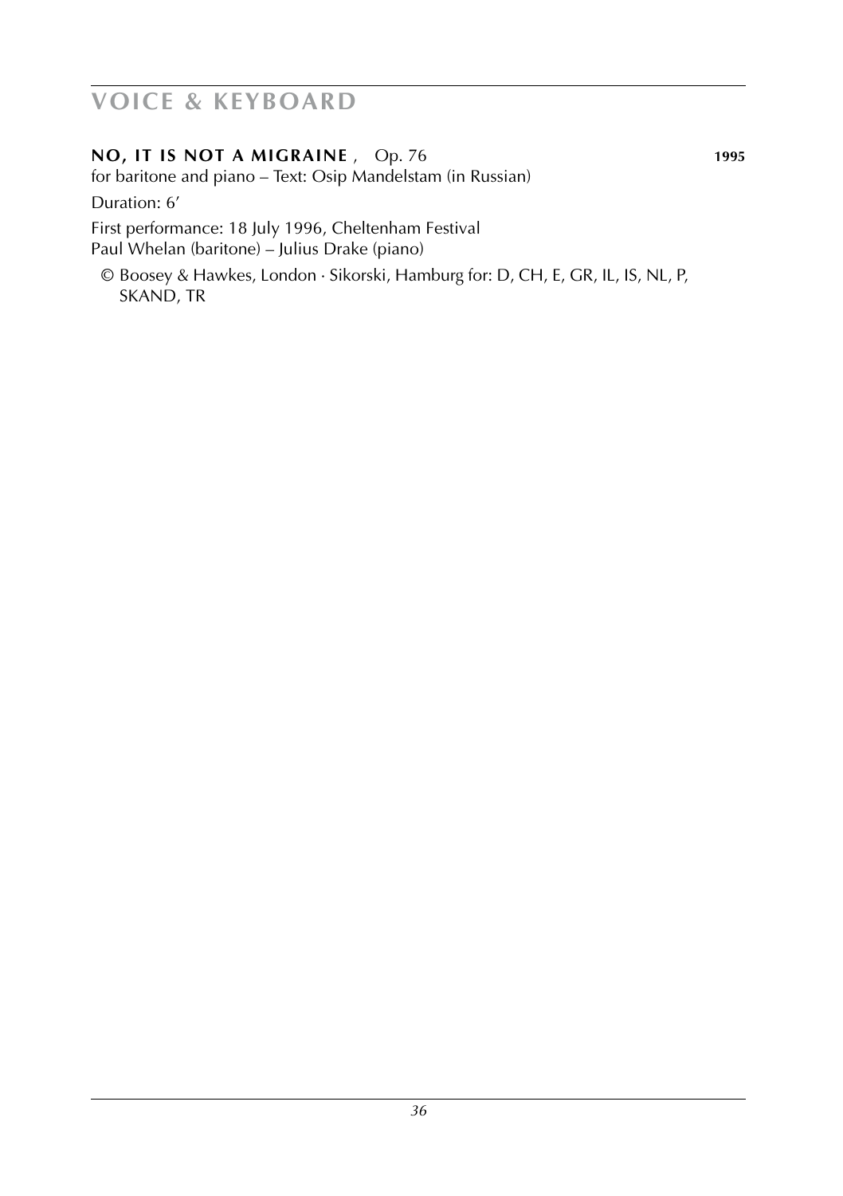## VOICE & KEYBOARD

**NO, IT IS NOT A MIGRAINE** , Op. 76 **1995**

for baritone and piano – Text: Osip Mandelstam (in Russian)

Duration: 6'

First performance: 18 July 1996, Cheltenham Festival
Paul Whelan (baritone) – Julius Drake (piano)

© Boosey & Hawkes, London · Sikorski, Hamburg for: D, CH, E, GR, IL, IS, NL, P, SKAND, TR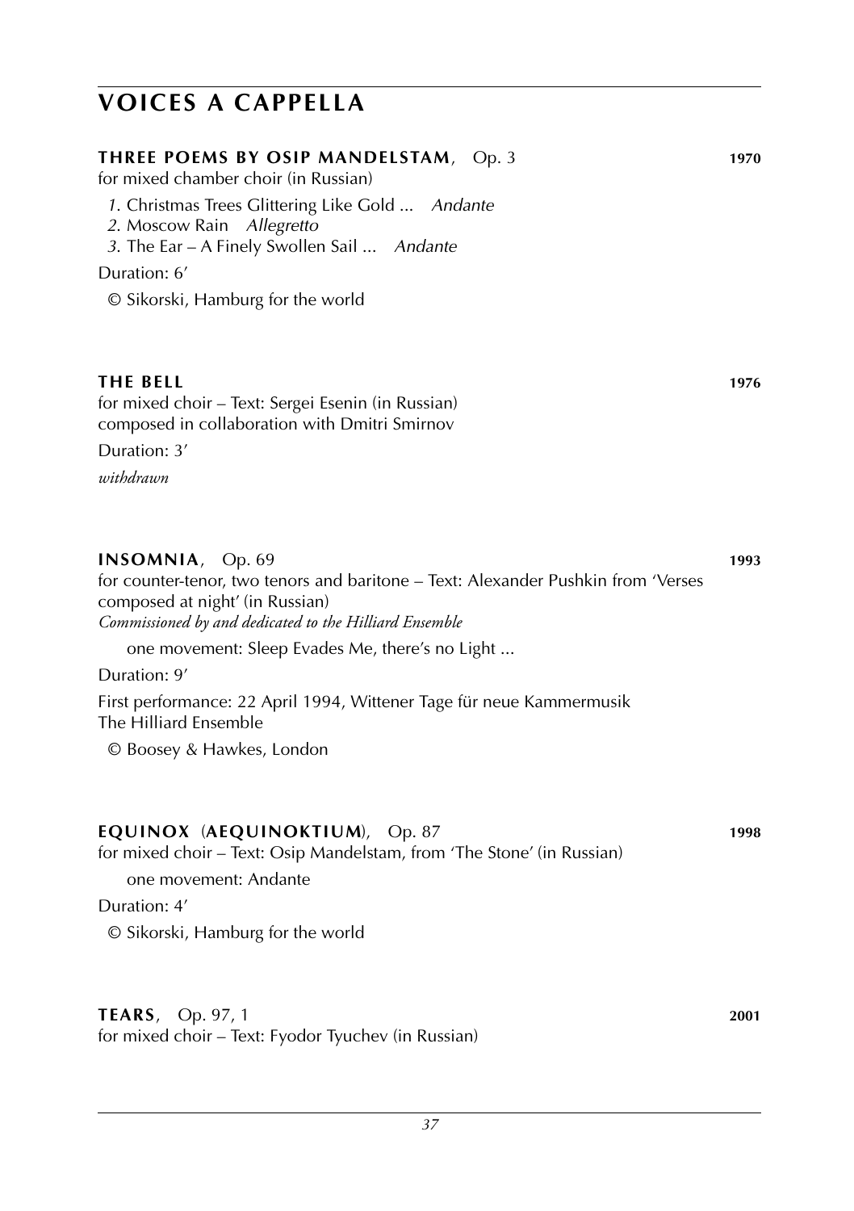# VOICES A CAPPELLA

**THREE POEMS BY OSIP MANDELSTAM**, Op. 3 **1970**
for mixed chamber choir (in Russian)

*1*. Christmas Trees Glittering Like Gold ... *Andante*
*2*. Moscow Rain *Allegretto*
*3*. The Ear – A Finely Swollen Sail ... *Andante*

Duration: 6′

© Sikorski, Hamburg for the world

**THE BELL** **1976**
for mixed choir – Text: Sergei Esenin (in Russian)
composed in collaboration with Dmitri Smirnov

Duration: 3′

*withdrawn*

**INSOMNIA**, Op. 69 **1993**
for counter-tenor, two tenors and baritone – Text: Alexander Pushkin from 'Verses composed at night' (in Russian)
*Commissioned by and dedicated to the Hilliard Ensemble*

one movement: Sleep Evades Me, there's no Light ...

Duration: 9′

First performance: 22 April 1994, Wittener Tage für neue Kammermusik
The Hilliard Ensemble

© Boosey & Hawkes, London

**EQUINOX** (**AEQUINOKTIUM**), Op. 87 **1998**
for mixed choir – Text: Osip Mandelstam, from 'The Stone' (in Russian)

one movement: Andante

Duration: 4′

© Sikorski, Hamburg for the world

**TEARS**, Op. 97, 1 **2001**
for mixed choir – Text: Fyodor Tyuchev (in Russian)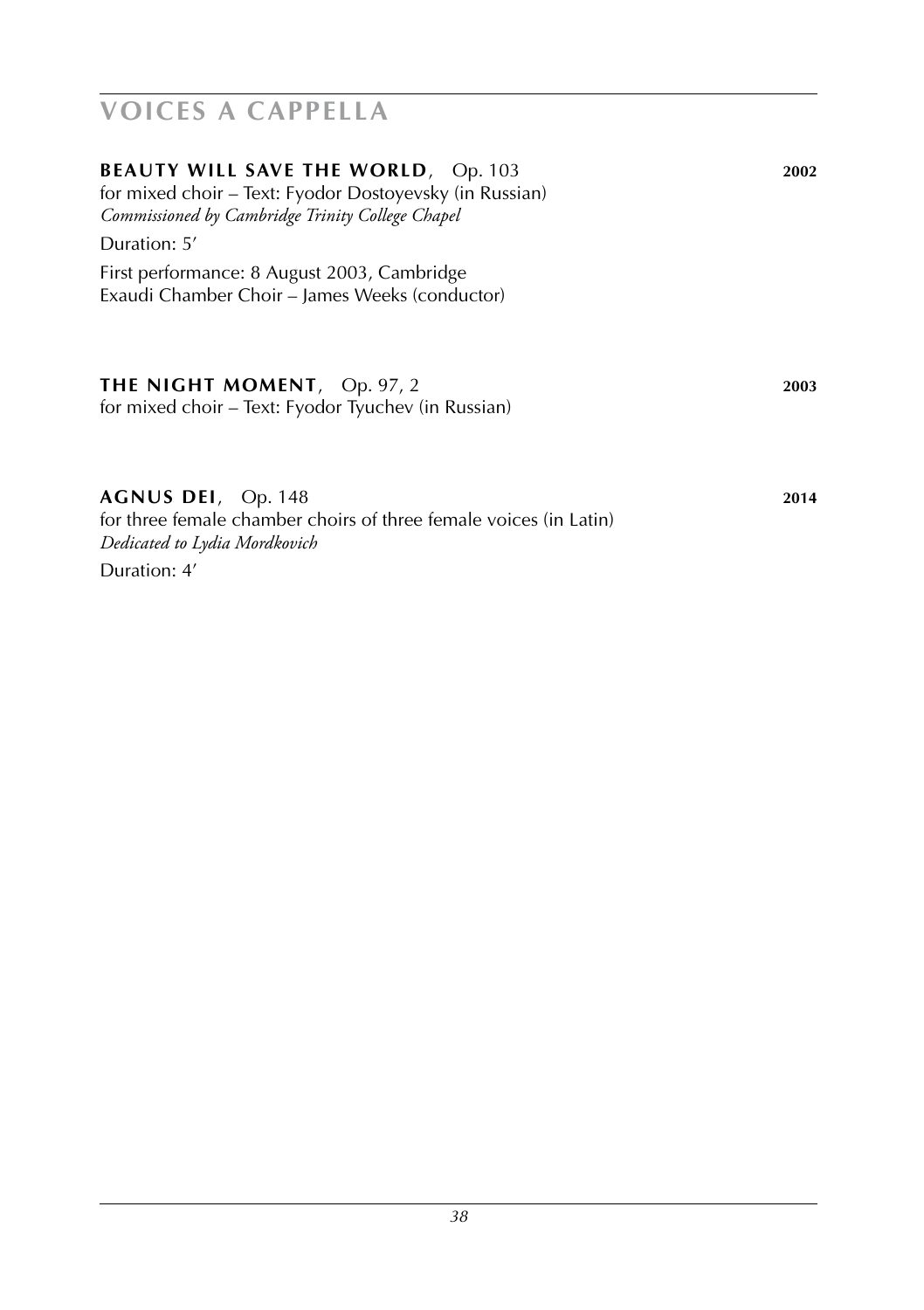# VOICES A CAPPELLA

**BEAUTY WILL SAVE THE WORLD**, Op. 103 **2002**
for mixed choir – Text: Fyodor Dostoyevsky (in Russian)
*Commissioned by Cambridge Trinity College Chapel*

Duration: 5′

First performance: 8 August 2003, Cambridge
Exaudi Chamber Choir – James Weeks (conductor)

**THE NIGHT MOMENT**, Op. 97, 2 **2003**
for mixed choir – Text: Fyodor Tyuchev (in Russian)

**AGNUS DEI**, Op. 148 **2014**
for three female chamber choirs of three female voices (in Latin)
*Dedicated to Lydia Mordkovich*

Duration: 4′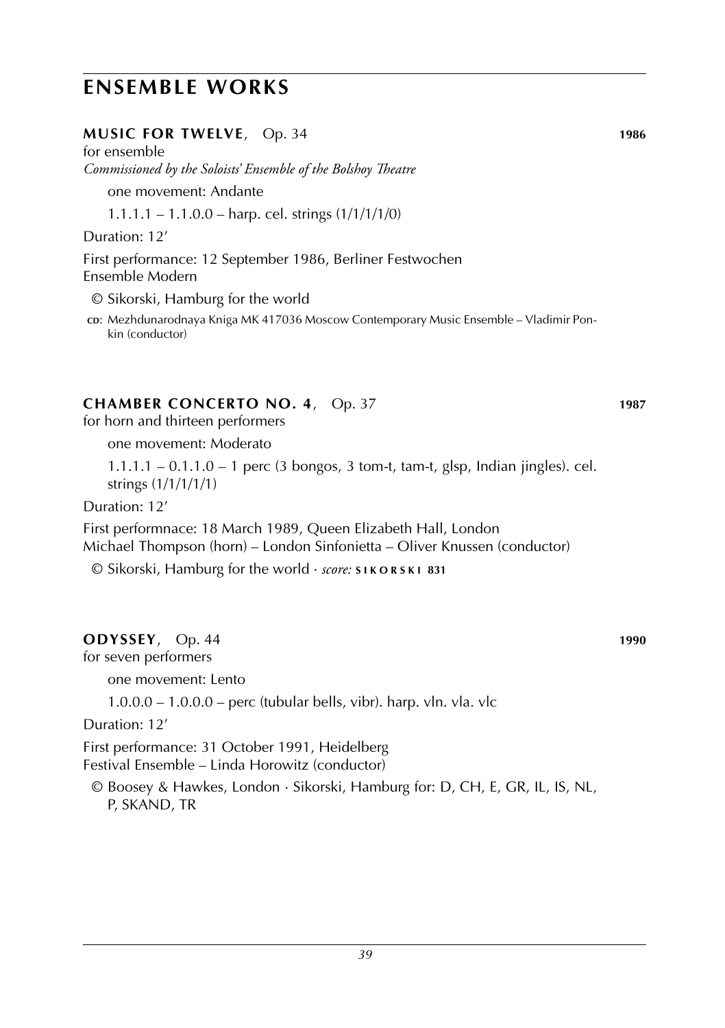# ENSEMBLE WORKS

### MUSIC FOR TWELVE, Op. 34 — 1986

for ensemble

*Commissioned by the Soloists' Ensemble of the Bolshoy Theatre*

one movement: Andante

1.1.1.1 – 1.1.0.0 – harp. cel. strings (1/1/1/1/0)

Duration: 12'

First performance: 12 September 1986, Berliner Festwochen
Ensemble Modern

© Sikorski, Hamburg for the world

CD: Mezhdunarodnaya Kniga MK 417036 Moscow Contemporary Music Ensemble – Vladimir Ponkin (conductor)

### CHAMBER CONCERTO NO. 4, Op. 37 — 1987

for horn and thirteen performers

one movement: Moderato

1.1.1.1 – 0.1.1.0 – 1 perc (3 bongos, 3 tom-t, tam-t, glsp, Indian jingles). cel. strings (1/1/1/1/1)

Duration: 12'

First performnace: 18 March 1989, Queen Elizabeth Hall, London
Michael Thompson (horn) – London Sinfonietta – Oliver Knussen (conductor)

© Sikorski, Hamburg for the world · *score:* **SIKORSKI 831**

### ODYSSEY, Op. 44 — 1990

for seven performers

one movement: Lento

1.0.0.0 – 1.0.0.0 – perc (tubular bells, vibr). harp. vln. vla. vlc

Duration: 12'

First performance: 31 October 1991, Heidelberg
Festival Ensemble – Linda Horowitz (conductor)

© Boosey & Hawkes, London · Sikorski, Hamburg for: D, CH, E, GR, IL, IS, NL, P, SKAND, TR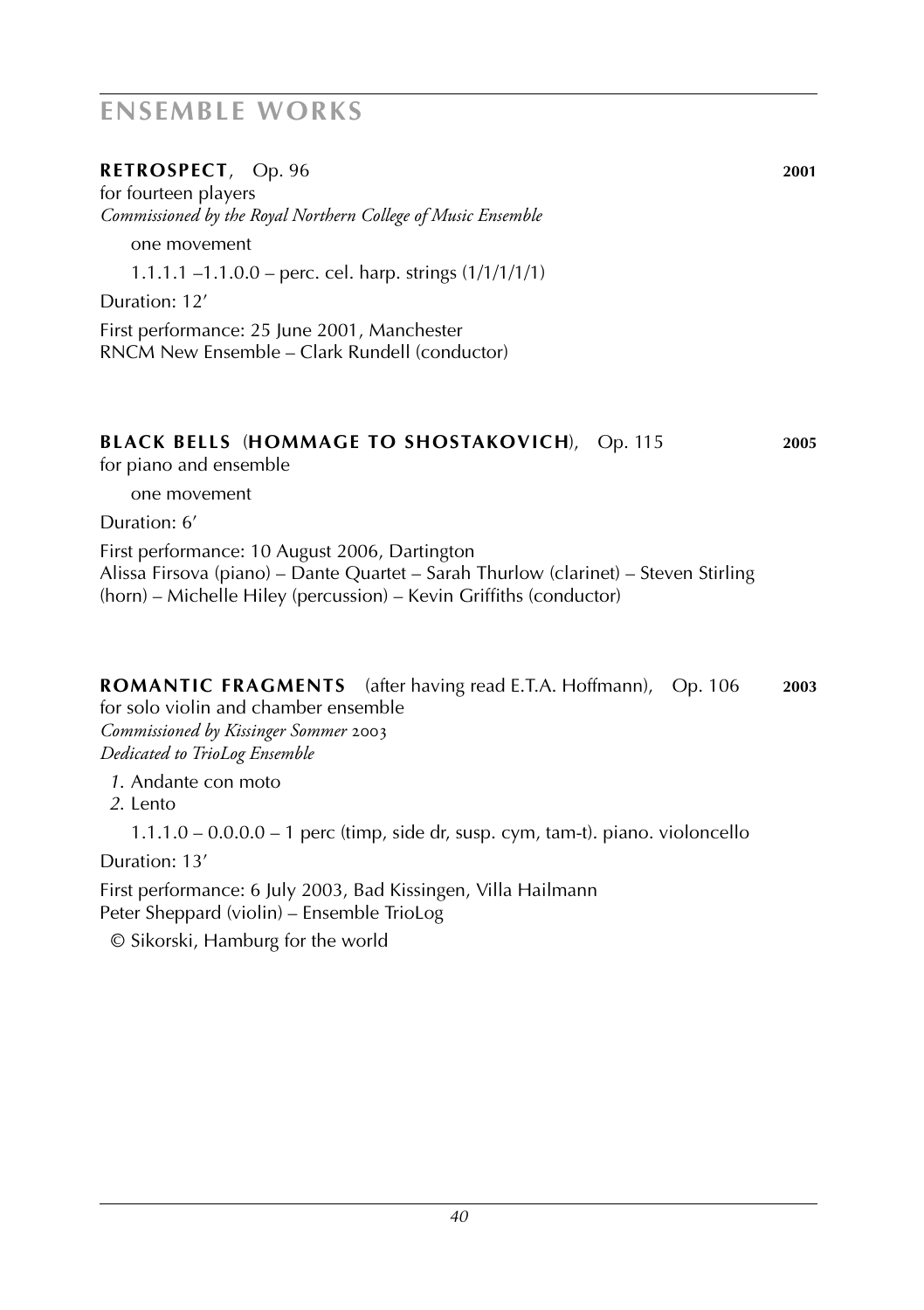# ENSEMBLE WORKS

**RETROSPECT**, Op. 96 **2001**

for fourteen players

*Commissioned by the Royal Northern College of Music Ensemble*

one movement

1.1.1.1 –1.1.0.0 – perc. cel. harp. strings (1/1/1/1/1)

Duration: 12'

First performance: 25 June 2001, Manchester
RNCM New Ensemble – Clark Rundell (conductor)

**BLACK BELLS** (**HOMMAGE TO SHOSTAKOVICH**), Op. 115 **2005**

for piano and ensemble

one movement

Duration: 6'

First performance: 10 August 2006, Dartington
Alissa Firsova (piano) – Dante Quartet – Sarah Thurlow (clarinet) – Steven Stirling (horn) – Michelle Hiley (percussion) – Kevin Griffiths (conductor)

**ROMANTIC FRAGMENTS** (after having read E.T.A. Hoffmann), Op. 106 **2003**

for solo violin and chamber ensemble

*Commissioned by Kissinger Sommer 2003*
*Dedicated to TrioLog Ensemble*

*1.* Andante con moto
*2.* Lento

1.1.1.0 – 0.0.0.0 – 1 perc (timp, side dr, susp. cym, tam-t). piano. violoncello

Duration: 13'

First performance: 6 July 2003, Bad Kissingen, Villa Hailmann
Peter Sheppard (violin) – Ensemble TrioLog

© Sikorski, Hamburg for the world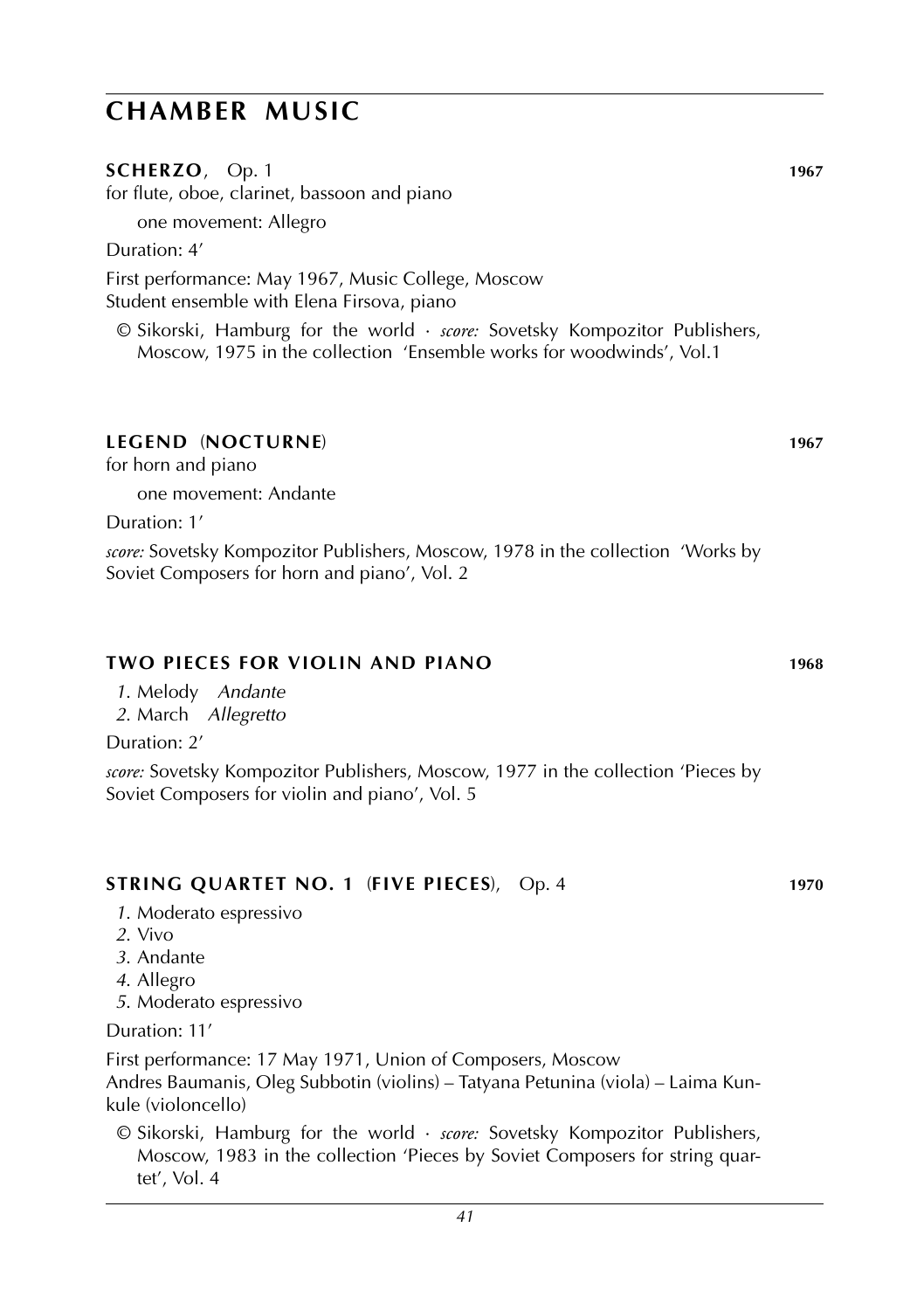# CHAMBER MUSIC

**SCHERZO**, Op. 1 **1967**

for flute, oboe, clarinet, bassoon and piano

one movement: Allegro

Duration: 4'

First performance: May 1967, Music College, Moscow
Student ensemble with Elena Firsova, piano

© Sikorski, Hamburg for the world · *score:* Sovetsky Kompozitor Publishers, Moscow, 1975 in the collection 'Ensemble works for woodwinds', Vol.1

**LEGEND (NOCTURNE)** **1967**

for horn and piano

one movement: Andante

Duration: 1'

*score:* Sovetsky Kompozitor Publishers, Moscow, 1978 in the collection 'Works by Soviet Composers for horn and piano', Vol. 2

**TWO PIECES FOR VIOLIN AND PIANO** **1968**

*1.* Melody *Andante*
*2.* March *Allegretto*

Duration: 2'

*score:* Sovetsky Kompozitor Publishers, Moscow, 1977 in the collection 'Pieces by Soviet Composers for violin and piano', Vol. 5

**STRING QUARTET NO. 1 (FIVE PIECES)**, Op. 4 **1970**

*1.* Moderato espressivo
*2.* Vivo
*3.* Andante
*4.* Allegro
*5.* Moderato espressivo

Duration: 11'

First performance: 17 May 1971, Union of Composers, Moscow
Andres Baumanis, Oleg Subbotin (violins) – Tatyana Petunina (viola) – Laima Kunkule (violoncello)

© Sikorski, Hamburg for the world · *score:* Sovetsky Kompozitor Publishers, Moscow, 1983 in the collection 'Pieces by Soviet Composers for string quartet', Vol. 4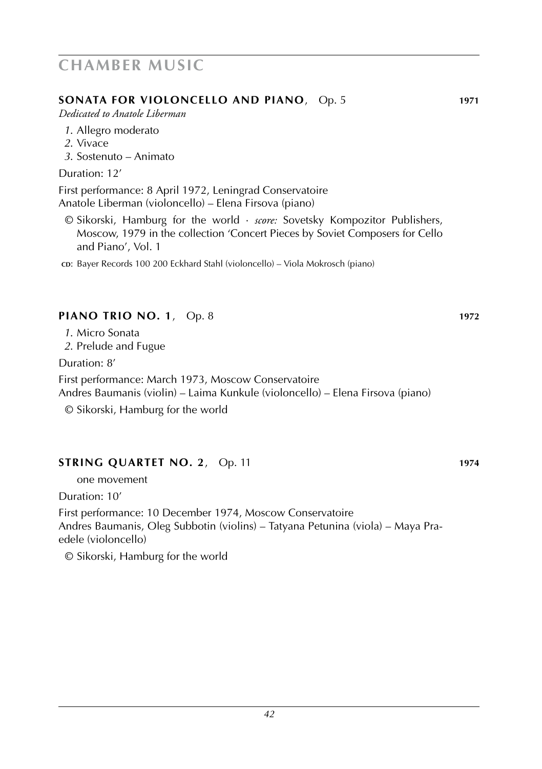## CHAMBER MUSIC

### **SONATA FOR VIOLONCELLO AND PIANO**, Op. 5 **1971**

*Dedicated to Anatole Liberman*

*1.* Allegro moderato
*2.* Vivace
*3.* Sostenuto – Animato

Duration: 12'

First performance: 8 April 1972, Leningrad Conservatoire
Anatole Liberman (violoncello) – Elena Firsova (piano)

© Sikorski, Hamburg for the world · *score:* Sovetsky Kompozitor Publishers, Moscow, 1979 in the collection 'Concert Pieces by Soviet Composers for Cello and Piano', Vol. 1

**CD**: Bayer Records 100 200 Eckhard Stahl (violoncello) – Viola Mokrosch (piano)

### **PIANO TRIO NO. 1**, Op. 8 **1972**

*1.* Micro Sonata
*2.* Prelude and Fugue

Duration: 8'

First performance: March 1973, Moscow Conservatoire
Andres Baumanis (violin) – Laima Kunkule (violoncello) – Elena Firsova (piano)

© Sikorski, Hamburg for the world

### **STRING QUARTET NO. 2**, Op. 11 **1974**

one movement

Duration: 10'

First performance: 10 December 1974, Moscow Conservatoire
Andres Baumanis, Oleg Subbotin (violins) – Tatyana Petunina (viola) – Maya Praedele (violoncello)

© Sikorski, Hamburg for the world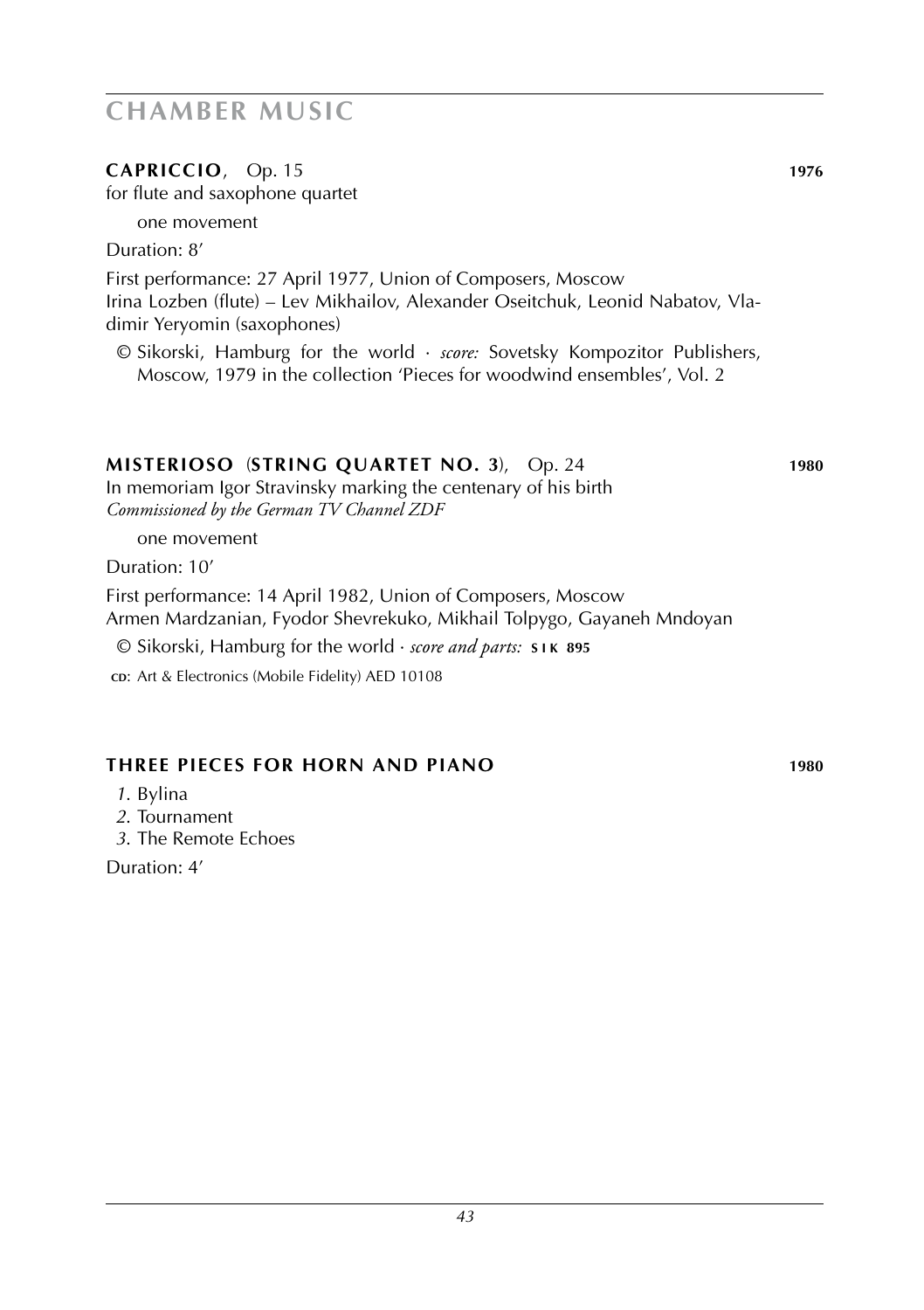# CHAMBER MUSIC

## **CAPRICCIO**, Op. 15 — 1976

for flute and saxophone quartet

one movement

Duration: 8'

First performance: 27 April 1977, Union of Composers, Moscow
Irina Lozben (flute) – Lev Mikhailov, Alexander Oseitchuk, Leonid Nabatov, Vladimir Yeryomin (saxophones)

© Sikorski, Hamburg for the world · *score:* Sovetsky Kompozitor Publishers, Moscow, 1979 in the collection 'Pieces for woodwind ensembles', Vol. 2

## **MISTERIOSO** (**STRING QUARTET NO. 3**), Op. 24 — 1980

In memoriam Igor Stravinsky marking the centenary of his birth
*Commissioned by the German TV Channel ZDF*

one movement

Duration: 10'

First performance: 14 April 1982, Union of Composers, Moscow
Armen Mardzanian, Fyodor Shevrekuko, Mikhail Tolpygo, Gayaneh Mndoyan

© Sikorski, Hamburg for the world · *score and parts:* **SIK 895**

CD: Art & Electronics (Mobile Fidelity) AED 10108

## **THREE PIECES FOR HORN AND PIANO** — 1980

*1.* Bylina
*2.* Tournament
*3.* The Remote Echoes

Duration: 4'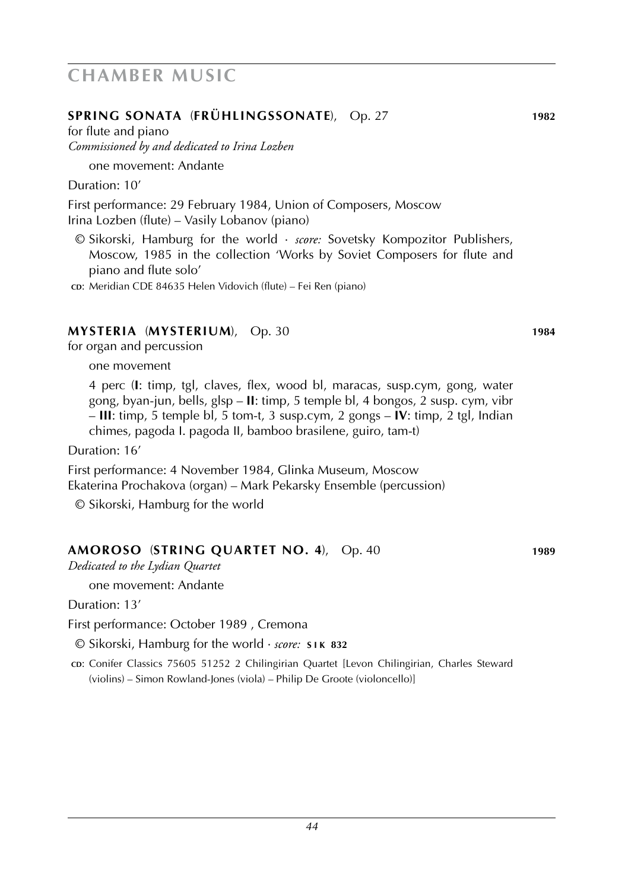# CHAMBER MUSIC

## SPRING SONATA (FRÜHLINGSSONATE), Op. 27 — 1982

for flute and piano
*Commissioned by and dedicated to Irina Lozben*

one movement: Andante

Duration: 10'

First performance: 29 February 1984, Union of Composers, Moscow
Irina Lozben (flute) – Vasily Lobanov (piano)

© Sikorski, Hamburg for the world · *score:* Sovetsky Kompozitor Publishers, Moscow, 1985 in the collection 'Works by Soviet Composers for flute and piano and flute solo'

CD: Meridian CDE 84635 Helen Vidovich (flute) – Fei Ren (piano)

## MYSTERIA (MYSTERIUM), Op. 30 — 1984

for organ and percussion

one movement

4 perc (**I**: timp, tgl, claves, flex, wood bl, maracas, susp.cym, gong, water gong, byan-jun, bells, glsp – **II**: timp, 5 temple bl, 4 bongos, 2 susp. cym, vibr – **III**: timp, 5 temple bl, 5 tom-t, 3 susp.cym, 2 gongs – **IV**: timp, 2 tgl, Indian chimes, pagoda I. pagoda II, bamboo brasilene, guiro, tam-t)

Duration: 16'

First performance: 4 November 1984, Glinka Museum, Moscow
Ekaterina Prochakova (organ) – Mark Pekarsky Ensemble (percussion)

© Sikorski, Hamburg for the world

## AMOROSO (STRING QUARTET NO. 4), Op. 40 — 1989

*Dedicated to the Lydian Quartet*

one movement: Andante

Duration: 13'

First performance: October 1989 , Cremona

© Sikorski, Hamburg for the world · *score:* **SIK 832**

CD: Conifer Classics 75605 51252 2 Chilingirian Quartet [Levon Chilingirian, Charles Steward (violins) – Simon Rowland-Jones (viola) – Philip De Groote (violoncello)]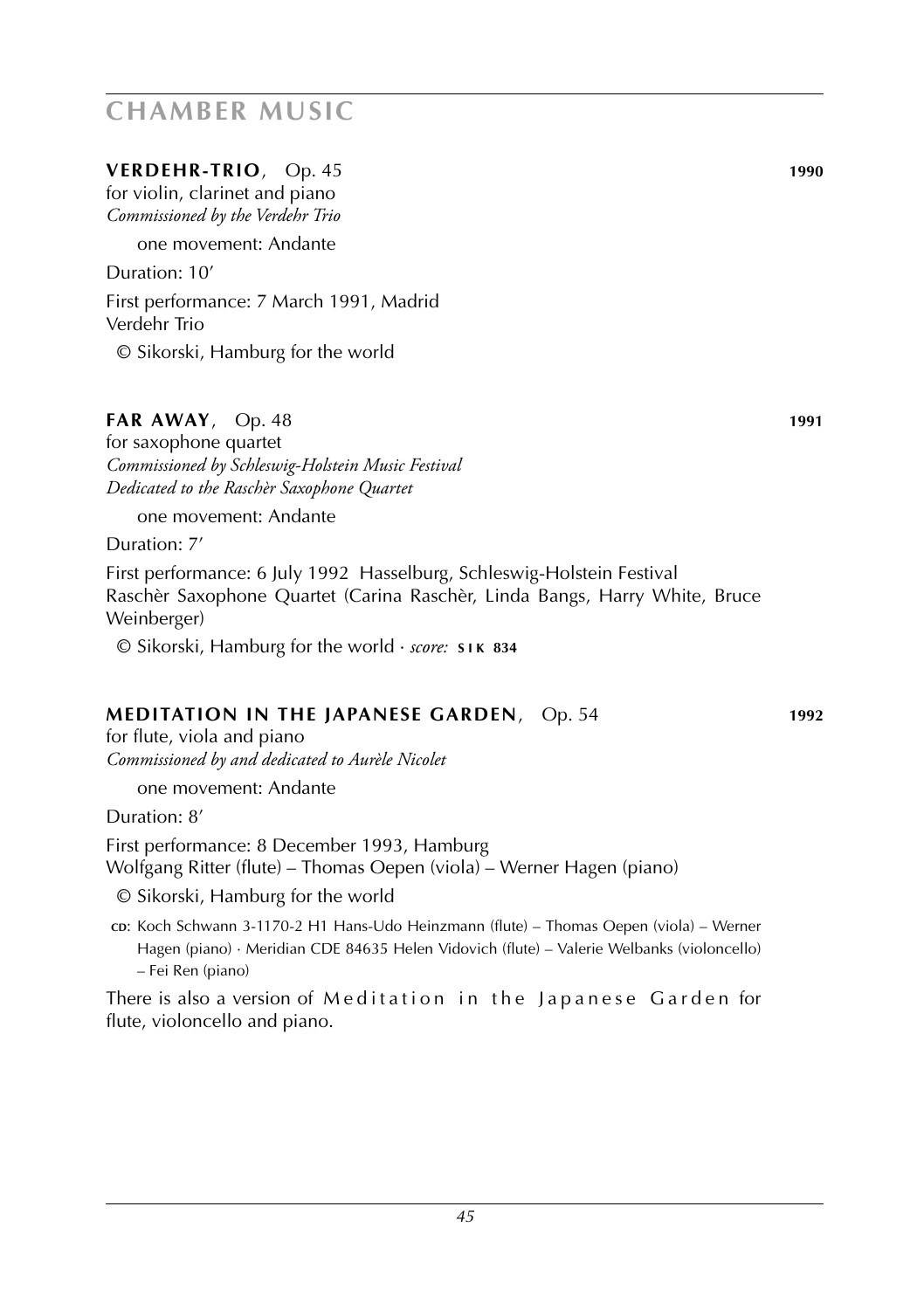# CHAMBER MUSIC

**VERDEHR-TRIO**, Op. 45 **1990**

for violin, clarinet and piano
*Commissioned by the Verdehr Trio*

one movement: Andante

Duration: 10'

First performance: 7 March 1991, Madrid
Verdehr Trio

© Sikorski, Hamburg for the world

**FAR AWAY**, Op. 48 **1991**

for saxophone quartet
*Commissioned by Schleswig-Holstein Music Festival*
*Dedicated to the Raschèr Saxophone Quartet*

one movement: Andante

Duration: 7'

First performance: 6 July 1992 Hasselburg, Schleswig-Holstein Festival
Raschèr Saxophone Quartet (Carina Raschèr, Linda Bangs, Harry White, Bruce Weinberger)

© Sikorski, Hamburg for the world · *score:* **SIK 834**

**MEDITATION IN THE JAPANESE GARDEN**, Op. 54 **1992**

for flute, viola and piano
*Commissioned by and dedicated to Aurèle Nicolet*

one movement: Andante

Duration: 8'

First performance: 8 December 1993, Hamburg
Wolfgang Ritter (flute) – Thomas Oepen (viola) – Werner Hagen (piano)

© Sikorski, Hamburg for the world

**CD**: Koch Schwann 3-1170-2 H1 Hans-Udo Heinzmann (flute) – Thomas Oepen (viola) – Werner Hagen (piano) · Meridian CDE 84635 Helen Vidovich (flute) – Valerie Welbanks (violoncello) – Fei Ren (piano)

There is also a version of Meditation in the Japanese Garden for flute, violoncello and piano.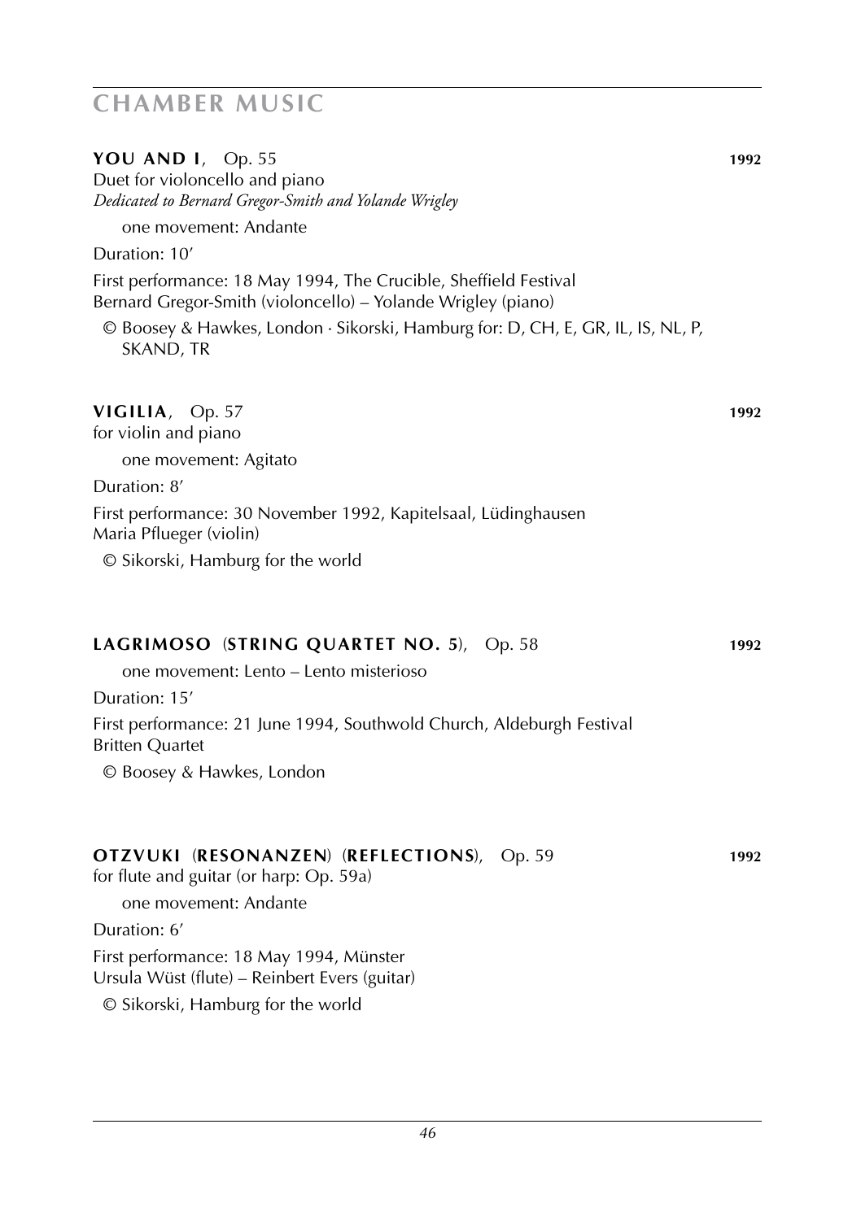# CHAMBER MUSIC

**YOU AND I**, Op. 55 **1992**

Duet for violoncello and piano

*Dedicated to Bernard Gregor-Smith and Yolande Wrigley*

one movement: Andante

Duration: 10′

First performance: 18 May 1994, The Crucible, Sheffield Festival
Bernard Gregor-Smith (violoncello) – Yolande Wrigley (piano)

© Boosey & Hawkes, London · Sikorski, Hamburg for: D, CH, E, GR, IL, IS, NL, P, SKAND, TR

**VIGILIA**, Op. 57 **1992**

for violin and piano

one movement: Agitato

Duration: 8′

First performance: 30 November 1992, Kapitelsaal, Lüdinghausen
Maria Pflueger (violin)

© Sikorski, Hamburg for the world

**LAGRIMOSO** (**STRING QUARTET NO. 5**), Op. 58 **1992**

one movement: Lento – Lento misterioso

Duration: 15′

First performance: 21 June 1994, Southwold Church, Aldeburgh Festival
Britten Quartet

© Boosey & Hawkes, London

**OTZVUKI** (**RESONANZEN**) (**REFLECTIONS**), Op. 59 **1992**

for flute and guitar (or harp: Op. 59a)

one movement: Andante

Duration: 6′

First performance: 18 May 1994, Münster
Ursula Wüst (flute) – Reinbert Evers (guitar)

© Sikorski, Hamburg for the world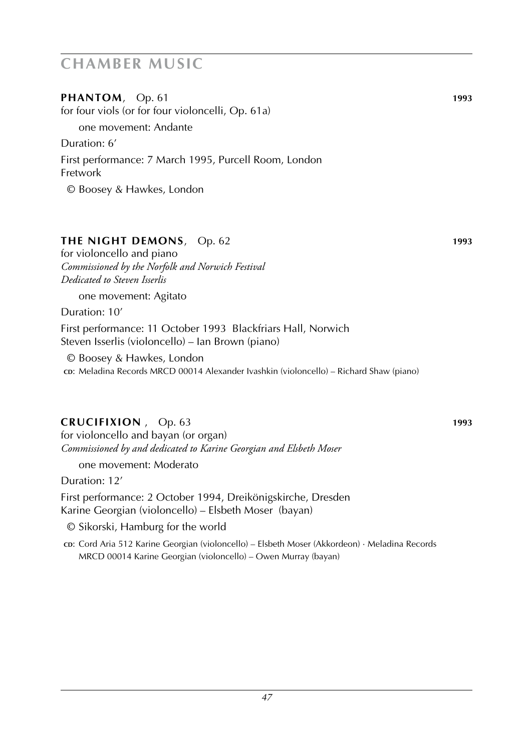# CHAMBER MUSIC

**PHANTOM**, Op. 61 **1993**

for four viols (or for four violoncelli, Op. 61a)

one movement: Andante

Duration: 6′

First performance: 7 March 1995, Purcell Room, London
Fretwork

© Boosey & Hawkes, London

**THE NIGHT DEMONS**, Op. 62 **1993**

for violoncello and piano
*Commissioned by the Norfolk and Norwich Festival*
*Dedicated to Steven Isserlis*

one movement: Agitato

Duration: 10′

First performance: 11 October 1993 Blackfriars Hall, Norwich
Steven Isserlis (violoncello) – Ian Brown (piano)

© Boosey & Hawkes, London

**CD**: Meladina Records MRCD 00014 Alexander Ivashkin (violoncello) – Richard Shaw (piano)

**CRUCIFIXION** , Op. 63 **1993**

for violoncello and bayan (or organ)
*Commissioned by and dedicated to Karine Georgian and Elsbeth Moser*

one movement: Moderato

Duration: 12′

First performance: 2 October 1994, Dreikönigskirche, Dresden
Karine Georgian (violoncello) – Elsbeth Moser (bayan)

© Sikorski, Hamburg for the world

**CD**: Cord Aria 512 Karine Georgian (violoncello) – Elsbeth Moser (Akkordeon) · Meladina Records MRCD 00014 Karine Georgian (violoncello) – Owen Murray (bayan)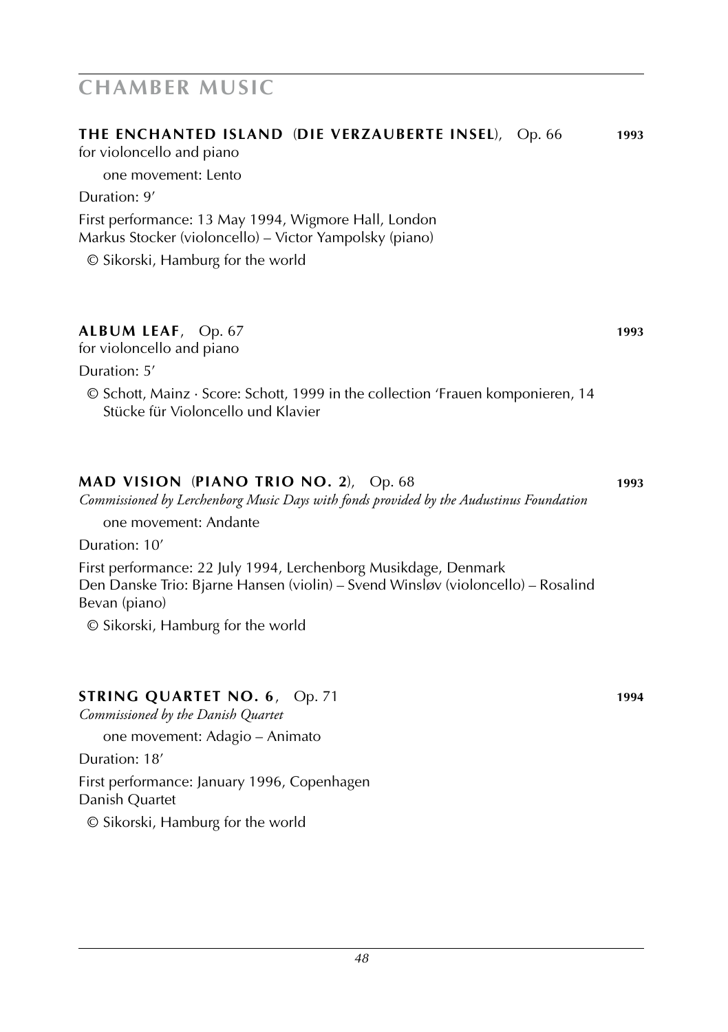# CHAMBER MUSIC

## THE ENCHANTED ISLAND (DIE VERZAUBERTE INSEL), Op. 66 — 1993

for violoncello and piano

one movement: Lento

Duration: 9'

First performance: 13 May 1994, Wigmore Hall, London
Markus Stocker (violoncello) – Victor Yampolsky (piano)

© Sikorski, Hamburg for the world

## ALBUM LEAF, Op. 67 — 1993

for violoncello and piano

Duration: 5'

© Schott, Mainz · Score: Schott, 1999 in the collection 'Frauen komponieren, 14 Stücke für Violoncello und Klavier

## MAD VISION (PIANO TRIO NO. 2), Op. 68 — 1993

*Commissioned by Lerchenborg Music Days with fonds provided by the Audustinus Foundation*

one movement: Andante

Duration: 10'

First performance: 22 July 1994, Lerchenborg Musikdage, Denmark
Den Danske Trio: Bjarne Hansen (violin) – Svend Winsløv (violoncello) – Rosalind Bevan (piano)

© Sikorski, Hamburg for the world

## STRING QUARTET NO. 6, Op. 71 — 1994

*Commissioned by the Danish Quartet*

one movement: Adagio – Animato

Duration: 18'

First performance: January 1996, Copenhagen
Danish Quartet

© Sikorski, Hamburg for the world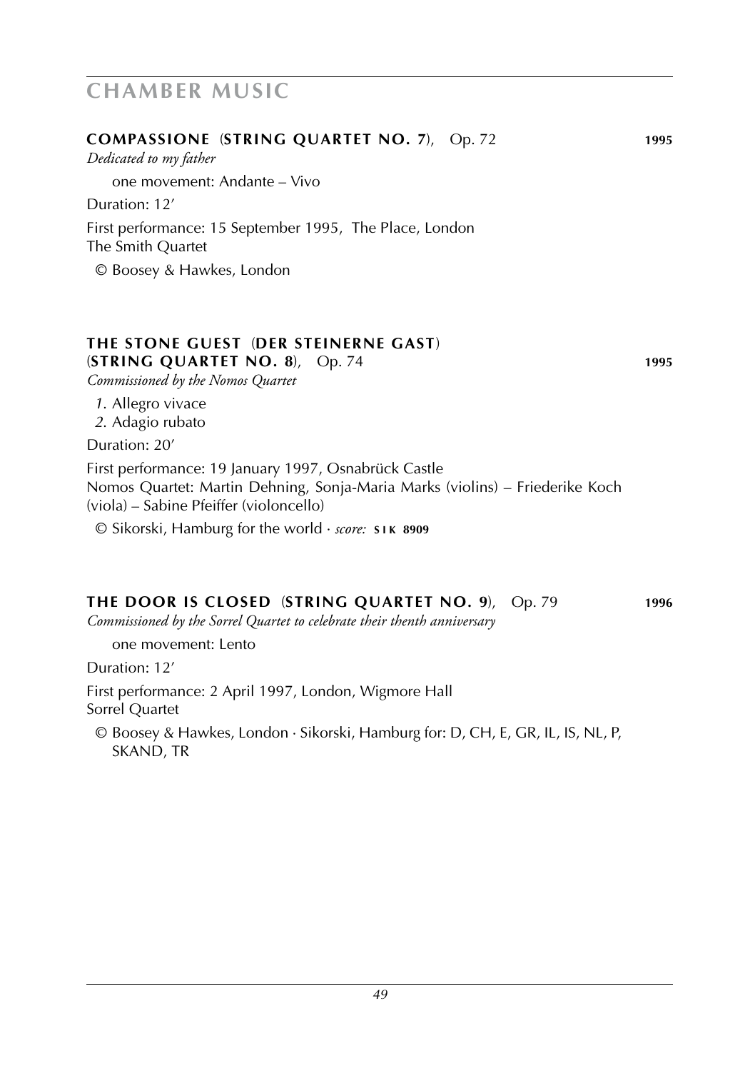# CHAMBER MUSIC

**COMPASSIONE (STRING QUARTET NO. 7)**, Op. 72 **1995**

*Dedicated to my father*

one movement: Andante – Vivo

Duration: 12′

First performance: 15 September 1995, The Place, London
The Smith Quartet

© Boosey & Hawkes, London

**THE STONE GUEST (DER STEINERNE GAST) (STRING QUARTET NO. 8)**, Op. 74 **1995**

*Commissioned by the Nomos Quartet*

*1*. Allegro vivace
*2*. Adagio rubato

Duration: 20′

First performance: 19 January 1997, Osnabrück Castle
Nomos Quartet: Martin Dehning, Sonja-Maria Marks (violins) – Friederike Koch (viola) – Sabine Pfeiffer (violoncello)

© Sikorski, Hamburg for the world · *score:* **SIK 8909**

**THE DOOR IS CLOSED (STRING QUARTET NO. 9)**, Op. 79 **1996**

*Commissioned by the Sorrel Quartet to celebrate their thenth anniversary*

one movement: Lento

Duration: 12′

First performance: 2 April 1997, London, Wigmore Hall
Sorrel Quartet

© Boosey & Hawkes, London · Sikorski, Hamburg for: D, CH, E, GR, IL, IS, NL, P, SKAND, TR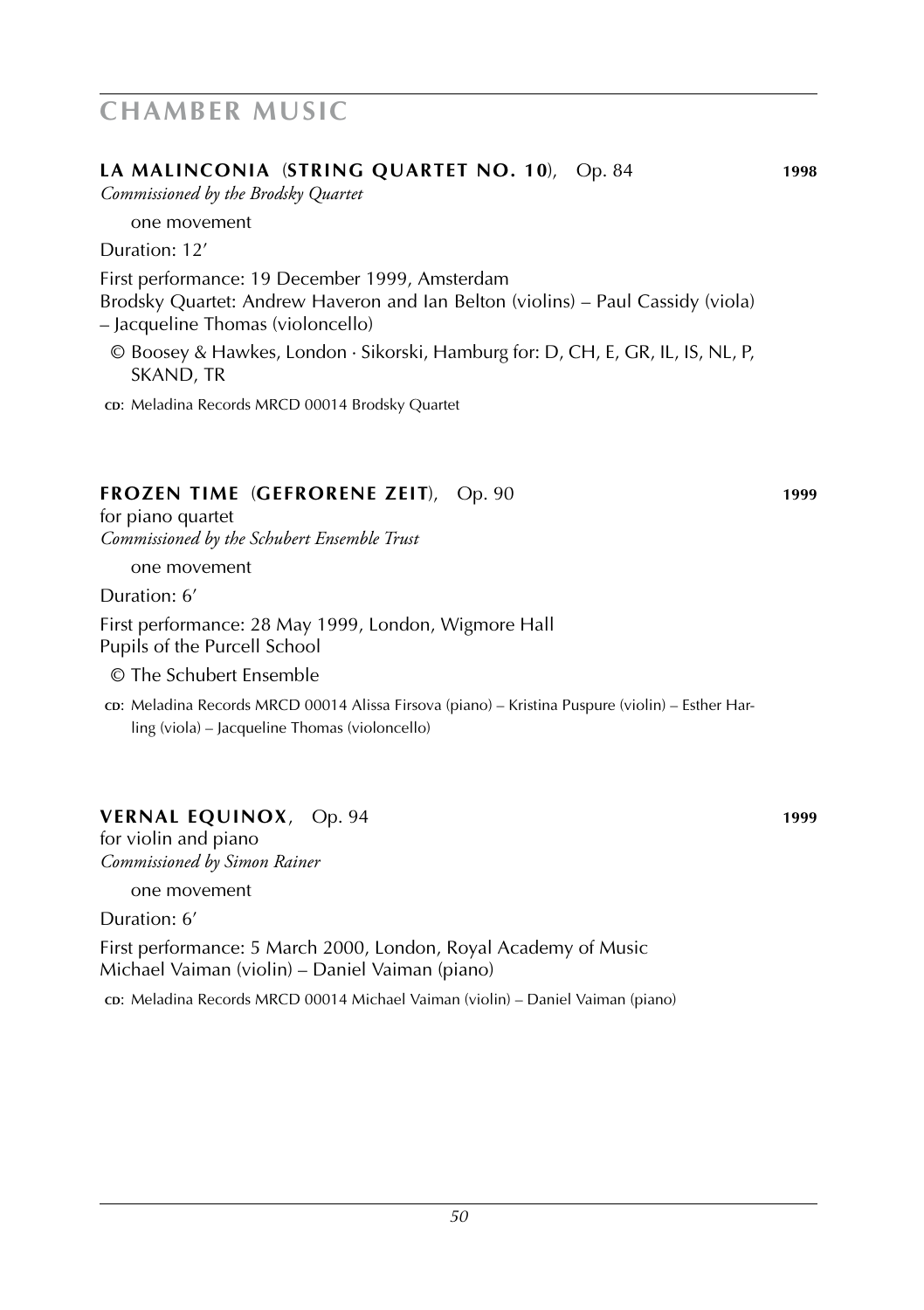# CHAMBER MUSIC

## LA MALINCONIA (STRING QUARTET NO. 10), Op. 84 — 1998

*Commissioned by the Brodsky Quartet*

one movement

Duration: 12′

First performance: 19 December 1999, Amsterdam
Brodsky Quartet: Andrew Haveron and Ian Belton (violins) – Paul Cassidy (viola) – Jacqueline Thomas (violoncello)

© Boosey & Hawkes, London · Sikorski, Hamburg for: D, CH, E, GR, IL, IS, NL, P, SKAND, TR

CD: Meladina Records MRCD 00014 Brodsky Quartet

## FROZEN TIME (GEFRORENE ZEIT), Op. 90 — 1999

for piano quartet
*Commissioned by the Schubert Ensemble Trust*

one movement

Duration: 6′

First performance: 28 May 1999, London, Wigmore Hall
Pupils of the Purcell School

© The Schubert Ensemble

CD: Meladina Records MRCD 00014 Alissa Firsova (piano) – Kristina Puspure (violin) – Esther Harling (viola) – Jacqueline Thomas (violoncello)

## VERNAL EQUINOX, Op. 94 — 1999

for violin and piano
*Commissioned by Simon Rainer*

one movement

Duration: 6′

First performance: 5 March 2000, London, Royal Academy of Music
Michael Vaiman (violin) – Daniel Vaiman (piano)

CD: Meladina Records MRCD 00014 Michael Vaiman (violin) – Daniel Vaiman (piano)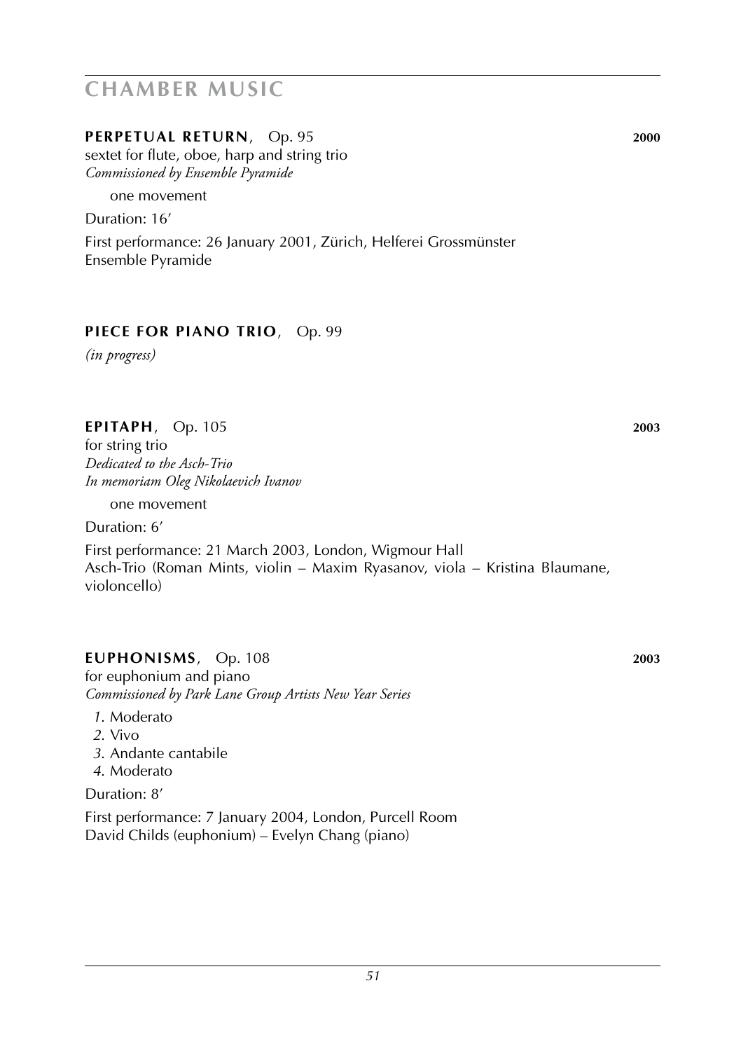# CHAMBER MUSIC

## PERPETUAL RETURN, Op. 95 — 2000

sextet for flute, oboe, harp and string trio
*Commissioned by Ensemble Pyramide*

one movement

Duration: 16′

First performance: 26 January 2001, Zürich, Helferei Grossmünster
Ensemble Pyramide

## PIECE FOR PIANO TRIO, Op. 99

*(in progress)*

## EPITAPH, Op. 105 — 2003

for string trio
*Dedicated to the Asch-Trio*
*In memoriam Oleg Nikolaevich Ivanov*

one movement

Duration: 6′

First performance: 21 March 2003, London, Wigmour Hall
Asch-Trio (Roman Mints, violin – Maxim Ryasanov, viola – Kristina Blaumane, violoncello)

## EUPHONISMS, Op. 108 — 2003

for euphonium and piano
*Commissioned by Park Lane Group Artists New Year Series*

*1.* Moderato
*2.* Vivo
*3.* Andante cantabile
*4.* Moderato

Duration: 8′

First performance: 7 January 2004, London, Purcell Room
David Childs (euphonium) – Evelyn Chang (piano)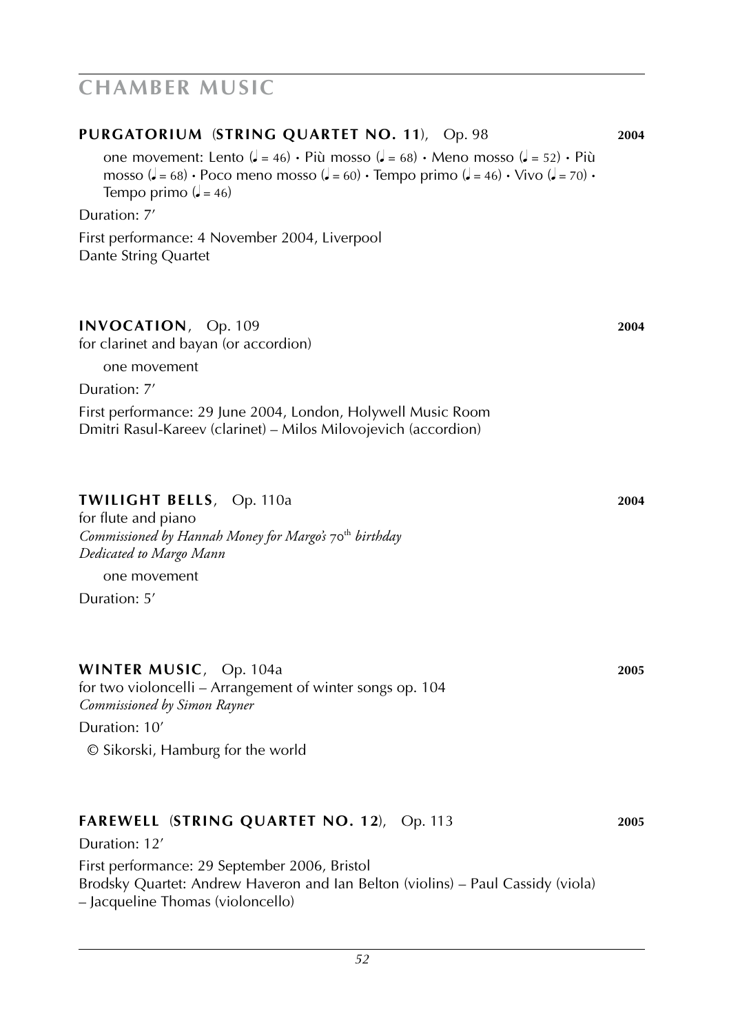# CHAMBER MUSIC

**PURGATORIUM (STRING QUARTET NO. 11)**, Op. 98 **2004**

one movement: Lento (♩ = 46) • Più mosso (♩ = 68) • Meno mosso (♩ = 52) • Più mosso (♩ = 68) • Poco meno mosso (♩ = 60) • Tempo primo (♩ = 46) • Vivo (♩ = 70) • Tempo primo (♩ = 46)

Duration: 7′

First performance: 4 November 2004, Liverpool
Dante String Quartet

**INVOCATION**, Op. 109 **2004**

for clarinet and bayan (or accordion)

one movement

Duration: 7′

First performance: 29 June 2004, London, Holywell Music Room
Dmitri Rasul-Kareev (clarinet) – Milos Milovojevich (accordion)

**TWILIGHT BELLS**, Op. 110a **2004**

for flute and piano
*Commissioned by Hannah Money for Margo's 70th birthday*
*Dedicated to Margo Mann*

one movement

Duration: 5′

**WINTER MUSIC**, Op. 104a **2005**

for two violoncelli – Arrangement of winter songs op. 104
*Commissioned by Simon Rayner*

Duration: 10′

© Sikorski, Hamburg for the world

**FAREWELL (STRING QUARTET NO. 12)**, Op. 113 **2005**

Duration: 12′

First performance: 29 September 2006, Bristol
Brodsky Quartet: Andrew Haveron and Ian Belton (violins) – Paul Cassidy (viola) – Jacqueline Thomas (violoncello)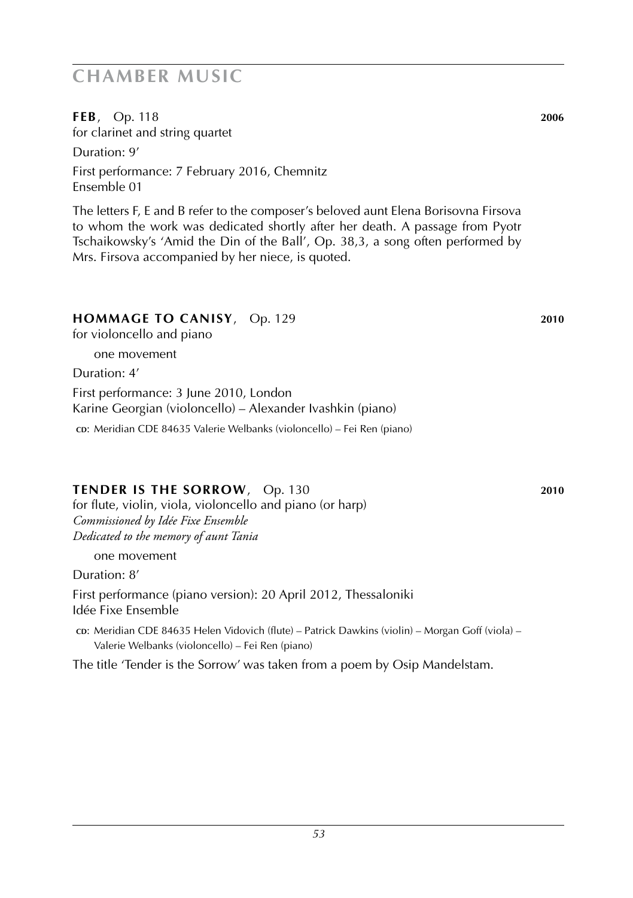## CHAMBER MUSIC

**FEB**, Op. 118 **2006**

for clarinet and string quartet

Duration: 9'

First performance: 7 February 2016, Chemnitz
Ensemble 01

The letters F, E and B refer to the composer's beloved aunt Elena Borisovna Firsova to whom the work was dedicated shortly after her death. A passage from Pyotr Tschaikowsky's 'Amid the Din of the Ball', Op. 38,3, a song often performed by Mrs. Firsova accompanied by her niece, is quoted.

**HOMMAGE TO CANISY**, Op. 129 **2010**

for violoncello and piano

one movement

Duration: 4'

First performance: 3 June 2010, London
Karine Georgian (violoncello) – Alexander Ivashkin (piano)

CD: Meridian CDE 84635 Valerie Welbanks (violoncello) – Fei Ren (piano)

**TENDER IS THE SORROW**, Op. 130 **2010**

for flute, violin, viola, violoncello and piano (or harp)
*Commissioned by Idée Fixe Ensemble*
*Dedicated to the memory of aunt Tania*

one movement

Duration: 8'

First performance (piano version): 20 April 2012, Thessaloniki
Idée Fixe Ensemble

CD: Meridian CDE 84635 Helen Vidovich (flute) – Patrick Dawkins (violin) – Morgan Goff (viola) – Valerie Welbanks (violoncello) – Fei Ren (piano)

The title 'Tender is the Sorrow' was taken from a poem by Osip Mandelstam.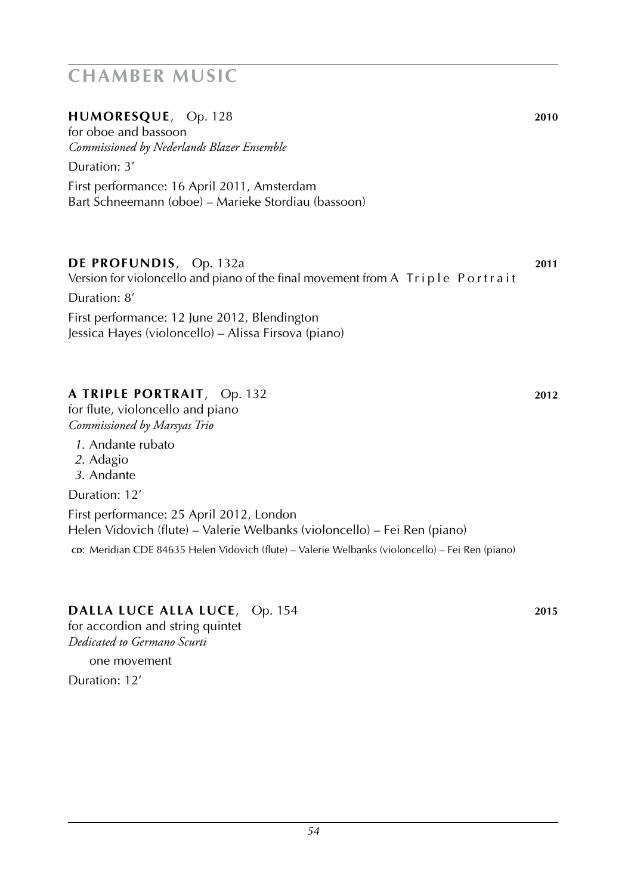# CHAMBER MUSIC

**HUMORESQUE**, Op. 128 **2010**

for oboe and bassoon
*Commissioned by Nederlands Blazer Ensemble*

Duration: 3′

First performance: 16 April 2011, Amsterdam
Bart Schneemann (oboe) – Marieke Stordiau (bassoon)

**DE PROFUNDIS**, Op. 132a **2011**

Version for violoncello and piano of the final movement from A Triple Portrait

Duration: 8′

First performance: 12 June 2012, Blendington
Jessica Hayes (violoncello) – Alissa Firsova (piano)

**A TRIPLE PORTRAIT**, Op. 132 **2012**

for flute, violoncello and piano
*Commissioned by Marsyas Trio*

*1*. Andante rubato
*2*. Adagio
*3*. Andante

Duration: 12′

First performance: 25 April 2012, London
Helen Vidovich (flute) – Valerie Welbanks (violoncello) – Fei Ren (piano)

CD: Meridian CDE 84635 Helen Vidovich (flute) – Valerie Welbanks (violoncello) – Fei Ren (piano)

**DALLA LUCE ALLA LUCE**, Op. 154 **2015**

for accordion and string quintet
*Dedicated to Germano Scurti*

one movement

Duration: 12′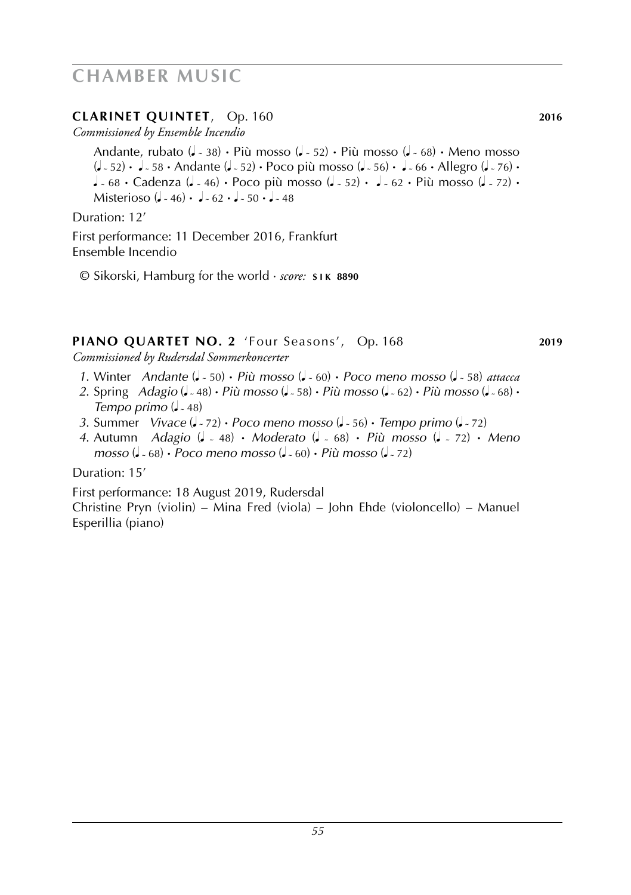# CHAMBER MUSIC

### **CLARINET QUINTET**, Op. 160 **2016**

*Commissioned by Ensemble Incendio*

Andante, rubato (♩ ~ 38) • Più mosso (♩ ~ 52) • Più mosso (♩ ~ 68) • Meno mosso (♩ ~ 52) • ♩ ~ 58 • Andante (♩ ~ 52) • Poco più mosso (♩ ~ 56) • ♩ ~ 66 • Allegro (♩ ~ 76) • ♩ ~ 68 • Cadenza (♩ ~ 46) • Poco più mosso (♩ ~ 52) • ♩ ~ 62 • Più mosso (♩ ~ 72) • Misterioso (♩ ~ 46) • ♩ ~ 62 • ♩ ~ 50 • ♩ ~ 48

Duration: 12'

First performance: 11 December 2016, Frankfurt
Ensemble Incendio

© Sikorski, Hamburg for the world · *score:* **SIK 8890**

### **PIANO QUARTET NO. 2** 'Four Seasons', Op. 168 **2019**

*Commissioned by Rudersdal Sommerkoncerter*

*1.* Winter *Andante* (♩ ~ 50) • *Più mosso* (♩ ~ 60) • *Poco meno mosso* (♩ ~ 58) *attacca*
*2.* Spring *Adagio* (♩ ~ 48) • *Più mosso* (♩ ~ 58) • *Più mosso* (♩ ~ 62) • *Più mosso* (♩ ~ 68) • *Tempo primo* (♩ ~ 48)
*3.* Summer *Vivace* (♩ ~ 72) • *Poco meno mosso* (♩ ~ 56) • *Tempo primo* (♩ ~ 72)
*4.* Autumn *Adagio* (♩ ~ 48) • *Moderato* (♩ ~ 68) • *Più mosso* (♩ ~ 72) • *Meno mosso* (♩ ~ 68) • *Poco meno mosso* (♩ ~ 60) • *Più mosso* (♩ ~ 72)

Duration: 15'

First performance: 18 August 2019, Rudersdal
Christine Pryn (violin) – Mina Fred (viola) – John Ehde (violoncello) – Manuel Esperillia (piano)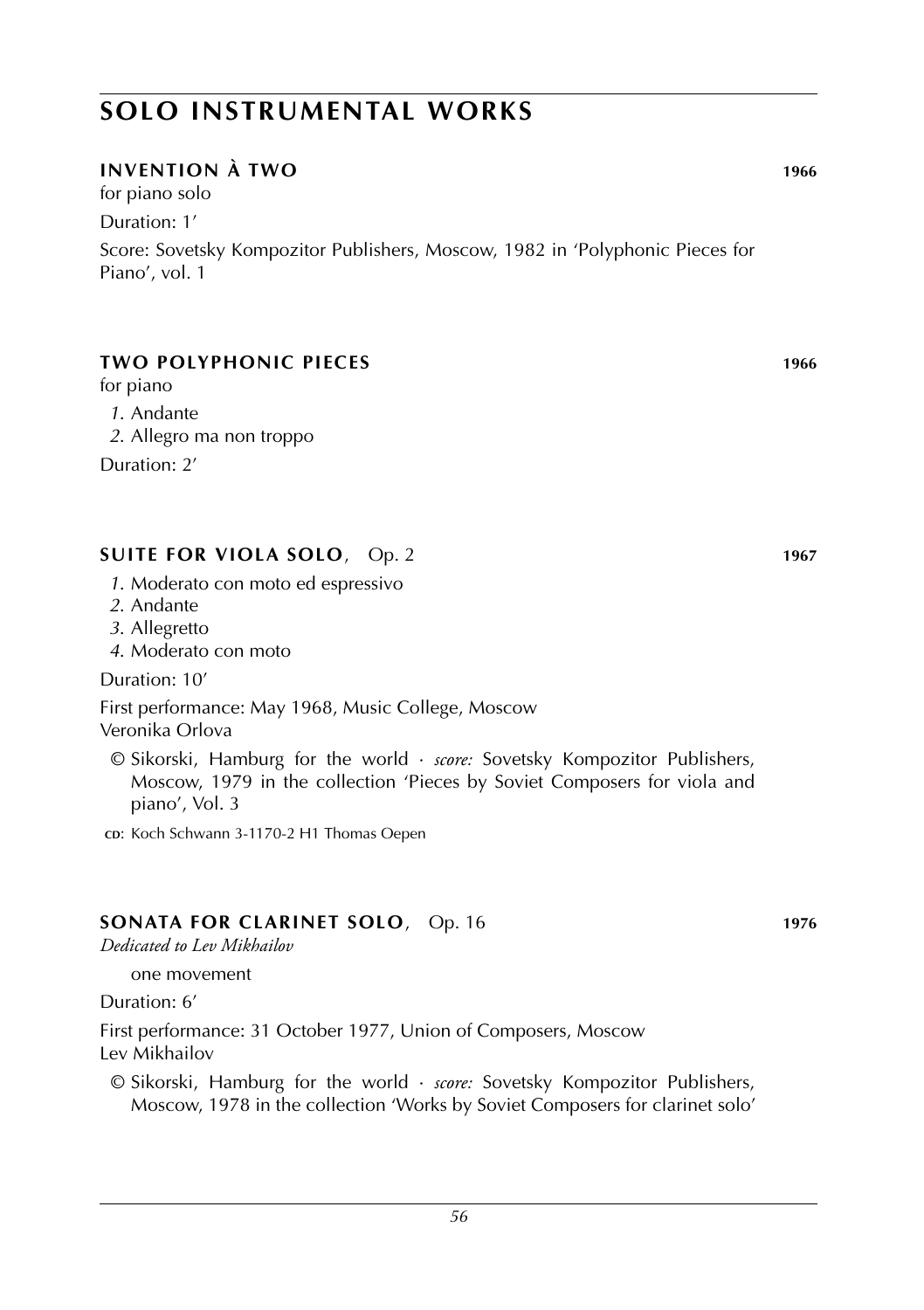# SOLO INSTRUMENTAL WORKS

## INVENTION À TWO 1966

for piano solo

Duration: 1’

Score: Sovetsky Kompozitor Publishers, Moscow, 1982 in ‘Polyphonic Pieces for Piano’, vol. 1

## TWO POLYPHONIC PIECES 1966

for piano

*1*. Andante
*2*. Allegro ma non troppo

Duration: 2’

## SUITE FOR VIOLA SOLO, Op. 2 1967

*1*. Moderato con moto ed espressivo
*2*. Andante
*3*. Allegretto
*4*. Moderato con moto

Duration: 10’

First performance: May 1968, Music College, Moscow
Veronika Orlova

© Sikorski, Hamburg for the world · *score:* Sovetsky Kompozitor Publishers, Moscow, 1979 in the collection ‘Pieces by Soviet Composers for viola and piano’, Vol. 3

CD: Koch Schwann 3-1170-2 H1 Thomas Oepen

## SONATA FOR CLARINET SOLO, Op. 16 1976

*Dedicated to Lev Mikhailov*

one movement

Duration: 6’

First performance: 31 October 1977, Union of Composers, Moscow
Lev Mikhailov

© Sikorski, Hamburg for the world · *score:* Sovetsky Kompozitor Publishers, Moscow, 1978 in the collection ‘Works by Soviet Composers for clarinet solo’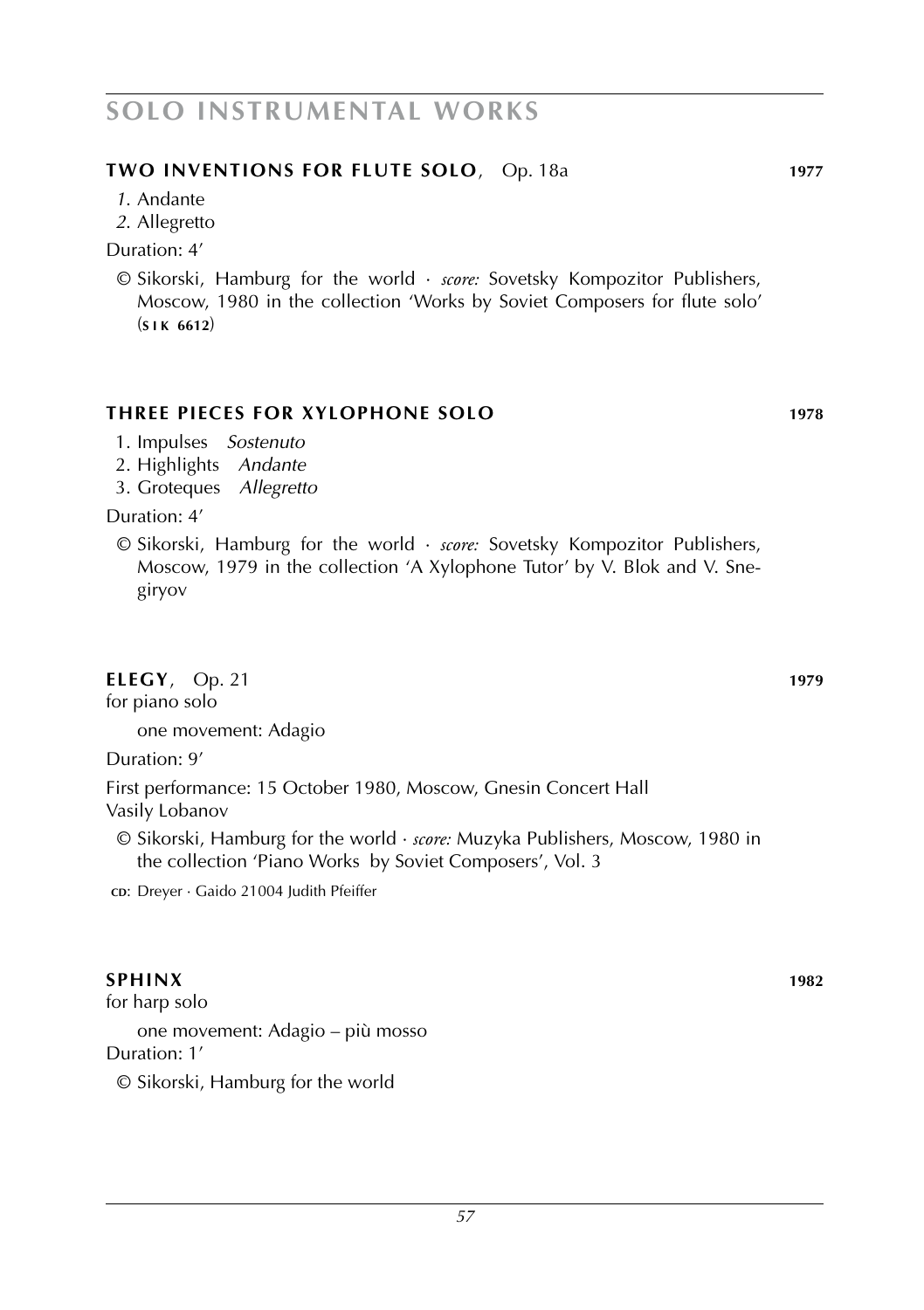# SOLO INSTRUMENTAL WORKS

## **TWO INVENTIONS FOR FLUTE SOLO**, Op. 18a — 1977

*1.* Andante
*2.* Allegretto

Duration: 4'

© Sikorski, Hamburg for the world · *score:* Sovetsky Kompozitor Publishers, Moscow, 1980 in the collection 'Works by Soviet Composers for flute solo' (**SIK 6612**)

## **THREE PIECES FOR XYLOPHONE SOLO** — 1978

1. Impulses *Sostenuto*
2. Highlights *Andante*
3. Groteques *Allegretto*

Duration: 4'

© Sikorski, Hamburg for the world · *score:* Sovetsky Kompozitor Publishers, Moscow, 1979 in the collection 'A Xylophone Tutor' by V. Blok and V. Snegiryov

## **ELEGY**, Op. 21 — 1979

for piano solo

one movement: Adagio

Duration: 9'

First performance: 15 October 1980, Moscow, Gnesin Concert Hall
Vasily Lobanov

© Sikorski, Hamburg for the world · *score:* Muzyka Publishers, Moscow, 1980 in the collection 'Piano Works by Soviet Composers', Vol. 3

CD: Dreyer · Gaido 21004 Judith Pfeiffer

## **SPHINX** — 1982

for harp solo

one movement: Adagio – più mosso

Duration: 1'

© Sikorski, Hamburg for the world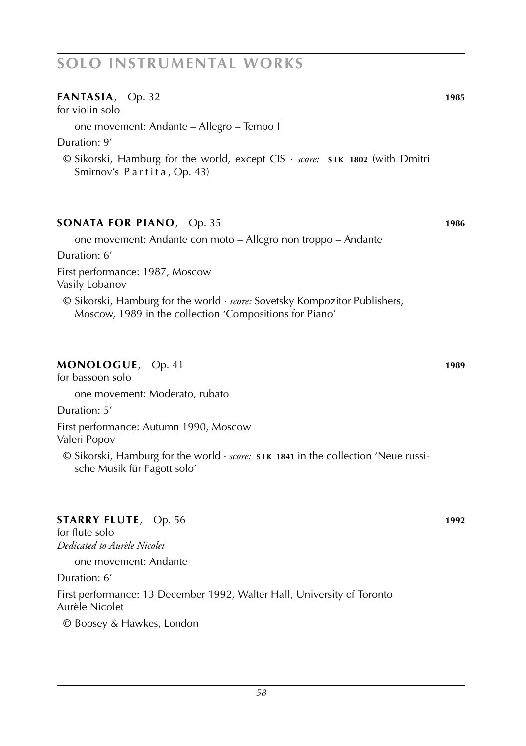# SOLO INSTRUMENTAL WORKS

**FANTASIA**, Op. 32 **1985**

for violin solo

one movement: Andante – Allegro – Tempo I

Duration: 9'

© Sikorski, Hamburg for the world, except CIS · *score:* **SIK 1802** (with Dmitri Smirnov's Partita, Op. 43)

**SONATA FOR PIANO**, Op. 35 **1986**

one movement: Andante con moto – Allegro non troppo – Andante

Duration: 6'

First performance: 1987, Moscow
Vasily Lobanov

© Sikorski, Hamburg for the world · *score:* Sovetsky Kompozitor Publishers, Moscow, 1989 in the collection 'Compositions for Piano'

**MONOLOGUE**, Op. 41 **1989**

for bassoon solo

one movement: Moderato, rubato

Duration: 5'

First performance: Autumn 1990, Moscow
Valeri Popov

© Sikorski, Hamburg for the world · *score:* **SIK 1841** in the collection 'Neue russische Musik für Fagott solo'

**STARRY FLUTE**, Op. 56 **1992**

for flute solo
*Dedicated to Aurèle Nicolet*

one movement: Andante

Duration: 6'

First performance: 13 December 1992, Walter Hall, University of Toronto
Aurèle Nicolet

© Boosey & Hawkes, London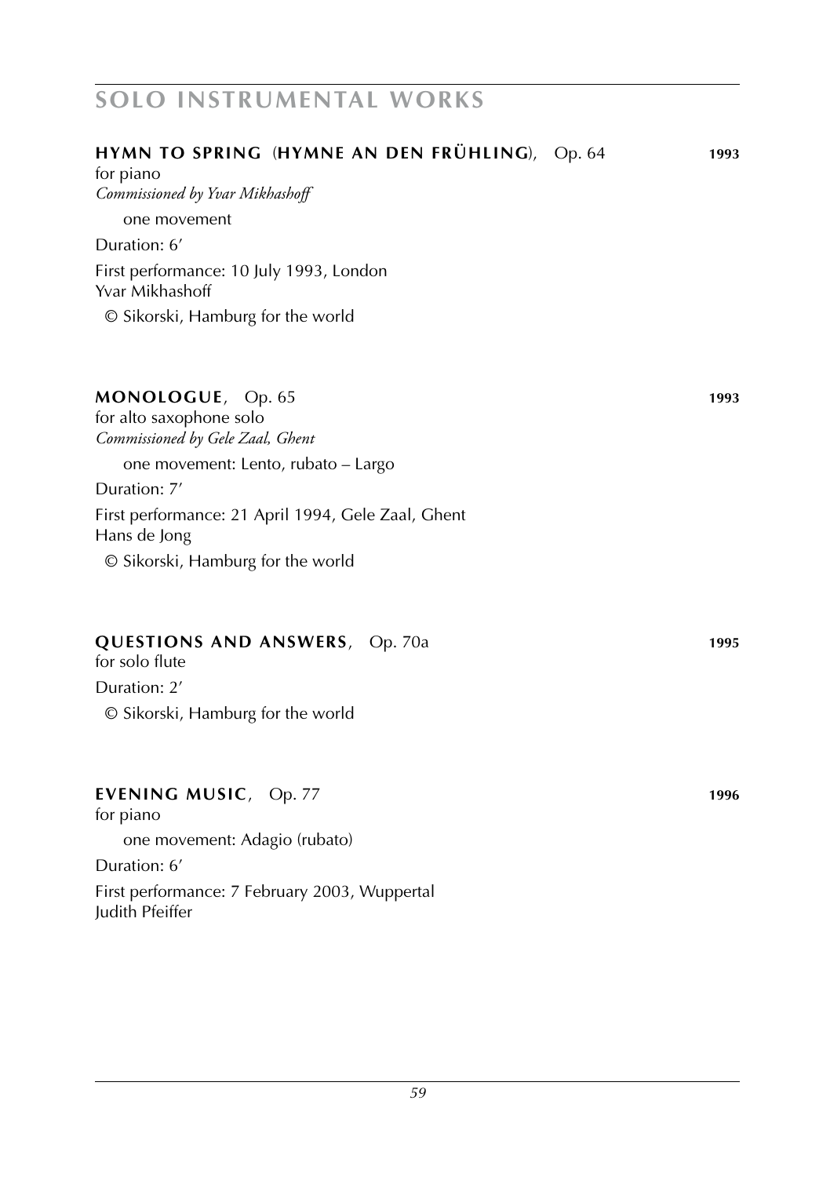# SOLO INSTRUMENTAL WORKS

## HYMN TO SPRING (HYMNE AN DEN FRÜHLING), Op. 64 — 1993

for piano
*Commissioned by Yvar Mikhashoff*

one movement

Duration: 6′

First performance: 10 July 1993, London
Yvar Mikhashoff

© Sikorski, Hamburg for the world

## MONOLOGUE, Op. 65 — 1993

for alto saxophone solo
*Commissioned by Gele Zaal, Ghent*

one movement: Lento, rubato – Largo

Duration: 7′

First performance: 21 April 1994, Gele Zaal, Ghent
Hans de Jong

© Sikorski, Hamburg for the world

## QUESTIONS AND ANSWERS, Op. 70a — 1995

for solo flute

Duration: 2′

© Sikorski, Hamburg for the world

## EVENING MUSIC, Op. 77 — 1996

for piano

one movement: Adagio (rubato)

Duration: 6′

First performance: 7 February 2003, Wuppertal
Judith Pfeiffer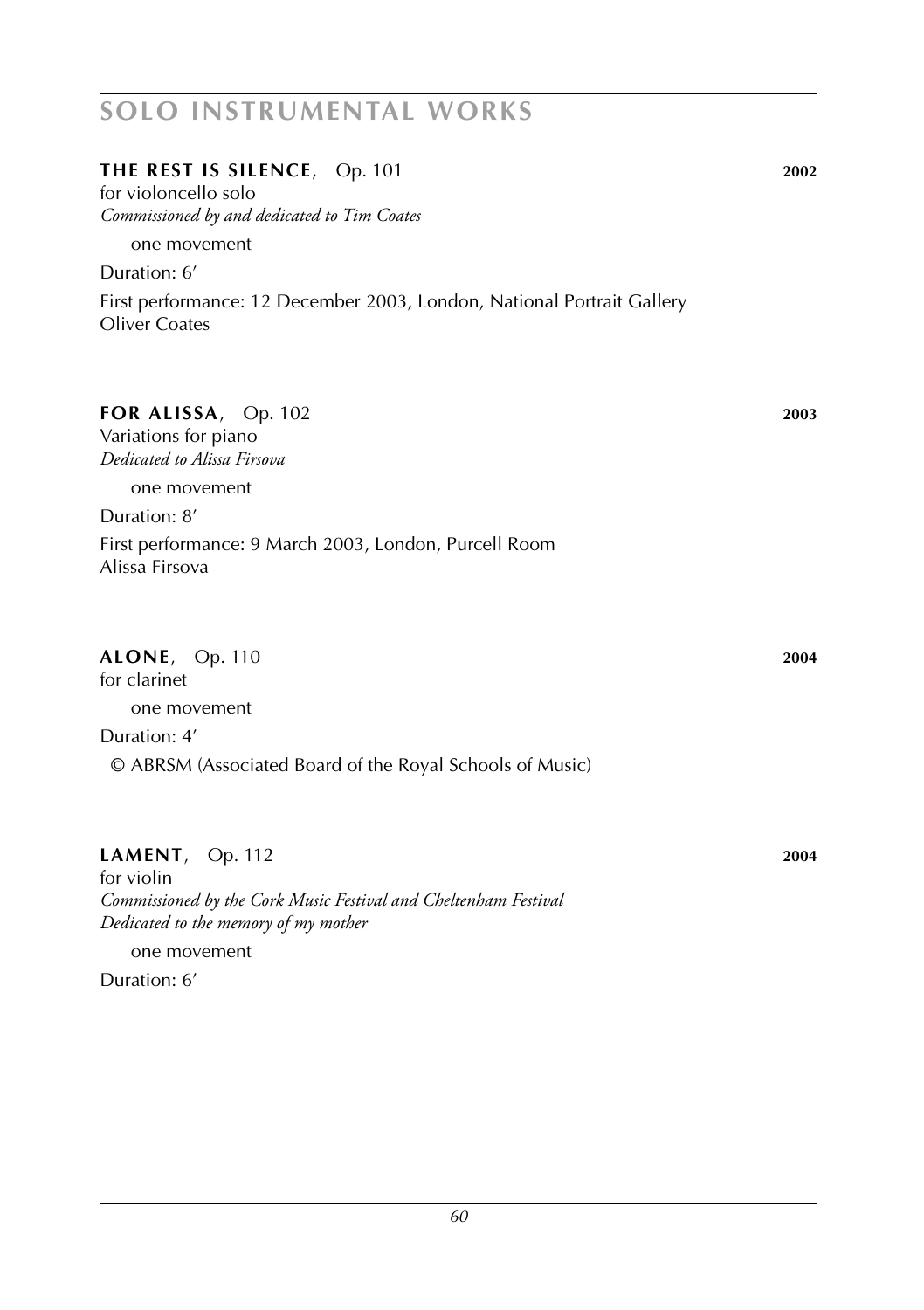# SOLO INSTRUMENTAL WORKS

## THE REST IS SILENCE, Op. 101 — 2002

for violoncello solo
*Commissioned by and dedicated to Tim Coates*

one movement

Duration: 6′

First performance: 12 December 2003, London, National Portrait Gallery
Oliver Coates

## FOR ALISSA, Op. 102 — 2003

Variations for piano
*Dedicated to Alissa Firsova*

one movement

Duration: 8′

First performance: 9 March 2003, London, Purcell Room
Alissa Firsova

## ALONE, Op. 110 — 2004

for clarinet

one movement

Duration: 4′

© ABRSM (Associated Board of the Royal Schools of Music)

## LAMENT, Op. 112 — 2004

for violin
*Commissioned by the Cork Music Festival and Cheltenham Festival*
*Dedicated to the memory of my mother*

one movement

Duration: 6′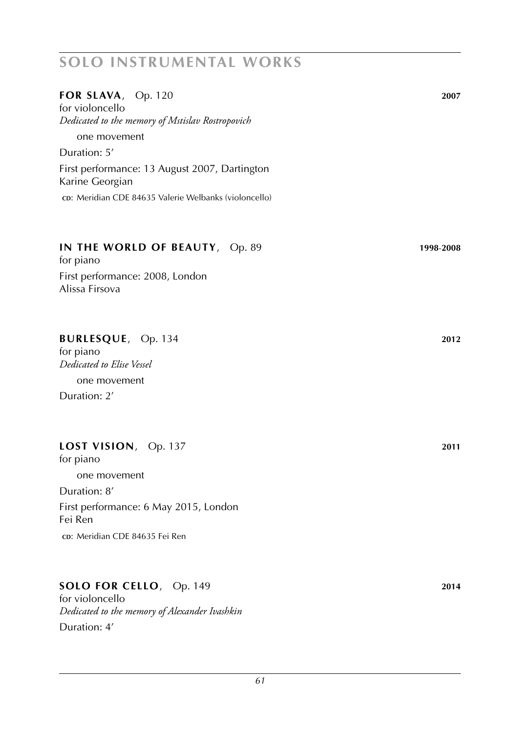# SOLO INSTRUMENTAL WORKS

**FOR SLAVA**, Op. 120 **2007**
for violoncello
*Dedicated to the memory of Mstislav Rostropovich*

one movement

Duration: 5′

First performance: 13 August 2007, Dartington
Karine Georgian

CD: Meridian CDE 84635 Valerie Welbanks (violoncello)

**IN THE WORLD OF BEAUTY**, Op. 89 **1998-2008**
for piano

First performance: 2008, London
Alissa Firsova

**BURLESQUE**, Op. 134 **2012**
for piano
*Dedicated to Elise Vessel*

one movement

Duration: 2′

**LOST VISION**, Op. 137 **2011**
for piano

one movement

Duration: 8′

First performance: 6 May 2015, London
Fei Ren

CD: Meridian CDE 84635 Fei Ren

**SOLO FOR CELLO**, Op. 149 **2014**
for violoncello
*Dedicated to the memory of Alexander Ivashkin*

Duration: 4′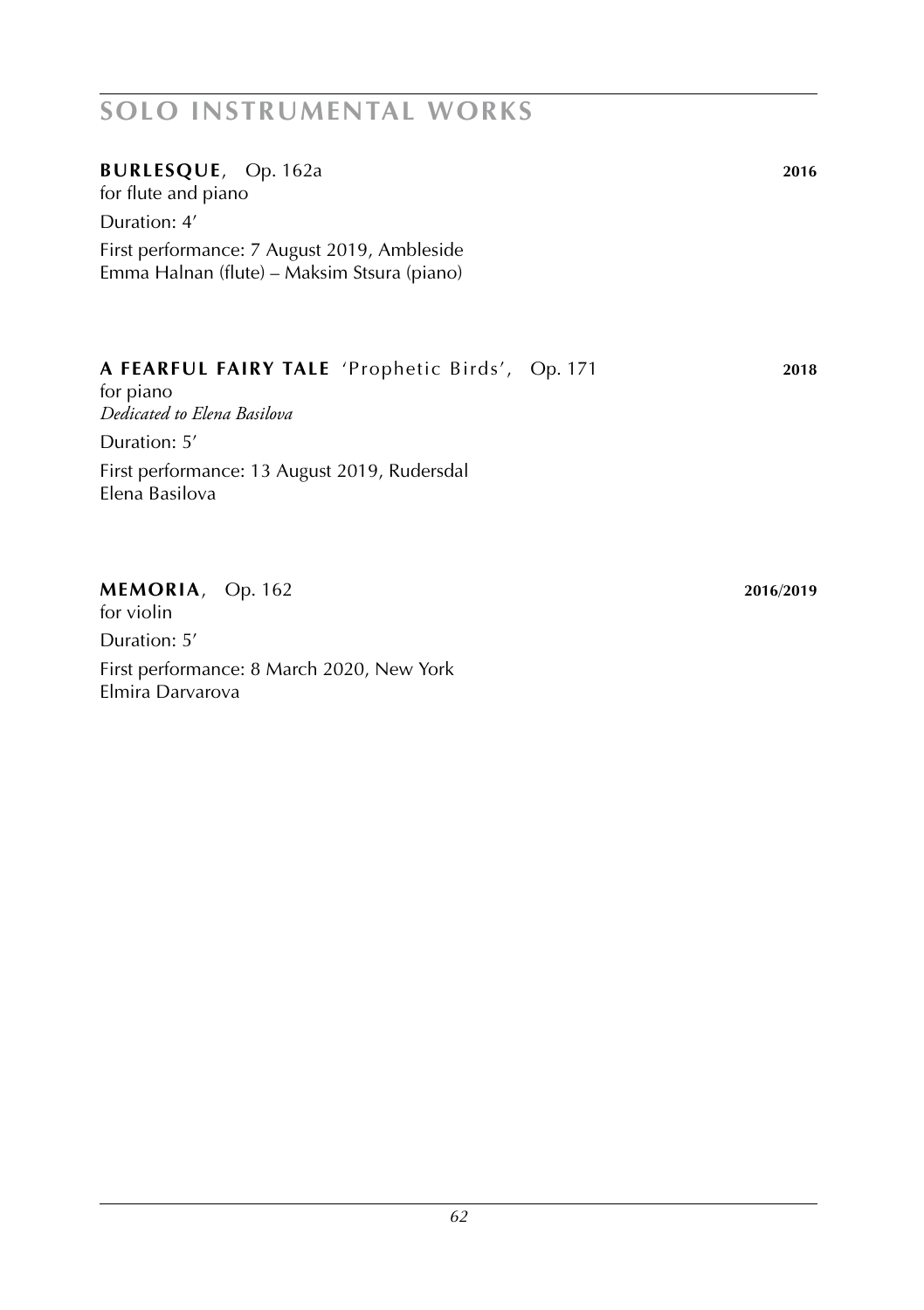# SOLO INSTRUMENTAL WORKS

**BURLESQUE**, Op. 162a **2016**
for flute and piano

Duration: 4′

First performance: 7 August 2019, Ambleside
Emma Halnan (flute) – Maksim Stsura (piano)

**A FEARFUL FAIRY TALE** 'Prophetic Birds', Op. 171 **2018**
for piano
*Dedicated to Elena Basilova*

Duration: 5′

First performance: 13 August 2019, Rudersdal
Elena Basilova

**MEMORIA**, Op. 162 **2016/2019**
for violin

Duration: 5′

First performance: 8 March 2020, New York
Elmira Darvarova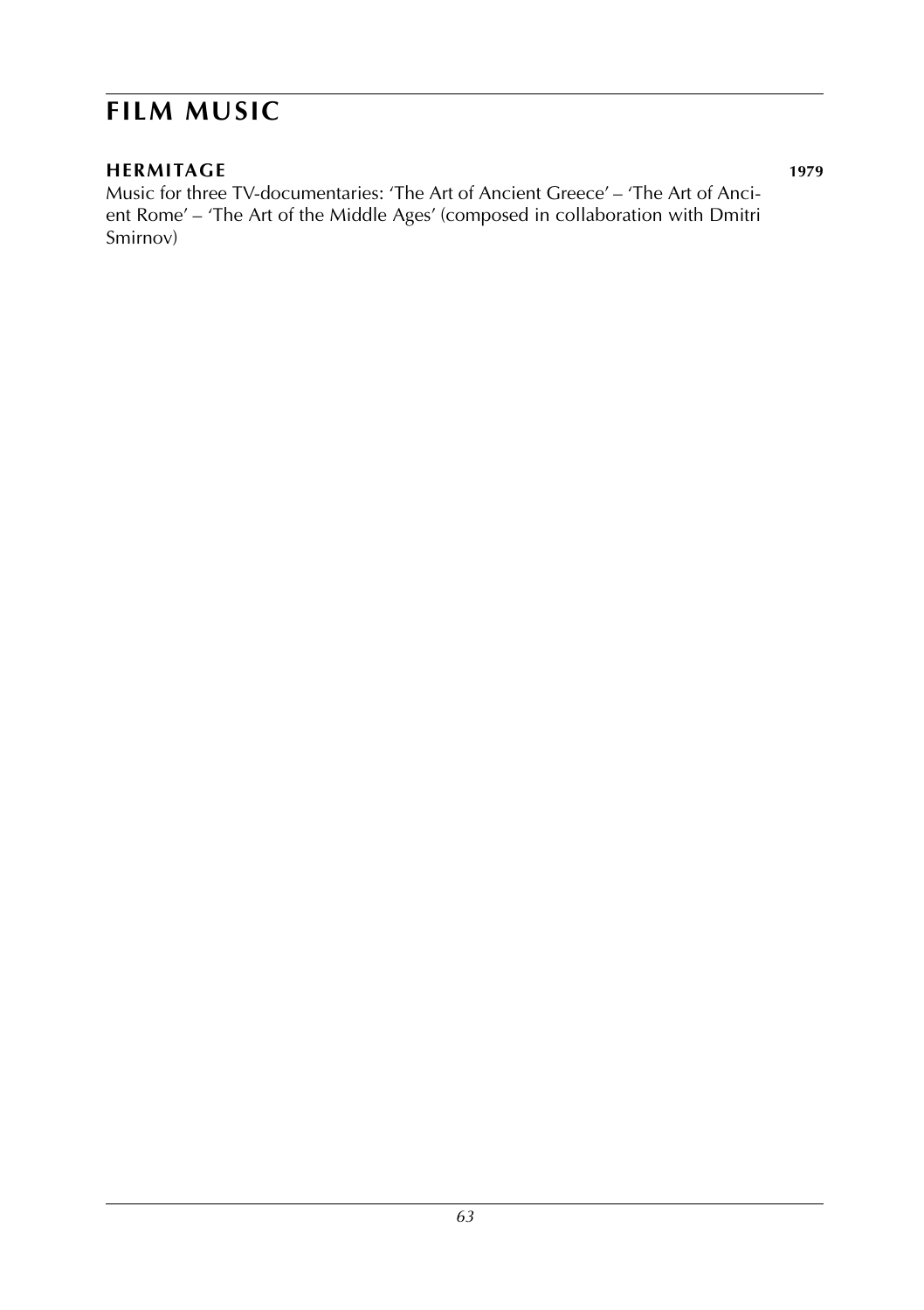# FILM MUSIC

**HERMITAGE** **1979**

Music for three TV-documentaries: 'The Art of Ancient Greece' – 'The Art of Ancient Rome' – 'The Art of the Middle Ages' (composed in collaboration with Dmitri Smirnov)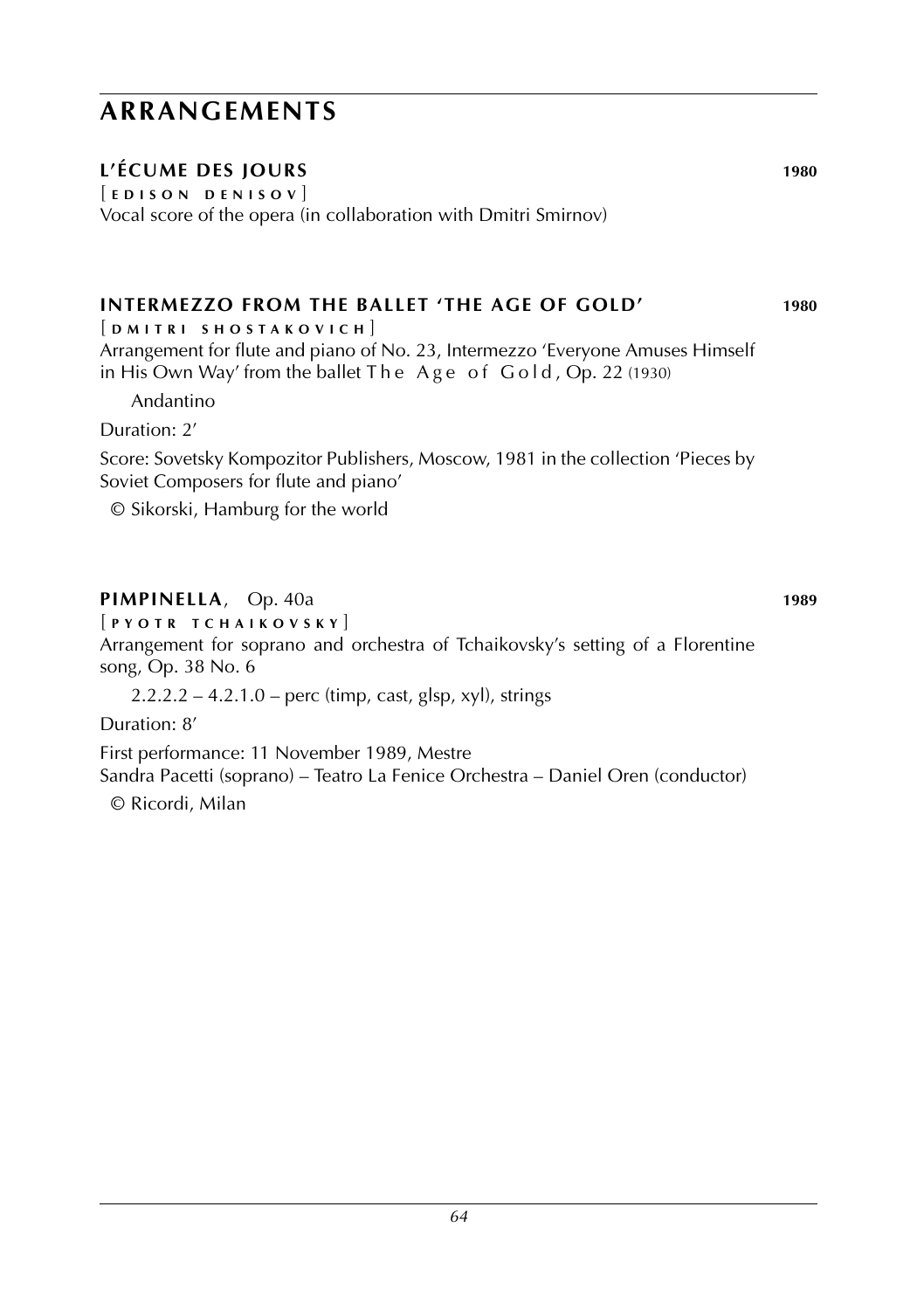# ARRANGEMENTS

### L'ÉCUME DES JOURS **1980**

[ EDISON DENISOV ]

Vocal score of the opera (in collaboration with Dmitri Smirnov)

### INTERMEZZO FROM THE BALLET 'THE AGE OF GOLD' **1980**

[ DMITRI SHOSTAKOVICH ]

Arrangement for flute and piano of No. 23, Intermezzo 'Everyone Amuses Himself in His Own Way' from the ballet *The Age of Gold*, Op. 22 (1930)

Andantino

Duration: 2'

Score: Sovetsky Kompozitor Publishers, Moscow, 1981 in the collection 'Pieces by Soviet Composers for flute and piano'

© Sikorski, Hamburg for the world

### PIMPINELLA, Op. 40a **1989**

[ PYOTR TCHAIKOVSKY ]

Arrangement for soprano and orchestra of Tchaikovsky's setting of a Florentine song, Op. 38 No. 6

2.2.2.2 – 4.2.1.0 – perc (timp, cast, glsp, xyl), strings

Duration: 8'

First performance: 11 November 1989, Mestre
Sandra Pacetti (soprano) – Teatro La Fenice Orchestra – Daniel Oren (conductor)

© Ricordi, Milan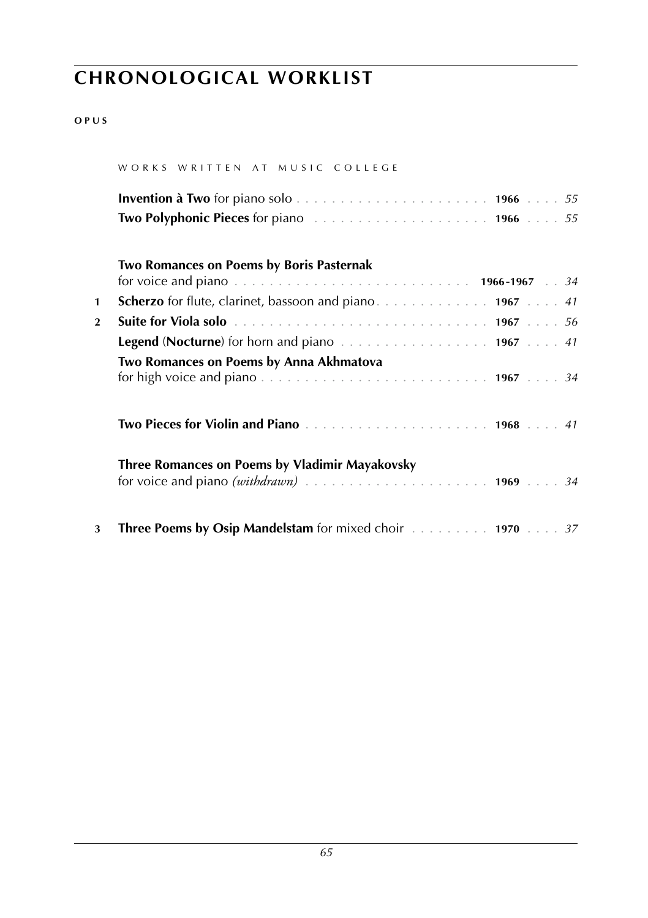# CHRONOLOGICAL WORKLIST

**OPUS**

WORKS WRITTEN AT MUSIC COLLEGE

| Opus | Work | Year | Page |
|---|---|---|---|
| | **Invention à Two** for piano solo | **1966** | *55* |
| | **Two Polyphonic Pieces** for piano | **1966** | *55* |
| | **Two Romances on Poems by Boris Pasternak** for voice and piano | **1966-1967** | *34* |
| **1** | **Scherzo** for flute, clarinet, bassoon and piano | **1967** | *41* |
| **2** | **Suite for Viola solo** | **1967** | *56* |
| | **Legend** (**Nocturne**) for horn and piano | **1967** | *41* |
| | **Two Romances on Poems by Anna Akhmatova** for high voice and piano | **1967** | *34* |
| | **Two Pieces for Violin and Piano** | **1968** | *41* |
| | **Three Romances on Poems by Vladimir Mayakovsky** for voice and piano *(withdrawn)* | **1969** | *34* |
| **3** | **Three Poems by Osip Mandelstam** for mixed choir | **1970** | *37* |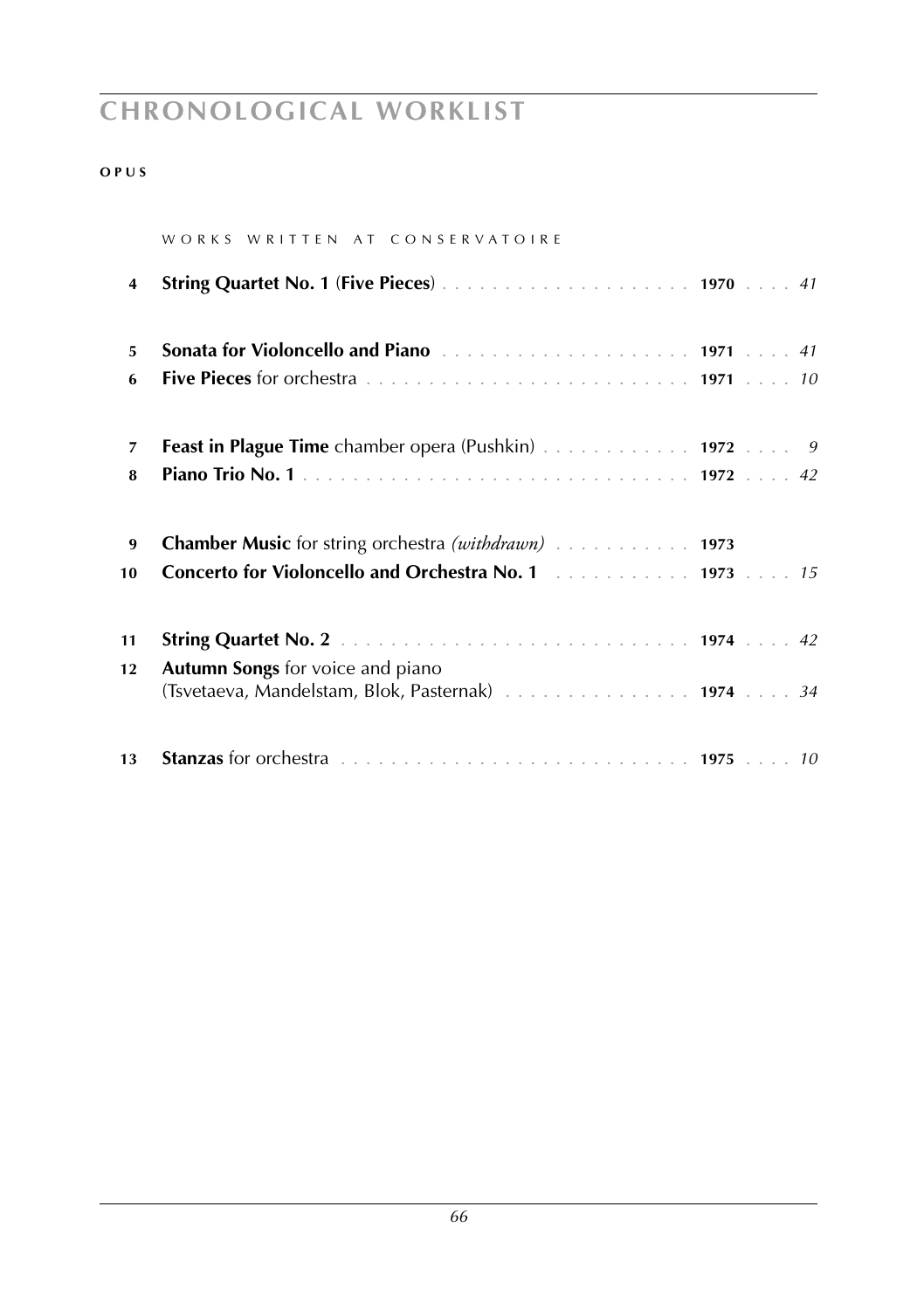# CHRONOLOGICAL WORKLIST

**OPUS**

WORKS WRITTEN AT CONSERVATOIRE

| Opus | Work | Year | Page |
|---|---|---|---|
| **4** | **String Quartet No. 1** (**Five Pieces**) | **1970** | *41* |
| **5** | **Sonata for Violoncello and Piano** | **1971** | *41* |
| **6** | **Five Pieces** for orchestra | **1971** | *10* |
| **7** | **Feast in Plague Time** chamber opera (Pushkin) | **1972** | *9* |
| **8** | **Piano Trio No. 1** | **1972** | *42* |
| **9** | **Chamber Music** for string orchestra *(withdrawn)* | **1973** | |
| **10** | **Concerto for Violoncello and Orchestra No. 1** | **1973** | *15* |
| **11** | **String Quartet No. 2** | **1974** | *42* |
| **12** | **Autumn Songs** for voice and piano (Tsvetaeva, Mandelstam, Blok, Pasternak) | **1974** | *34* |
| **13** | **Stanzas** for orchestra | **1975** | *10* |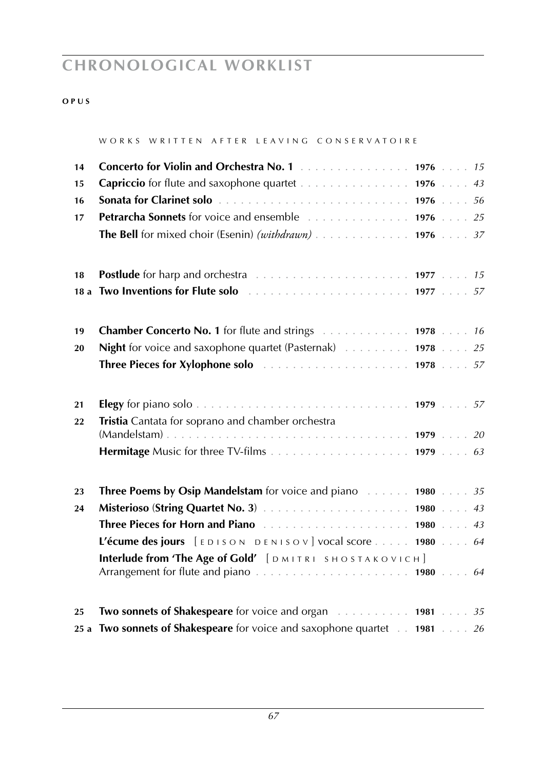# CHRONOLOGICAL WORKLIST

**OPUS**

WORKS WRITTEN AFTER LEAVING CONSERVATOIRE

| Opus | Work | Year | Page |
|---|---|---|---|
| 14 | **Concerto for Violin and Orchestra No. 1** | **1976** | *15* |
| 15 | **Capriccio** for flute and saxophone quartet | **1976** | *43* |
| 16 | **Sonata for Clarinet solo** | **1976** | *56* |
| 17 | **Petrarcha Sonnets** for voice and ensemble | **1976** | *25* |
| | **The Bell** for mixed choir (Esenin) *(withdrawn)* | **1976** | *37* |
| 18 | **Postlude** for harp and orchestra | **1977** | *15* |
| 18 a | **Two Inventions for Flute solo** | **1977** | *57* |
| 19 | **Chamber Concerto No. 1** for flute and strings | **1978** | *16* |
| 20 | **Night** for voice and saxophone quartet (Pasternak) | **1978** | *25* |
| | **Three Pieces for Xylophone solo** | **1978** | *57* |
| 21 | **Elegy** for piano solo | **1979** | *57* |
| 22 | **Tristia** Cantata for soprano and chamber orchestra (Mandelstam) | **1979** | *20* |
| | **Hermitage** Music for three TV-films | **1979** | *63* |
| 23 | **Three Poems by Osip Mandelstam** for voice and piano | **1980** | *35* |
| 24 | **Misterioso** (**String Quartet No. 3**) | **1980** | *43* |
| | **Three Pieces for Horn and Piano** | **1980** | *43* |
| | **L'écume des jours** [EDISON DENISOV] vocal score | **1980** | *64* |
| | **Interlude from 'The Age of Gold'** [DMITRI SHOSTAKOVICH] Arrangement for flute and piano | **1980** | *64* |
| 25 | **Two sonnets of Shakespeare** for voice and organ | **1981** | *35* |
| 25 a | **Two sonnets of Shakespeare** for voice and saxophone quartet | **1981** | *26* |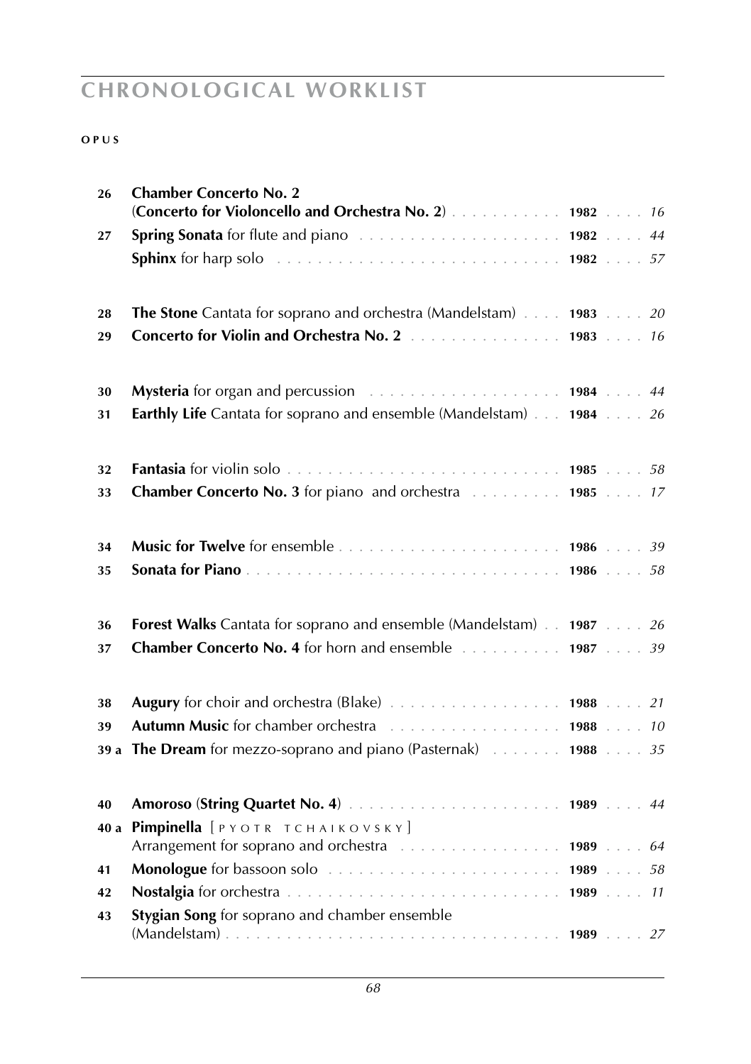# CHRONOLOGICAL WORKLIST

| OPUS | | | |
|---|---|---|---|
| 26 | **Chamber Concerto No. 2** (**Concerto for Violoncello and Orchestra No. 2**) | **1982** | *16* |
| 27 | **Spring Sonata** for flute and piano | **1982** | *44* |
| | **Sphinx** for harp solo | **1982** | *57* |
| 28 | **The Stone** Cantata for soprano and orchestra (Mandelstam) | **1983** | *20* |
| 29 | **Concerto for Violin and Orchestra No. 2** | **1983** | *16* |
| 30 | **Mysteria** for organ and percussion | **1984** | *44* |
| 31 | **Earthly Life** Cantata for soprano and ensemble (Mandelstam) | **1984** | *26* |
| 32 | **Fantasia** for violin solo | **1985** | *58* |
| 33 | **Chamber Concerto No. 3** for piano and orchestra | **1985** | *17* |
| 34 | **Music for Twelve** for ensemble | **1986** | *39* |
| 35 | **Sonata for Piano** | **1986** | *58* |
| 36 | **Forest Walks** Cantata for soprano and ensemble (Mandelstam) | **1987** | *26* |
| 37 | **Chamber Concerto No. 4** for horn and ensemble | **1987** | *39* |
| 38 | **Augury** for choir and orchestra (Blake) | **1988** | *21* |
| 39 | **Autumn Music** for chamber orchestra | **1988** | *10* |
| 39 a | **The Dream** for mezzo-soprano and piano (Pasternak) | **1988** | *35* |
| 40 | **Amoroso** (**String Quartet No. 4**) | **1989** | *44* |
| 40 a | **Pimpinella** [ PYOTR TCHAIKOVSKY ] Arrangement for soprano and orchestra | **1989** | *64* |
| 41 | **Monologue** for bassoon solo | **1989** | *58* |
| 42 | **Nostalgia** for orchestra | **1989** | *11* |
| 43 | **Stygian Song** for soprano and chamber ensemble (Mandelstam) | **1989** | *27* |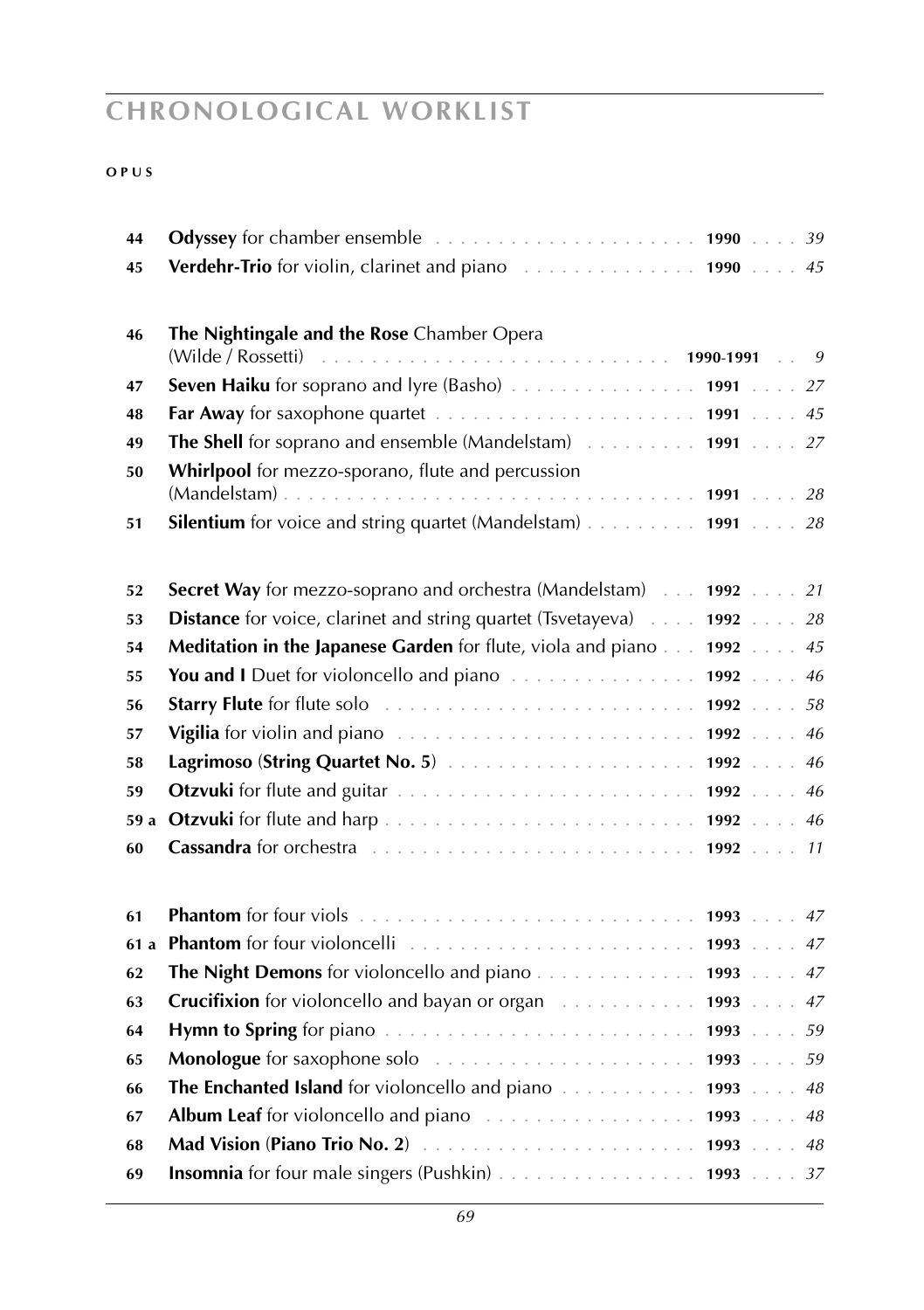# CHRONOLOGICAL WORKLIST

**OPUS**

| | | | |
|---|---|---|---|
| 44 | **Odyssey** for chamber ensemble | **1990** | *39* |
| 45 | **Verdehr-Trio** for violin, clarinet and piano | **1990** | *45* |
| | | | |
| 46 | **The Nightingale and the Rose** Chamber Opera (Wilde / Rossetti) | **1990-1991** | *9* |
| 47 | **Seven Haiku** for soprano and lyre (Basho) | **1991** | *27* |
| 48 | **Far Away** for saxophone quartet | **1991** | *45* |
| 49 | **The Shell** for soprano and ensemble (Mandelstam) | **1991** | *27* |
| 50 | **Whirlpool** for mezzo-sporano, flute and percussion (Mandelstam) | **1991** | *28* |
| 51 | **Silentium** for voice and string quartet (Mandelstam) | **1991** | *28* |
| | | | |
| 52 | **Secret Way** for mezzo-soprano and orchestra (Mandelstam) | **1992** | *21* |
| 53 | **Distance** for voice, clarinet and string quartet (Tsvetayeva) | **1992** | *28* |
| 54 | **Meditation in the Japanese Garden** for flute, viola and piano | **1992** | *45* |
| 55 | **You and I** Duet for violoncello and piano | **1992** | *46* |
| 56 | **Starry Flute** for flute solo | **1992** | *58* |
| 57 | **Vigilia** for violin and piano | **1992** | *46* |
| 58 | **Lagrimoso** (**String Quartet No. 5**) | **1992** | *46* |
| 59 | **Otzvuki** for flute and guitar | **1992** | *46* |
| 59 a | **Otzvuki** for flute and harp | **1992** | *46* |
| 60 | **Cassandra** for orchestra | **1992** | *11* |
| | | | |
| 61 | **Phantom** for four viols | **1993** | *47* |
| 61 a | **Phantom** for four violoncelli | **1993** | *47* |
| 62 | **The Night Demons** for violoncello and piano | **1993** | *47* |
| 63 | **Crucifixion** for violoncello and bayan or organ | **1993** | *47* |
| 64 | **Hymn to Spring** for piano | **1993** | *59* |
| 65 | **Monologue** for saxophone solo | **1993** | *59* |
| 66 | **The Enchanted Island** for violoncello and piano | **1993** | *48* |
| 67 | **Album Leaf** for violoncello and piano | **1993** | *48* |
| 68 | **Mad Vision** (**Piano Trio No. 2**) | **1993** | *48* |
| 69 | **Insomnia** for four male singers (Pushkin) | **1993** | *37* |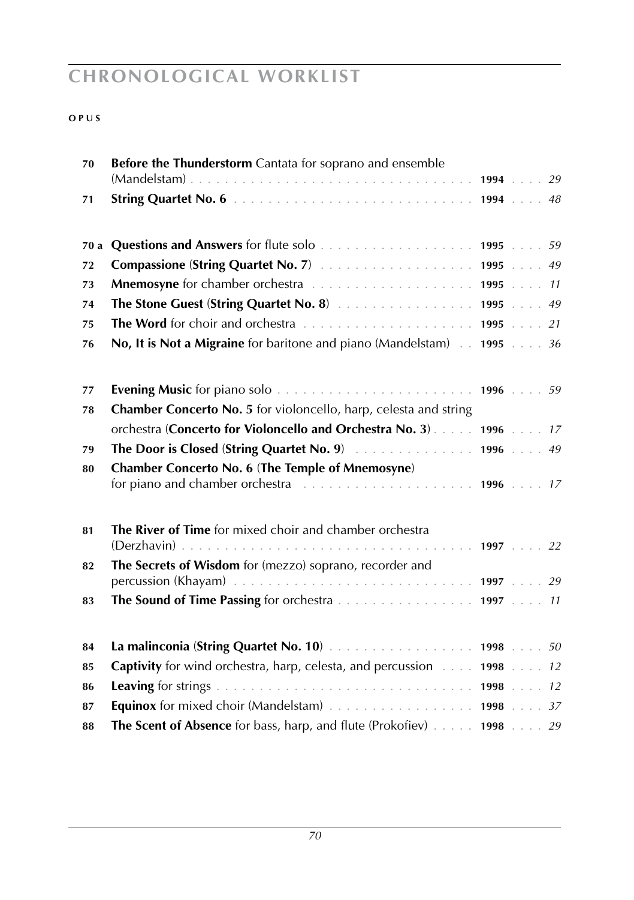# CHRONOLOGICAL WORKLIST

**OPUS**

| Opus | Work | Year | Page |
|---|---|---|---|
| **70** | **Before the Thunderstorm** Cantata for soprano and ensemble (Mandelstam) | **1994** | *29* |
| **71** | **String Quartet No. 6** | **1994** | *48* |
| | | | |
| **70 a** | **Questions and Answers** for flute solo | **1995** | *59* |
| **72** | **Compassione** (**String Quartet No. 7**) | **1995** | *49* |
| **73** | **Mnemosyne** for chamber orchestra | **1995** | *11* |
| **74** | **The Stone Guest** (**String Quartet No. 8**) | **1995** | *49* |
| **75** | **The Word** for choir and orchestra | **1995** | *21* |
| **76** | **No, It is Not a Migraine** for baritone and piano (Mandelstam) | **1995** | *36* |
| | | | |
| **77** | **Evening Music** for piano solo | **1996** | *59* |
| **78** | **Chamber Concerto No. 5** for violoncello, harp, celesta and string orchestra (**Concerto for Violoncello and Orchestra No. 3**) | **1996** | *17* |
| **79** | **The Door is Closed** (**String Quartet No. 9**) | **1996** | *49* |
| **80** | **Chamber Concerto No. 6** (**The Temple of Mnemosyne**) for piano and chamber orchestra | **1996** | *17* |
| | | | |
| **81** | **The River of Time** for mixed choir and chamber orchestra (Derzhavin) | **1997** | *22* |
| **82** | **The Secrets of Wisdom** for (mezzo) soprano, recorder and percussion (Khayam) | **1997** | *29* |
| **83** | **The Sound of Time Passing** for orchestra | **1997** | *11* |
| | | | |
| **84** | **La malinconia** (**String Quartet No. 10**) | **1998** | *50* |
| **85** | **Captivity** for wind orchestra, harp, celesta, and percussion | **1998** | *12* |
| **86** | **Leaving** for strings | **1998** | *12* |
| **87** | **Equinox** for mixed choir (Mandelstam) | **1998** | *37* |
| **88** | **The Scent of Absence** for bass, harp, and flute (Prokofiev) | **1998** | *29* |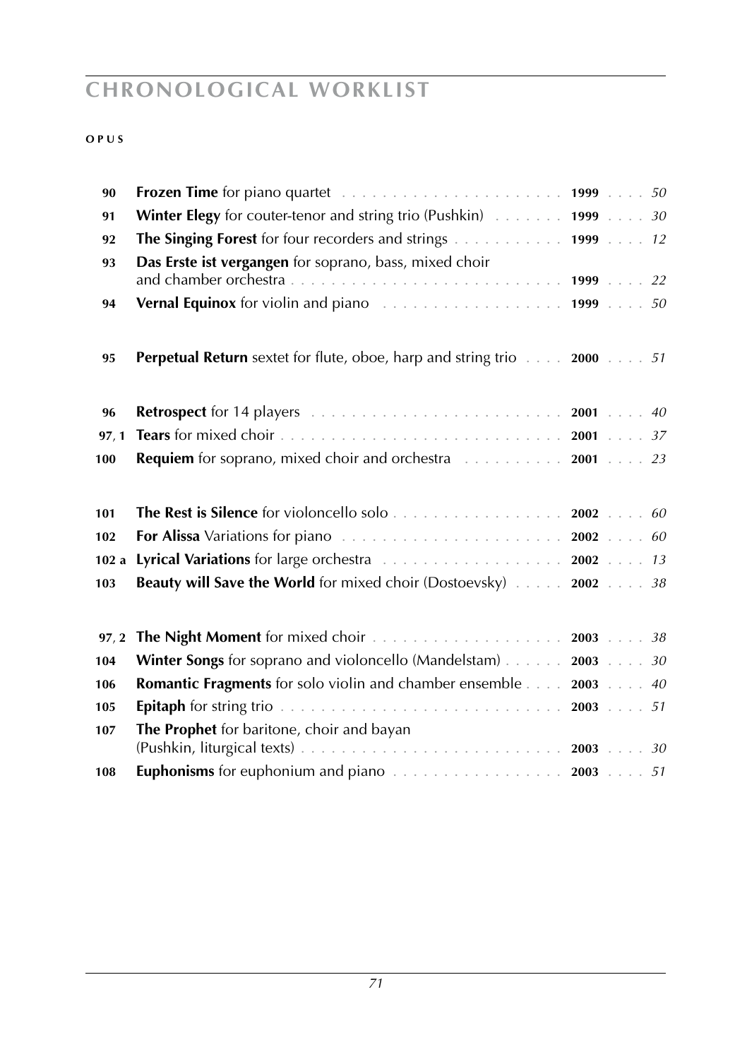# CHRONOLOGICAL WORKLIST

**OPUS**

| | | | |
|---|---|---|---|
| **90** | **Frozen Time** for piano quartet | **1999** | *50* |
| **91** | **Winter Elegy** for couter-tenor and string trio (Pushkin) | **1999** | *30* |
| **92** | **The Singing Forest** for four recorders and strings | **1999** | *12* |
| **93** | **Das Erste ist vergangen** for soprano, bass, mixed choir and chamber orchestra | **1999** | *22* |
| **94** | **Vernal Equinox** for violin and piano | **1999** | *50* |
| | | | |
| **95** | **Perpetual Return** sextet for flute, oboe, harp and string trio | **2000** | *51* |
| | | | |
| **96** | **Retrospect** for 14 players | **2001** | *40* |
| **97, 1** | **Tears** for mixed choir | **2001** | *37* |
| **100** | **Requiem** for soprano, mixed choir and orchestra | **2001** | *23* |
| | | | |
| **101** | **The Rest is Silence** for violoncello solo | **2002** | *60* |
| **102** | **For Alissa** Variations for piano | **2002** | *60* |
| **102 a** | **Lyrical Variations** for large orchestra | **2002** | *13* |
| **103** | **Beauty will Save the World** for mixed choir (Dostoevsky) | **2002** | *38* |
| | | | |
| **97, 2** | **The Night Moment** for mixed choir | **2003** | *38* |
| **104** | **Winter Songs** for soprano and violoncello (Mandelstam) | **2003** | *30* |
| **106** | **Romantic Fragments** for solo violin and chamber ensemble | **2003** | *40* |
| **105** | **Epitaph** for string trio | **2003** | *51* |
| **107** | **The Prophet** for baritone, choir and bayan (Pushkin, liturgical texts) | **2003** | *30* |
| **108** | **Euphonisms** for euphonium and piano | **2003** | *51* |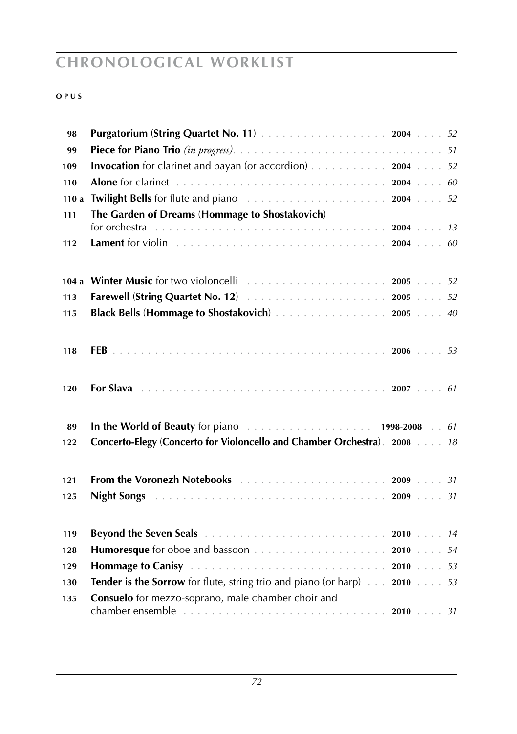# CHRONOLOGICAL WORKLIST

**OPUS**

| Opus | Title | Year | Page |
|---|---|---|---|
| 98 | **Purgatorium (String Quartet No. 11)** | 2004 | 52 |
| 99 | **Piece for Piano Trio** *(in progress)* | | 51 |
| 109 | **Invocation** for clarinet and bayan (or accordion) | 2004 | 52 |
| 110 | **Alone** for clarinet | 2004 | 60 |
| 110 a | **Twilight Bells** for flute and piano | 2004 | 52 |
| 111 | **The Garden of Dreams (Hommage to Shostakovich)** for orchestra | 2004 | 13 |
| 112 | **Lament** for violin | 2004 | 60 |
| | | | |
| 104 a | **Winter Music** for two violoncelli | 2005 | 52 |
| 113 | **Farewell (String Quartet No. 12)** | 2005 | 52 |
| 115 | **Black Bells (Hommage to Shostakovich)** | 2005 | 40 |
| | | | |
| 118 | **FEB** | 2006 | 53 |
| | | | |
| 120 | **For Slava** | 2007 | 61 |
| | | | |
| 89 | **In the World of Beauty** for piano | 1998-2008 | 61 |
| 122 | **Concerto-Elegy (Concerto for Violoncello and Chamber Orchestra)** | 2008 | 18 |
| | | | |
| 121 | **From the Voronezh Notebooks** | 2009 | 31 |
| 125 | **Night Songs** | 2009 | 31 |
| | | | |
| 119 | **Beyond the Seven Seals** | 2010 | 14 |
| 128 | **Humoresque** for oboe and bassoon | 2010 | 54 |
| 129 | **Hommage to Canisy** | 2010 | 53 |
| 130 | **Tender is the Sorrow** for flute, string trio and piano (or harp) | 2010 | 53 |
| 135 | **Consuelo** for mezzo-soprano, male chamber choir and chamber ensemble | 2010 | 31 |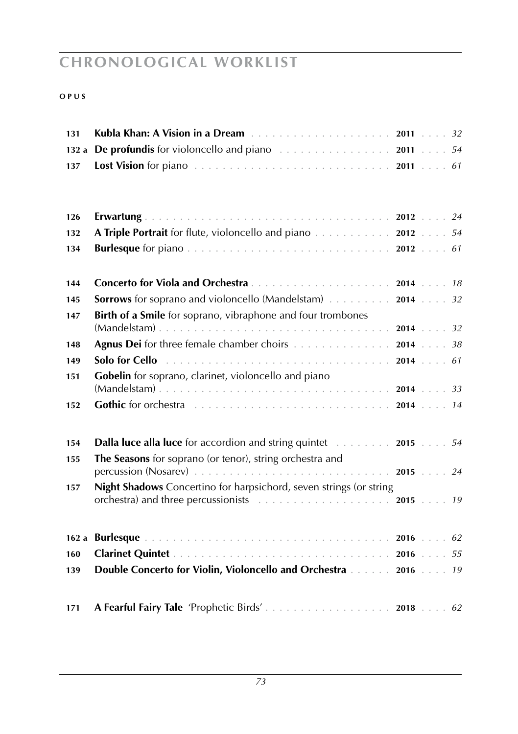# CHRONOLOGICAL WORKLIST

| OPUS | | | |
|---|---|---|---|
| 131 | **Kubla Khan: A Vision in a Dream** | **2011** | *32* |
| 132 a | **De profundis** for violoncello and piano | **2011** | *54* |
| 137 | **Lost Vision** for piano | **2011** | *61* |
| | | | |
| 126 | **Erwartung** | **2012** | *24* |
| 132 | **A Triple Portrait** for flute, violoncello and piano | **2012** | *54* |
| 134 | **Burlesque** for piano | **2012** | *61* |
| | | | |
| 144 | **Concerto for Viola and Orchestra** | **2014** | *18* |
| 145 | **Sorrows** for soprano and violoncello (Mandelstam) | **2014** | *32* |
| 147 | **Birth of a Smile** for soprano, vibraphone and four trombones (Mandelstam) | **2014** | *32* |
| 148 | **Agnus Dei** for three female chamber choirs | **2014** | *38* |
| 149 | **Solo for Cello** | **2014** | *61* |
| 151 | **Gobelin** for soprano, clarinet, violoncello and piano (Mandelstam) | **2014** | *33* |
| 152 | **Gothic** for orchestra | **2014** | *14* |
| | | | |
| 154 | **Dalla luce alla luce** for accordion and string quintet | **2015** | *54* |
| 155 | **The Seasons** for soprano (or tenor), string orchestra and percussion (Nosarev) | **2015** | *24* |
| 157 | **Night Shadows** Concertino for harpsichord, seven strings (or string orchestra) and three percussionists | **2015** | *19* |
| | | | |
| 162 a | **Burlesque** | **2016** | *62* |
| 160 | **Clarinet Quintet** | **2016** | *55* |
| 139 | **Double Concerto for Violin, Violoncello and Orchestra** | **2016** | *19* |
| | | | |
| 171 | **A Fearful Fairy Tale** 'Prophetic Birds' | **2018** | *62* |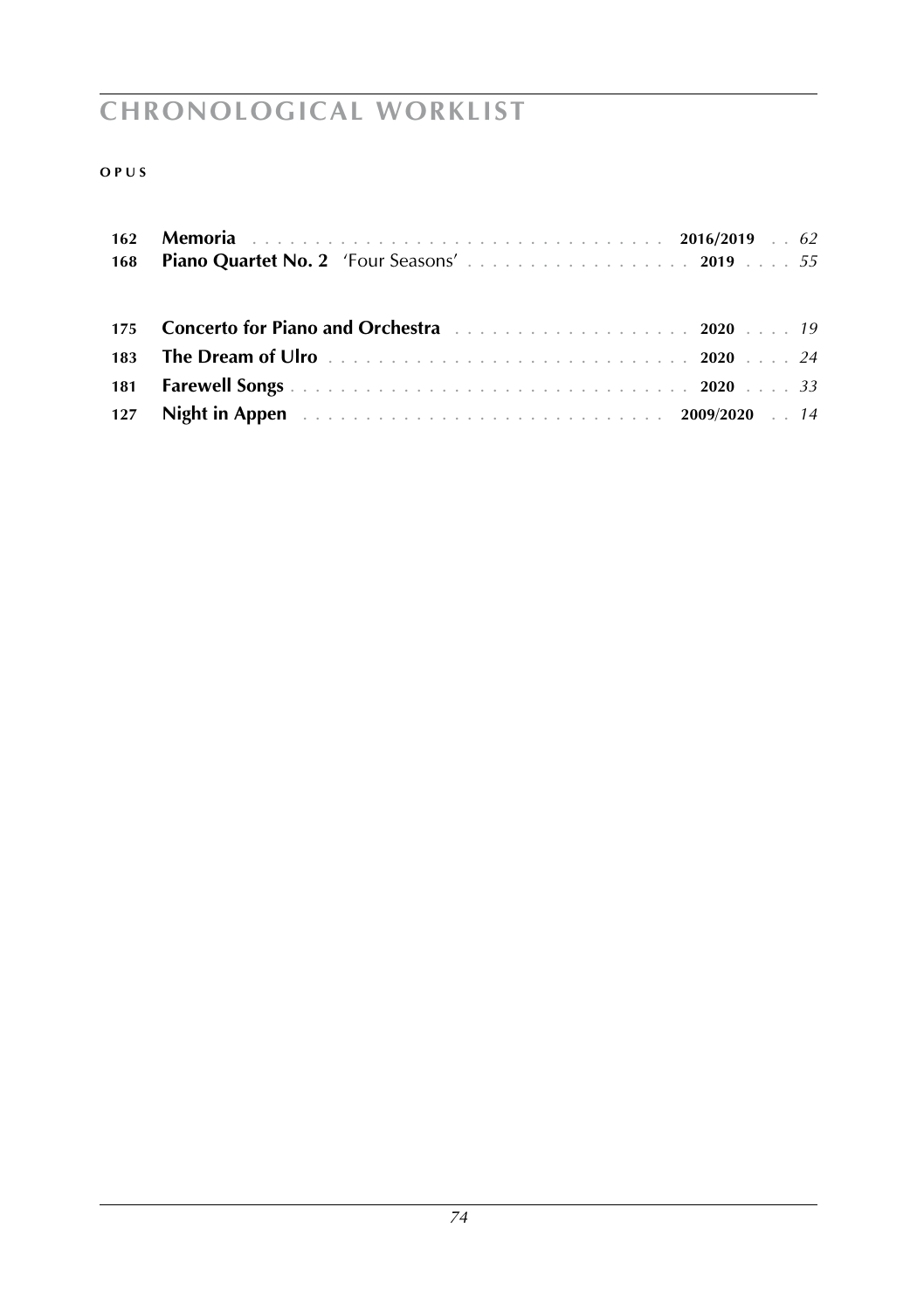# CHRONOLOGICAL WORKLIST

**OPUS**

| | | | |
|---|---|---|---|
| **162** | **Memoria** | **2016/2019** | *62* |
| **168** | **Piano Quartet No. 2** 'Four Seasons' | **2019** | *55* |
| | | | |
| **175** | **Concerto for Piano and Orchestra** | **2020** | *19* |
| **183** | **The Dream of Ulro** | **2020** | *24* |
| **181** | **Farewell Songs** | **2020** | *33* |
| **127** | **Night in Appen** | **2009/2020** | *14* |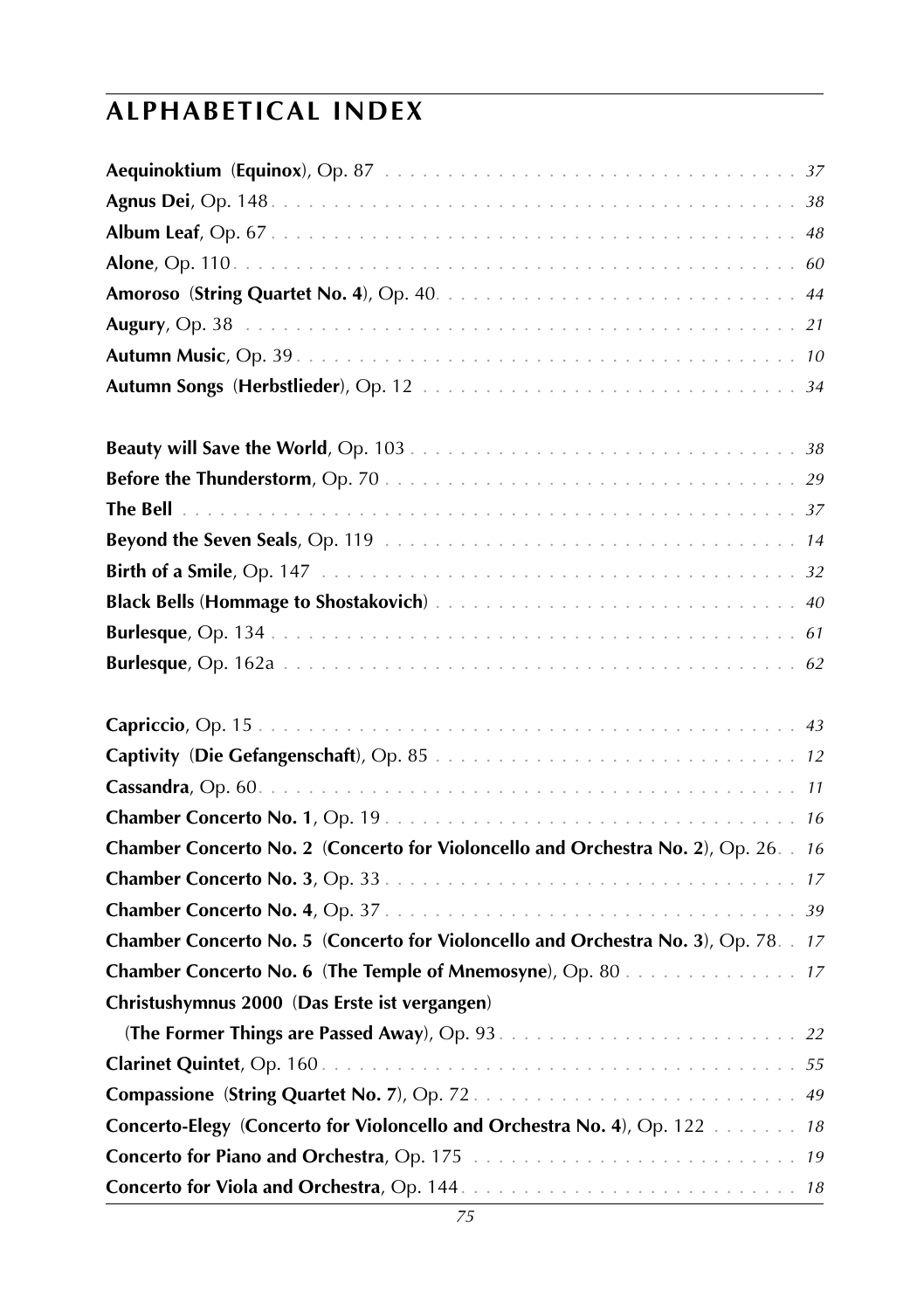## ALPHABETICAL INDEX

**Aequinoktium** (**Equinox**), Op. 87 . . . 37
**Agnus Dei**, Op. 148 . . . 38
**Album Leaf**, Op. 67 . . . 48
**Alone**, Op. 110 . . . 60
**Amoroso** (**String Quartet No. 4**), Op. 40 . . . 44
**Augury**, Op. 38 . . . 21
**Autumn Music**, Op. 39 . . . 10
**Autumn Songs** (**Herbstlieder**), Op. 12 . . . 34

**Beauty will Save the World**, Op. 103 . . . 38
**Before the Thunderstorm**, Op. 70 . . . 29
**The Bell** . . . 37
**Beyond the Seven Seals**, Op. 119 . . . 14
**Birth of a Smile**, Op. 147 . . . 32
**Black Bells** (**Hommage to Shostakovich**) . . . 40
**Burlesque**, Op. 134 . . . 61
**Burlesque**, Op. 162a . . . 62

**Capriccio**, Op. 15 . . . 43
**Captivity** (**Die Gefangenschaft**), Op. 85 . . . 12
**Cassandra**, Op. 60 . . . 11
**Chamber Concerto No. 1**, Op. 19 . . . 16
**Chamber Concerto No. 2** (**Concerto for Violoncello and Orchestra No. 2**), Op. 26 . . . 16
**Chamber Concerto No. 3**, Op. 33 . . . 17
**Chamber Concerto No. 4**, Op. 37 . . . 39
**Chamber Concerto No. 5** (**Concerto for Violoncello and Orchestra No. 3**), Op. 78 . . . 17
**Chamber Concerto No. 6** (**The Temple of Mnemosyne**), Op. 80 . . . 17
**Christushymnus 2000** (**Das Erste ist vergangen**)
(**The Former Things are Passed Away**), Op. 93 . . . 22
**Clarinet Quintet**, Op. 160 . . . 55
**Compassione** (**String Quartet No. 7**), Op. 72 . . . 49
**Concerto-Elegy** (**Concerto for Violoncello and Orchestra No. 4**), Op. 122 . . . 18
**Concerto for Piano and Orchestra**, Op. 175 . . . 19
**Concerto for Viola and Orchestra**, Op. 144 . . . 18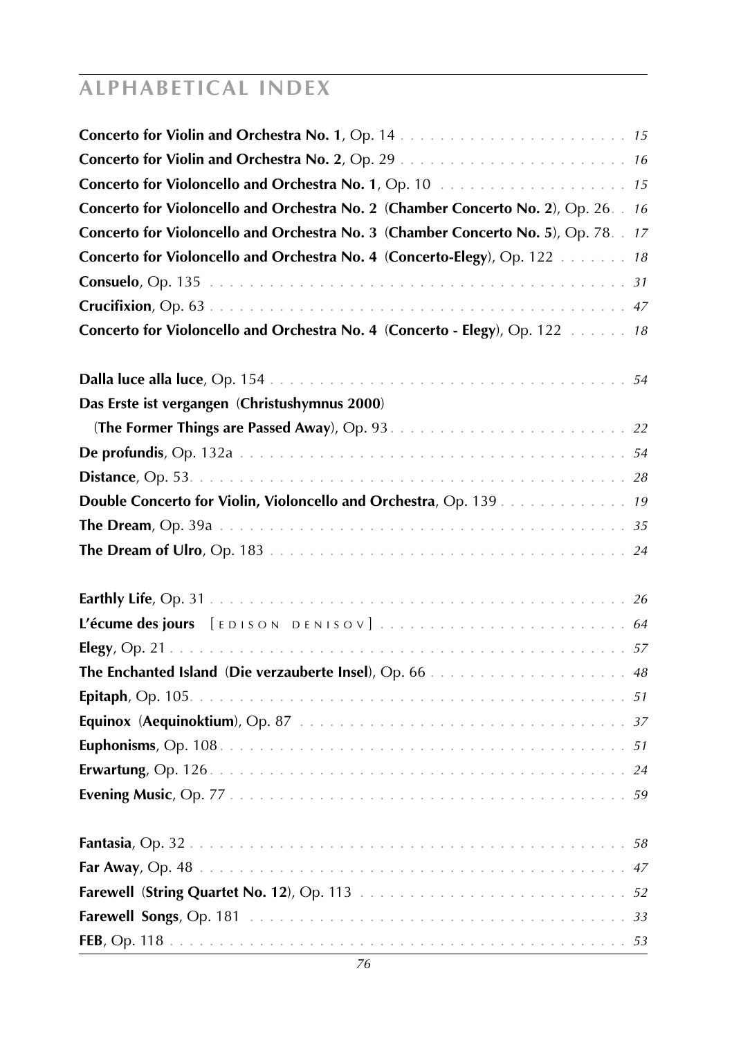## ALPHABETICAL INDEX

**Concerto for Violin and Orchestra No. 1**, Op. 14 . . . . . . . . . . 15
**Concerto for Violin and Orchestra No. 2**, Op. 29 . . . . . . . . . . 16
**Concerto for Violoncello and Orchestra No. 1**, Op. 10 . . . . . . . . . . 15
**Concerto for Violoncello and Orchestra No. 2** (**Chamber Concerto No. 2**), Op. 26 . . 16
**Concerto for Violoncello and Orchestra No. 3** (**Chamber Concerto No. 5**), Op. 78 . . 17
**Concerto for Violoncello and Orchestra No. 4** (**Concerto-Elegy**), Op. 122 . . . . . . 18
**Consuelo**, Op. 135 . . . . . . . . . . 31
**Crucifixion**, Op. 63 . . . . . . . . . . 47
**Concerto for Violoncello and Orchestra No. 4** (**Concerto - Elegy**), Op. 122 . . . . . . 18

**Dalla luce alla luce**, Op. 154 . . . . . . . . . . 54
**Das Erste ist vergangen** (**Christushymnus 2000**)
(**The Former Things are Passed Away**), Op. 93 . . . . . . . . . . 22
**De profundis**, Op. 132a . . . . . . . . . . 54
**Distance**, Op. 53 . . . . . . . . . . 28
**Double Concerto for Violin, Violoncello and Orchestra**, Op. 139 . . . . . . . . . . 19
**The Dream**, Op. 39a . . . . . . . . . . 35
**The Dream of Ulro**, Op. 183 . . . . . . . . . . 24

**Earthly Life**, Op. 31 . . . . . . . . . . 26
**L'écume des jours** [ EDISON DENISOV ] . . . . . . . . . . 64
**Elegy**, Op. 21 . . . . . . . . . . 57
**The Enchanted Island** (**Die verzauberte Insel**), Op. 66 . . . . . . . . . . 48
**Epitaph**, Op. 105 . . . . . . . . . . 51
**Equinox** (**Aequinoktium**), Op. 87 . . . . . . . . . . 37
**Euphonisms**, Op. 108 . . . . . . . . . . 51
**Erwartung**, Op. 126 . . . . . . . . . . 24
**Evening Music**, Op. 77 . . . . . . . . . . 59

**Fantasia**, Op. 32 . . . . . . . . . . 58
**Far Away**, Op. 48 . . . . . . . . . . 47
**Farewell** (**String Quartet No. 12**), Op. 113 . . . . . . . . . . 52
**Farewell Songs**, Op. 181 . . . . . . . . . . 33
**FEB**, Op. 118 . . . . . . . . . . 53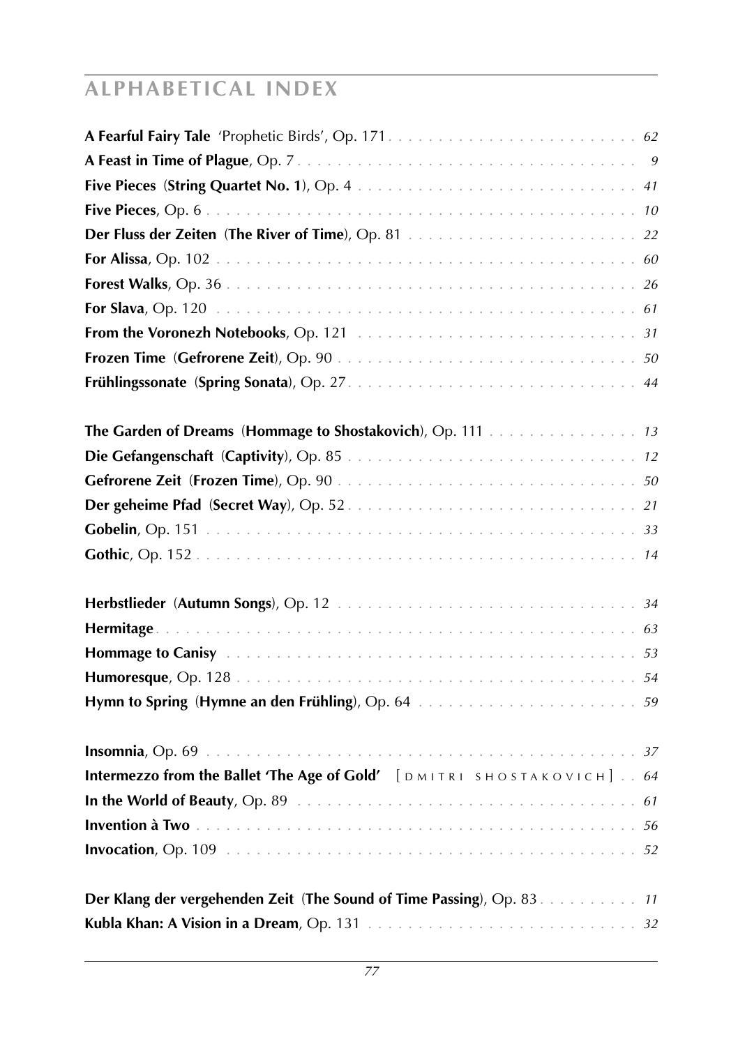# ALPHABETICAL INDEX

**A Fearful Fairy Tale** 'Prophetic Birds', Op. 171 . . . . . . . . . . 62
**A Feast in Time of Plague**, Op. 7 . . . . . . . . . . 9
**Five Pieces** (**String Quartet No. 1**), Op. 4 . . . . . . . . . . 41
**Five Pieces**, Op. 6 . . . . . . . . . . 10
**Der Fluss der Zeiten** (**The River of Time**), Op. 81 . . . . . . . . . . 22
**For Alissa**, Op. 102 . . . . . . . . . . 60
**Forest Walks**, Op. 36 . . . . . . . . . . 26
**For Slava**, Op. 120 . . . . . . . . . . 61
**From the Voronezh Notebooks**, Op. 121 . . . . . . . . . . 31
**Frozen Time** (**Gefrorene Zeit**), Op. 90 . . . . . . . . . . 50
**Frühlingssonate** (**Spring Sonata**), Op. 27 . . . . . . . . . . 44

**The Garden of Dreams** (**Hommage to Shostakovich**), Op. 111 . . . . . . . . . . 13
**Die Gefangenschaft** (**Captivity**), Op. 85 . . . . . . . . . . 12
**Gefrorene Zeit** (**Frozen Time**), Op. 90 . . . . . . . . . . 50
**Der geheime Pfad** (**Secret Way**), Op. 52 . . . . . . . . . . 21
**Gobelin**, Op. 151 . . . . . . . . . . 33
**Gothic**, Op. 152 . . . . . . . . . . 14

**Herbstlieder** (**Autumn Songs**), Op. 12 . . . . . . . . . . 34
**Hermitage** . . . . . . . . . . 63
**Hommage to Canisy** . . . . . . . . . . 53
**Humoresque**, Op. 128 . . . . . . . . . . 54
**Hymn to Spring** (**Hymne an den Frühling**), Op. 64 . . . . . . . . . . 59

**Insomnia**, Op. 69 . . . . . . . . . . 37
**Intermezzo from the Ballet 'The Age of Gold'** [DMITRI SHOSTAKOVICH] . . 64
**In the World of Beauty**, Op. 89 . . . . . . . . . . 61
**Invention à Two** . . . . . . . . . . 56
**Invocation**, Op. 109 . . . . . . . . . . 52

**Der Klang der vergehenden Zeit** (**The Sound of Time Passing**), Op. 83 . . . . . . . . . . 11
**Kubla Khan: A Vision in a Dream**, Op. 131 . . . . . . . . . . 32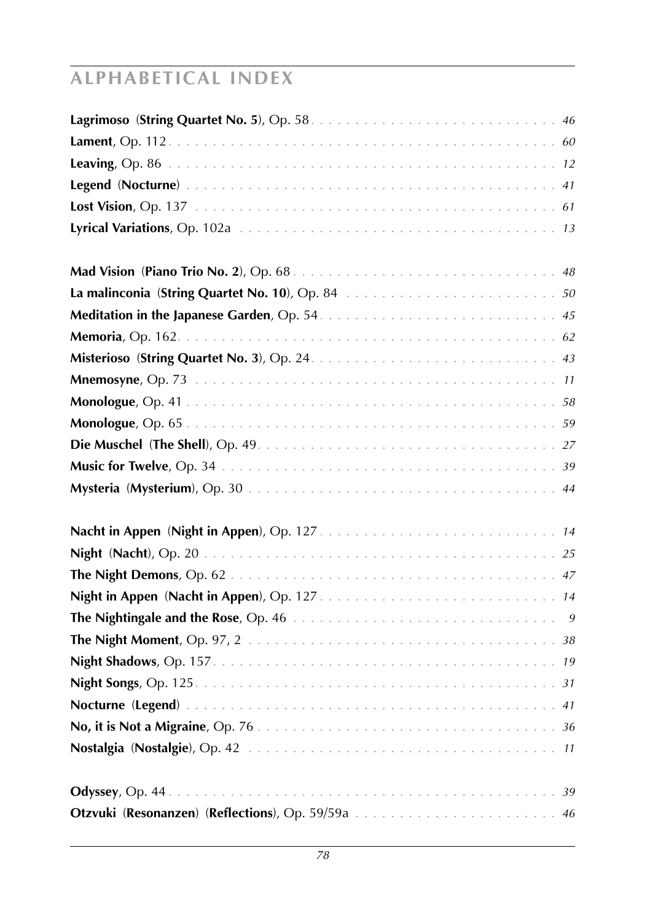## ALPHABETICAL INDEX

**Lagrimoso** (**String Quartet No. 5**), Op. 58 . . . . . . . . . . 46
**Lament**, Op. 112 . . . . . . . . . . 60
**Leaving**, Op. 86 . . . . . . . . . . 12
**Legend** (**Nocturne**) . . . . . . . . . . 41
**Lost Vision**, Op. 137 . . . . . . . . . . 61
**Lyrical Variations**, Op. 102a . . . . . . . . . . 13

**Mad Vision** (**Piano Trio No. 2**), Op. 68 . . . . . . . . . . 48
**La malinconia** (**String Quartet No. 10**), Op. 84 . . . . . . . . . . 50
**Meditation in the Japanese Garden**, Op. 54 . . . . . . . . . . 45
**Memoria**, Op. 162 . . . . . . . . . . 62
**Misterioso** (**String Quartet No. 3**), Op. 24 . . . . . . . . . . 43
**Mnemosyne**, Op. 73 . . . . . . . . . . 11
**Monologue**, Op. 41 . . . . . . . . . . 58
**Monologue**, Op. 65 . . . . . . . . . . 59
**Die Muschel** (**The Shell**), Op. 49 . . . . . . . . . . 27
**Music for Twelve**, Op. 34 . . . . . . . . . . 39
**Mysteria** (**Mysterium**), Op. 30 . . . . . . . . . . 44

**Nacht in Appen** (**Night in Appen**), Op. 127 . . . . . . . . . . 14
**Night** (**Nacht**), Op. 20 . . . . . . . . . . 25
**The Night Demons**, Op. 62 . . . . . . . . . . 47
**Night in Appen** (**Nacht in Appen**), Op. 127 . . . . . . . . . . 14
**The Nightingale and the Rose**, Op. 46 . . . . . . . . . . 9
**The Night Moment**, Op. 97, 2 . . . . . . . . . . 38
**Night Shadows**, Op. 157 . . . . . . . . . . 19
**Night Songs**, Op. 125 . . . . . . . . . . 31
**Nocturne** (**Legend**) . . . . . . . . . . 41
**No, it is Not a Migraine**, Op. 76 . . . . . . . . . . 36
**Nostalgia** (**Nostalgie**), Op. 42 . . . . . . . . . . 11

**Odyssey**, Op. 44 . . . . . . . . . . 39
**Otzvuki** (**Resonanzen**) (**Reflections**), Op. 59/59a . . . . . . . . . . 46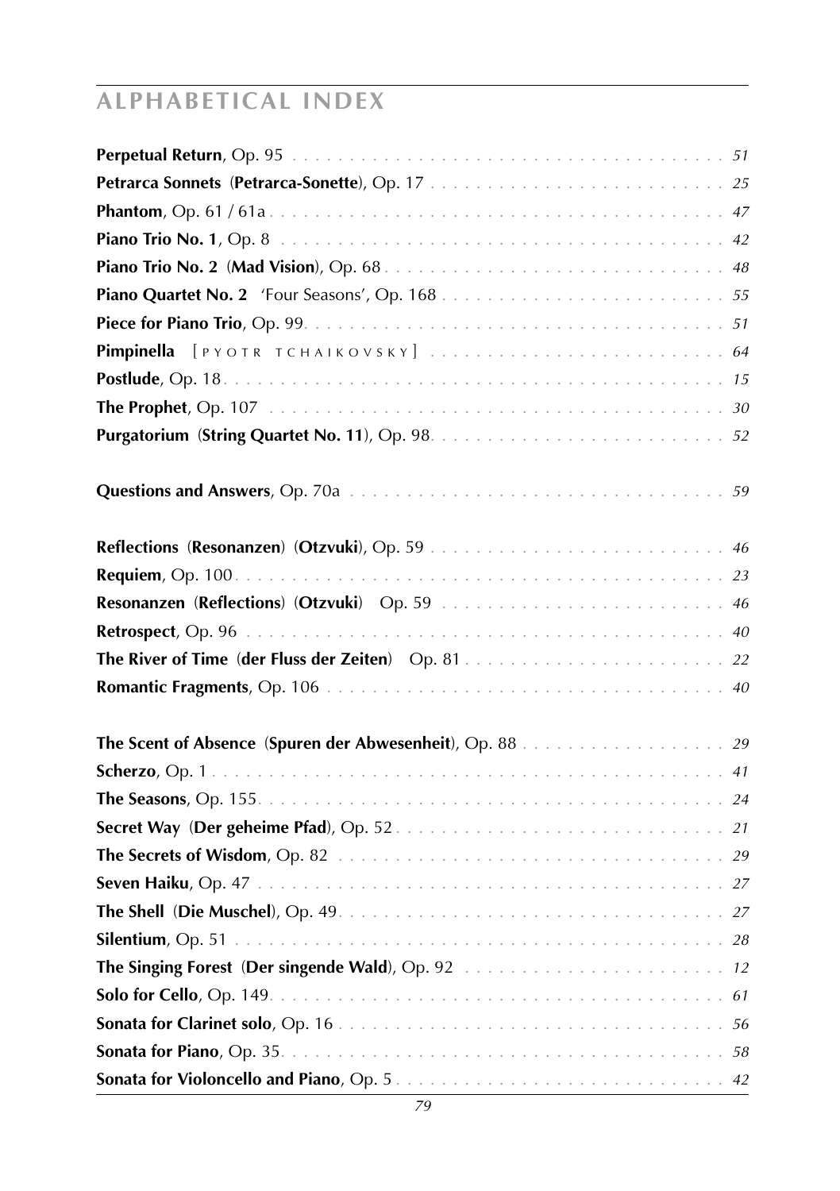# ALPHABETICAL INDEX

**Perpetual Return**, Op. 95 . . . . . . . . . . . . . . . . . . . . . . . . . . . . . . . . . . . . *51*
**Petrarca Sonnets** (**Petrarca-Sonette**), Op. 17 . . . . . . . . . . . . . . . . . . . . . . . . . . *25*
**Phantom**, Op. 61 / 61a . . . . . . . . . . . . . . . . . . . . . . . . . . . . . . . . . . . . . . . *47*
**Piano Trio No. 1**, Op. 8 . . . . . . . . . . . . . . . . . . . . . . . . . . . . . . . . . . . . . . *42*
**Piano Trio No. 2** (**Mad Vision**), Op. 68 . . . . . . . . . . . . . . . . . . . . . . . . . . . . . *48*
**Piano Quartet No. 2** 'Four Seasons', Op. 168 . . . . . . . . . . . . . . . . . . . . . . . . . . *55*
**Piece for Piano Trio**, Op. 99 . . . . . . . . . . . . . . . . . . . . . . . . . . . . . . . . . . . . *51*
**Pimpinella** [PYOTR TCHAIKOVSKY] . . . . . . . . . . . . . . . . . . . . . . . . . . . . . . . . *64*
**Postlude**, Op. 18 . . . . . . . . . . . . . . . . . . . . . . . . . . . . . . . . . . . . . . . . . . *15*
**The Prophet**, Op. 107 . . . . . . . . . . . . . . . . . . . . . . . . . . . . . . . . . . . . . . . *30*
**Purgatorium** (**String Quartet No. 11**), Op. 98 . . . . . . . . . . . . . . . . . . . . . . . . . . *52*

**Questions and Answers**, Op. 70a . . . . . . . . . . . . . . . . . . . . . . . . . . . . . . . . . *59*

**Reflections** (**Resonanzen**) (**Otzvuki**), Op. 59 . . . . . . . . . . . . . . . . . . . . . . . . . . *46*
**Requiem**, Op. 100 . . . . . . . . . . . . . . . . . . . . . . . . . . . . . . . . . . . . . . . . . *23*
**Resonanzen** (**Reflections**) (**Otzvuki**) Op. 59 . . . . . . . . . . . . . . . . . . . . . . . . . . *46*
**Retrospect**, Op. 96 . . . . . . . . . . . . . . . . . . . . . . . . . . . . . . . . . . . . . . . . . *40*
**The River of Time** (**der Fluss der Zeiten**) Op. 81 . . . . . . . . . . . . . . . . . . . . . . . *22*
**Romantic Fragments**, Op. 106 . . . . . . . . . . . . . . . . . . . . . . . . . . . . . . . . . . . *40*

**The Scent of Absence** (**Spuren der Abwesenheit**), Op. 88 . . . . . . . . . . . . . . . . . . . *29*
**Scherzo**, Op. 1 . . . . . . . . . . . . . . . . . . . . . . . . . . . . . . . . . . . . . . . . . . . *41*
**The Seasons**, Op. 155 . . . . . . . . . . . . . . . . . . . . . . . . . . . . . . . . . . . . . . . *24*
**Secret Way** (**Der geheime Pfad**), Op. 52 . . . . . . . . . . . . . . . . . . . . . . . . . . . . . *21*
**The Secrets of Wisdom**, Op. 82 . . . . . . . . . . . . . . . . . . . . . . . . . . . . . . . . . . *29*
**Seven Haiku**, Op. 47 . . . . . . . . . . . . . . . . . . . . . . . . . . . . . . . . . . . . . . . . *27*
**The Shell** (**Die Muschel**), Op. 49 . . . . . . . . . . . . . . . . . . . . . . . . . . . . . . . . . *27*
**Silentium**, Op. 51 . . . . . . . . . . . . . . . . . . . . . . . . . . . . . . . . . . . . . . . . . *28*
**The Singing Forest** (**Der singende Wald**), Op. 92 . . . . . . . . . . . . . . . . . . . . . . . . *12*
**Solo for Cello**, Op. 149 . . . . . . . . . . . . . . . . . . . . . . . . . . . . . . . . . . . . . . . *61*
**Sonata for Clarinet solo**, Op. 16 . . . . . . . . . . . . . . . . . . . . . . . . . . . . . . . . . . *56*
**Sonata for Piano**, Op. 35 . . . . . . . . . . . . . . . . . . . . . . . . . . . . . . . . . . . . . . *58*
**Sonata for Violoncello and Piano**, Op. 5 . . . . . . . . . . . . . . . . . . . . . . . . . . . . . . *42*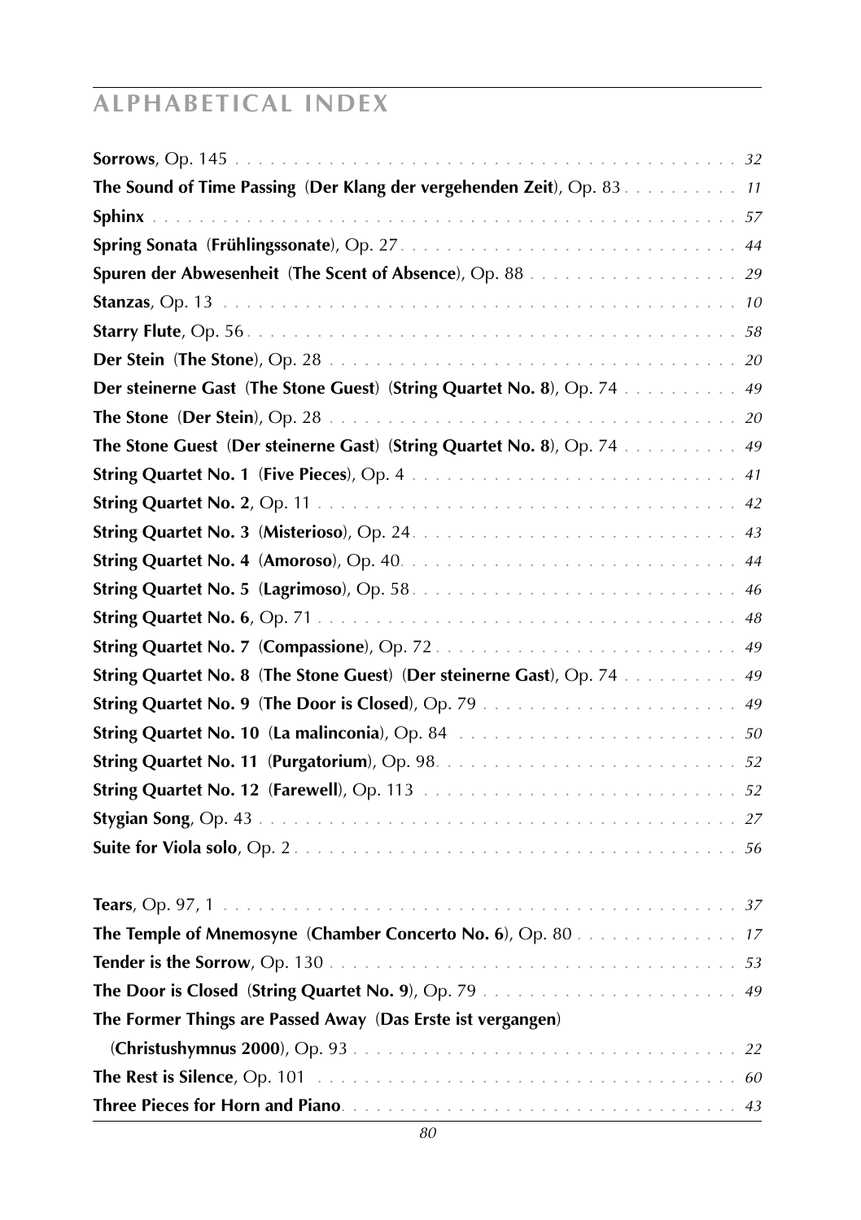## ALPHABETICAL INDEX

**Sorrows**, Op. 145 . . . . . . . . . . *32*

**The Sound of Time Passing** (**Der Klang der vergehenden Zeit**), Op. 83 . . . . . . . . . . *11*

**Sphinx** . . . . . . . . . . *57*

**Spring Sonata** (**Frühlingssonate**), Op. 27 . . . . . . . . . . *44*

**Spuren der Abwesenheit** (**The Scent of Absence**), Op. 88 . . . . . . . . . . *29*

**Stanzas**, Op. 13 . . . . . . . . . . *10*

**Starry Flute**, Op. 56 . . . . . . . . . . *58*

**Der Stein** (**The Stone**), Op. 28 . . . . . . . . . . *20*

**Der steinerne Gast** (**The Stone Guest**) (**String Quartet No. 8**), Op. 74 . . . . . . . . . . *49*

**The Stone** (**Der Stein**), Op. 28 . . . . . . . . . . *20*

**The Stone Guest** (**Der steinerne Gast**) (**String Quartet No. 8**), Op. 74 . . . . . . . . . . *49*

**String Quartet No. 1** (**Five Pieces**), Op. 4 . . . . . . . . . . *41*

**String Quartet No. 2**, Op. 11 . . . . . . . . . . *42*

**String Quartet No. 3** (**Misterioso**), Op. 24 . . . . . . . . . . *43*

**String Quartet No. 4** (**Amoroso**), Op. 40 . . . . . . . . . . *44*

**String Quartet No. 5** (**Lagrimoso**), Op. 58 . . . . . . . . . . *46*

**String Quartet No. 6**, Op. 71 . . . . . . . . . . *48*

**String Quartet No. 7** (**Compassione**), Op. 72 . . . . . . . . . . *49*

**String Quartet No. 8** (**The Stone Guest**) (**Der steinerne Gast**), Op. 74 . . . . . . . . . . *49*

**String Quartet No. 9** (**The Door is Closed**), Op. 79 . . . . . . . . . . *49*

**String Quartet No. 10** (**La malinconia**), Op. 84 . . . . . . . . . . *50*

**String Quartet No. 11** (**Purgatorium**), Op. 98 . . . . . . . . . . *52*

**String Quartet No. 12** (**Farewell**), Op. 113 . . . . . . . . . . *52*

**Stygian Song**, Op. 43 . . . . . . . . . . *27*

**Suite for Viola solo**, Op. 2 . . . . . . . . . . *56*

**Tears**, Op. 97, 1 . . . . . . . . . . *37*

**The Temple of Mnemosyne** (**Chamber Concerto No. 6**), Op. 80 . . . . . . . . . . *17*

**Tender is the Sorrow**, Op. 130 . . . . . . . . . . *53*

**The Door is Closed** (**String Quartet No. 9**), Op. 79 . . . . . . . . . . *49*

**The Former Things are Passed Away** (**Das Erste ist vergangen**)
(**Christushymnus 2000**), Op. 93 . . . . . . . . . . *22*

**The Rest is Silence**, Op. 101 . . . . . . . . . . *60*

**Three Pieces for Horn and Piano** . . . . . . . . . . *43*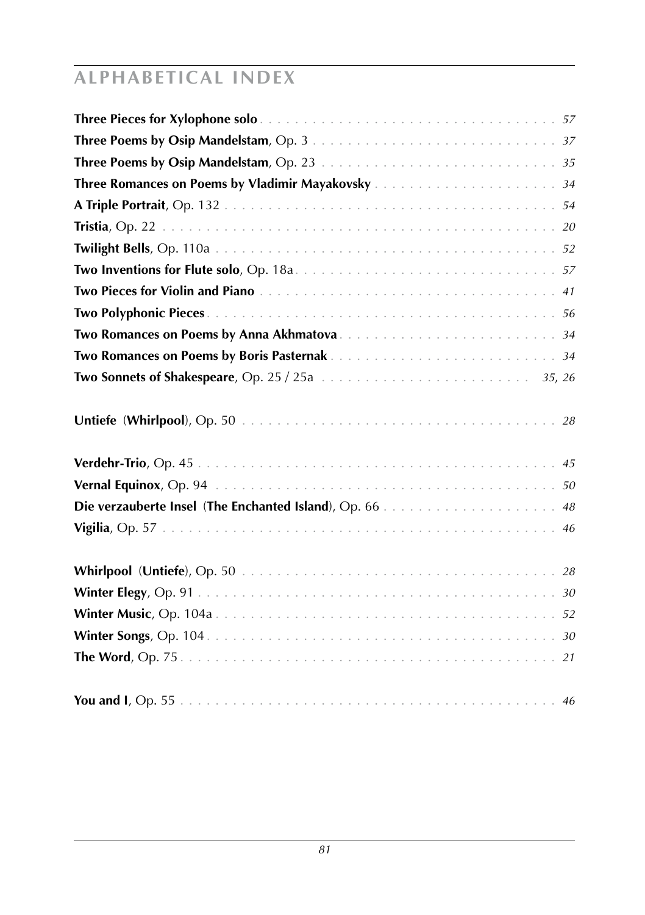## ALPHABETICAL INDEX

**Three Pieces for Xylophone solo** . . . . . . . . . . *57*

**Three Poems by Osip Mandelstam**, Op. 3 . . . . . . . . . . *37*

**Three Poems by Osip Mandelstam**, Op. 23 . . . . . . . . . . *35*

**Three Romances on Poems by Vladimir Mayakovsky** . . . . . . . . . . *34*

**A Triple Portrait**, Op. 132 . . . . . . . . . . *54*

**Tristia**, Op. 22 . . . . . . . . . . *20*

**Twilight Bells**, Op. 110a . . . . . . . . . . *52*

**Two Inventions for Flute solo**, Op. 18a . . . . . . . . . . *57*

**Two Pieces for Violin and Piano** . . . . . . . . . . *41*

**Two Polyphonic Pieces** . . . . . . . . . . *56*

**Two Romances on Poems by Anna Akhmatova** . . . . . . . . . . *34*

**Two Romances on Poems by Boris Pasternak** . . . . . . . . . . *34*

**Two Sonnets of Shakespeare**, Op. 25 / 25a . . . . . . . . . . *35*, *26*

**Untiefe** (**Whirlpool**), Op. 50 . . . . . . . . . . *28*

**Verdehr-Trio**, Op. 45 . . . . . . . . . . *45*

**Vernal Equinox**, Op. 94 . . . . . . . . . . *50*

**Die verzauberte Insel** (**The Enchanted Island**), Op. 66 . . . . . . . . . . *48*

**Vigilia**, Op. 57 . . . . . . . . . . *46*

**Whirlpool** (**Untiefe**), Op. 50 . . . . . . . . . . *28*

**Winter Elegy**, Op. 91 . . . . . . . . . . *30*

**Winter Music**, Op. 104a . . . . . . . . . . *52*

**Winter Songs**, Op. 104 . . . . . . . . . . *30*

**The Word**, Op. 75 . . . . . . . . . . *21*

**You and I**, Op. 55 . . . . . . . . . . *46*